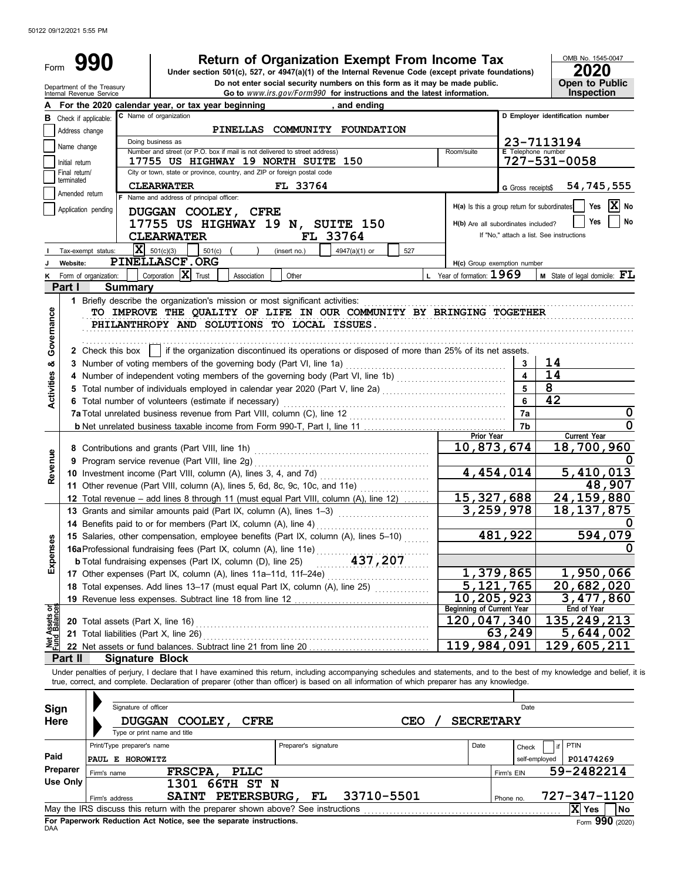50122 09/12/2021 5:55 PM

Form **990**

# Return of Organization Exempt From Income Tax

**Under section 501(c), 527, or 4947(a)(1) of the Internal Revenue Code (except private foundations)**

**Do not enter social security numbers on this form as it may be made public.**

**Go to** *www.irs.gov/Form990* **for instructions and the latest information.**

Department of the Treasury
Internal Revenue Service

OMB No. 1545-0047

**2020**

**Open to Public Inspection**

**A** For the 2020 calendar year, or tax year beginning , and ending

**B** Check if applicable:
- Address change
- Name change
- Initial return
- Final return/terminated
- Amended return
- Application pending

**C** Name of organization: PINELLAS COMMUNITY FOUNDATION

Doing business as

Number and street (or P.O. box if mail is not delivered to street address): 17755 US HIGHWAY 19 NORTH SUITE 150 — Room/suite

City or town, state or province, country, and ZIP or foreign postal code: CLEARWATER FL 33764

**D** Employer identification number: 23-7113194

**E** Telephone number: 727-531-0058

**G** Gross receipts$ 54,745,555

**F** Name and address of principal officer:
DUGGAN COOLEY, CFRE
17755 US HIGHWAY 19 N, SUITE 150
CLEARWATER FL 33764

**H(a)** Is this a group return for subordinates? Yes [ ] No [X]

**H(b)** Are all subordinates included? Yes [ ] No [ ]
If "No," attach a list. See instructions

**I** Tax-exempt status: [X] 501(c)(3) [ ] 501(c) ( ) (insert no.) [ ] 4947(a)(1) or [ ] 527

**J** Website: PINELLASCF.ORG

**H(c)** Group exemption number

**K** Form of organization: [ ] Corporation [X] Trust [ ] Association [ ] Other

**L** Year of formation: 1969

**M** State of legal domicile: FL

## Part I Summary

**Activities & Governance**

1 Briefly describe the organization's mission or most significant activities:
TO IMPROVE THE QUALITY OF LIFE IN OUR COMMUNITY BY BRINGING TOGETHER PHILANTHROPY AND SOLUTIONS TO LOCAL ISSUES.

2 Check this box [ ] if the organization discontinued its operations or disposed of more than 25% of its net assets.

| | | Line | Value |
|---|---|---|---|
| 3 | Number of voting members of the governing body (Part VI, line 1a) | 3 | 14 |
| 4 | Number of independent voting members of the governing body (Part VI, line 1b) | 4 | 14 |
| 5 | Total number of individuals employed in calendar year 2020 (Part V, line 2a) | 5 | 8 |
| 6 | Total number of volunteers (estimate if necessary) | 6 | 42 |
| 7a | Total unrelated business revenue from Part VIII, column (C), line 12 | 7a | 0 |
| b | Net unrelated business taxable income from Form 990-T, Part I, line 11 | 7b | 0 |

| | | Prior Year | Current Year |
|---|---|---|---|
| **Revenue** | | | |
| 8 | Contributions and grants (Part VIII, line 1h) | 10,873,674 | 18,700,960 |
| 9 | Program service revenue (Part VIII, line 2g) | | 0 |
| 10 | Investment income (Part VIII, column (A), lines 3, 4, and 7d) | 4,454,014 | 5,410,013 |
| 11 | Other revenue (Part VIII, column (A), lines 5, 6d, 8c, 9c, 10c, and 11e) | | 48,907 |
| 12 | Total revenue – add lines 8 through 11 (must equal Part VIII, column (A), line 12) | 15,327,688 | 24,159,880 |
| **Expenses** | | | |
| 13 | Grants and similar amounts paid (Part IX, column (A), lines 1–3) | 3,259,978 | 18,137,875 |
| 14 | Benefits paid to or for members (Part IX, column (A), line 4) | | 0 |
| 15 | Salaries, other compensation, employee benefits (Part IX, column (A), lines 5–10) | 481,922 | 594,079 |
| 16a | Professional fundraising fees (Part IX, column (A), line 11e) | | 0 |
| b | Total fundraising expenses (Part IX, column (D), line 25) 437,207 | | |
| 17 | Other expenses (Part IX, column (A), lines 11a–11d, 11f–24e) | 1,379,865 | 1,950,066 |
| 18 | Total expenses. Add lines 13–17 (must equal Part IX, column (A), line 25) | 5,121,765 | 20,682,020 |
| 19 | Revenue less expenses. Subtract line 18 from line 12 | 10,205,923 | 3,477,860 |
| **Net Assets or Fund Balances** | | **Beginning of Current Year** | **End of Year** |
| 20 | Total assets (Part X, line 16) | 120,047,340 | 135,249,213 |
| 21 | Total liabilities (Part X, line 26) | 63,249 | 5,644,002 |
| 22 | Net assets or fund balances. Subtract line 21 from line 20 | 119,984,091 | 129,605,211 |

## Part II Signature Block

Under penalties of perjury, I declare that I have examined this return, including accompanying schedules and statements, and to the best of my knowledge and belief, it is true, correct, and complete. Declaration of preparer (other than officer) is based on all information of which preparer has any knowledge.

**Sign Here**

Signature of officer — Date

DUGGAN COOLEY, CFRE — CEO / SECRETARY
Type or print name and title

**Paid Preparer Use Only**

| Print/Type preparer's name | Preparer's signature | Date | Check [ ] if self-employed | PTIN |
|---|---|---|---|---|
| PAUL E HOROWITZ | | | | P01474269 |

Firm's name: FRSCPA, PLLC — Firm's EIN: 59-2482214

Firm's address: 1301 66TH ST N, SAINT PETERSBURG, FL 33710-5501 — Phone no. 727-347-1120

May the IRS discuss this return with the preparer shown above? See instructions [X] Yes [ ] No

**For Paperwork Reduction Act Notice, see the separate instructions.**

DAA

Form **990** (2020)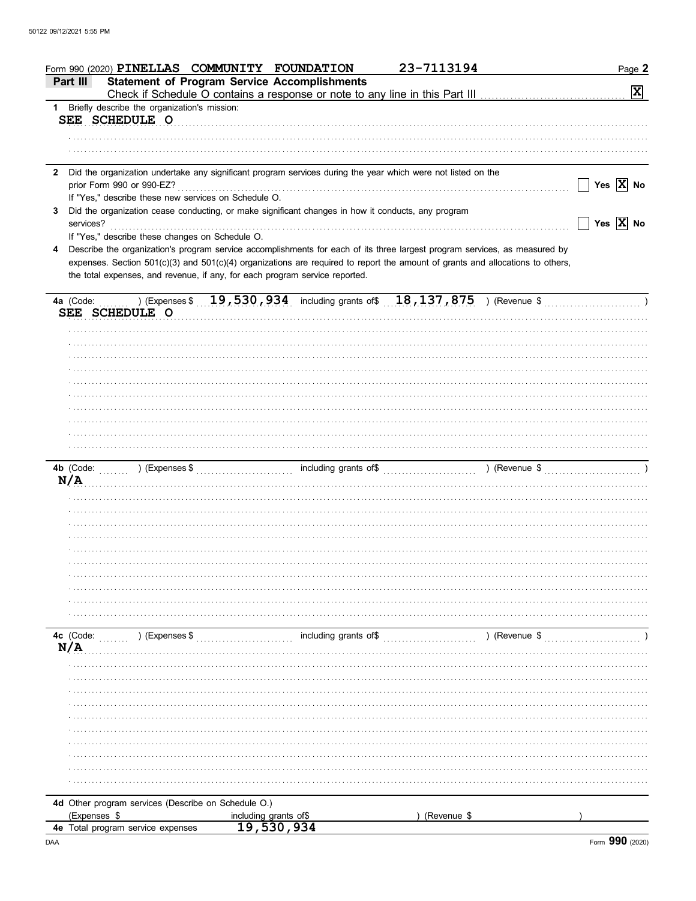Form 990 (2020) **PINELLAS COMMUNITY FOUNDATION** 23-7113194 Page **2**

## Part III Statement of Program Service Accomplishments

Check if Schedule O contains a response or note to any line in this Part III .......... [X]

**1** Briefly describe the organization's mission:

SEE SCHEDULE O

**2** Did the organization undertake any significant program services during the year which were not listed on the prior Form 990 or 990-EZ? .......... [ ] Yes [X] No

If "Yes," describe these new services on Schedule O.

**3** Did the organization cease conducting, or make significant changes in how it conducts, any program services? .......... [ ] Yes [X] No

If "Yes," describe these changes on Schedule O.

**4** Describe the organization's program service accomplishments for each of its three largest program services, as measured by expenses. Section 501(c)(3) and 501(c)(4) organizations are required to report the amount of grants and allocations to others, the total expenses, and revenue, if any, for each program service reported.

**4a** (Code: ) (Expenses $ 19,530,934 including grants of$ 18,137,875 ) (Revenue $ )

SEE SCHEDULE O

**4b** (Code: ) (Expenses $ including grants of$ ) (Revenue $ )

N/A

**4c** (Code: ) (Expenses $ including grants of$ ) (Revenue $ )

N/A

**4d** Other program services (Describe on Schedule O.)

(Expenses $ including grants of$ ) (Revenue $ )

**4e** Total program service expenses 19,530,934

Form **990** (2020)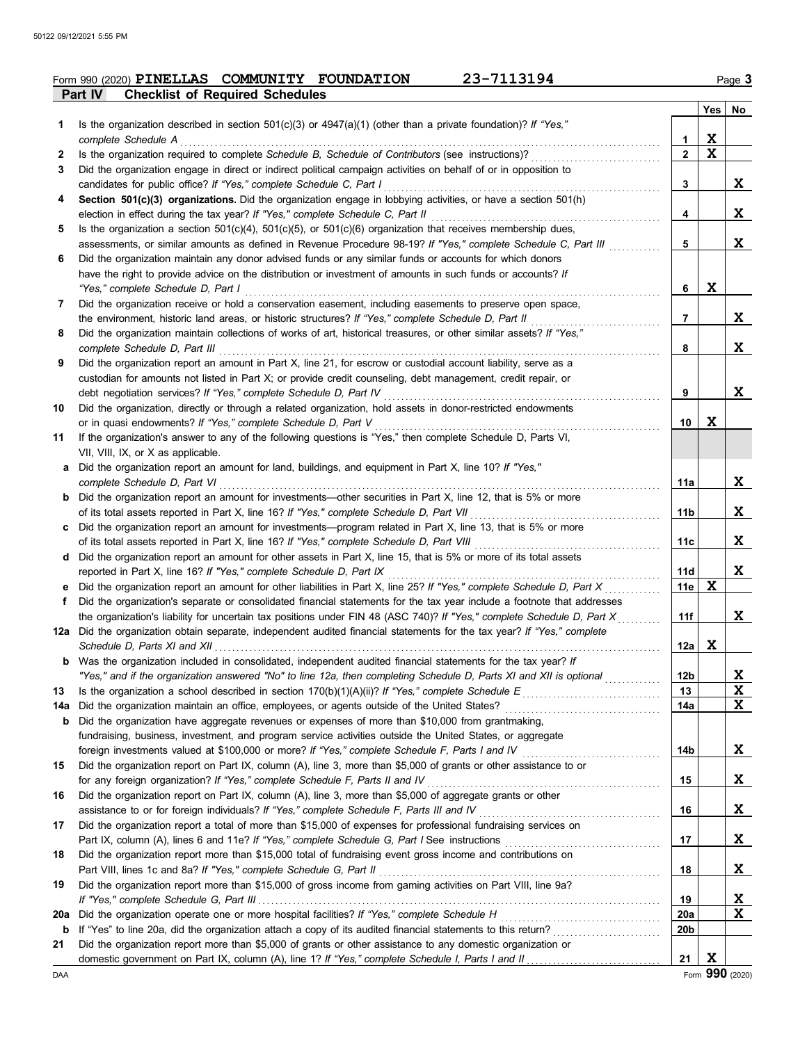Form 990 (2020) **PINELLAS COMMUNITY FOUNDATION** 23-7113194 Page **3**

**Part IV Checklist of Required Schedules**

| | | | Yes | No |
|---|---|---|---|---|
| **1** | Is the organization described in section 501(c)(3) or 4947(a)(1) (other than a private foundation)? *If "Yes," complete Schedule A* | 1 | X | |
| **2** | Is the organization required to complete *Schedule B, Schedule of Contributors* (see instructions)? | 2 | X | |
| **3** | Did the organization engage in direct or indirect political campaign activities on behalf of or in opposition to candidates for public office? *If "Yes," complete Schedule C, Part I* | 3 | | X |
| **4** | **Section 501(c)(3) organizations.** Did the organization engage in lobbying activities, or have a section 501(h) election in effect during the tax year? *If "Yes," complete Schedule C, Part II* | 4 | | X |
| **5** | Is the organization a section 501(c)(4), 501(c)(5), or 501(c)(6) organization that receives membership dues, assessments, or similar amounts as defined in Revenue Procedure 98-19? *If "Yes," complete Schedule C, Part III* | 5 | | X |
| **6** | Did the organization maintain any donor advised funds or any similar funds or accounts for which donors have the right to provide advice on the distribution or investment of amounts in such funds or accounts? *If "Yes," complete Schedule D, Part I* | 6 | X | |
| **7** | Did the organization receive or hold a conservation easement, including easements to preserve open space, the environment, historic land areas, or historic structures? *If "Yes," complete Schedule D, Part II* | 7 | | X |
| **8** | Did the organization maintain collections of works of art, historical treasures, or other similar assets? *If "Yes," complete Schedule D, Part III* | 8 | | X |
| **9** | Did the organization report an amount in Part X, line 21, for escrow or custodial account liability, serve as a custodian for amounts not listed in Part X; or provide credit counseling, debt management, credit repair, or debt negotiation services? *If "Yes," complete Schedule D, Part IV* | 9 | | X |
| **10** | Did the organization, directly or through a related organization, hold assets in donor-restricted endowments or in quasi endowments? *If "Yes," complete Schedule D, Part V* | 10 | X | |
| **11** | If the organization's answer to any of the following questions is "Yes," then complete Schedule D, Parts VI, VII, VIII, IX, or X as applicable. | | | |
| **a** | Did the organization report an amount for land, buildings, and equipment in Part X, line 10? *If "Yes," complete Schedule D, Part VI* | 11a | | X |
| **b** | Did the organization report an amount for investments—other securities in Part X, line 12, that is 5% or more of its total assets reported in Part X, line 16? *If "Yes," complete Schedule D, Part VII* | 11b | | X |
| **c** | Did the organization report an amount for investments—program related in Part X, line 13, that is 5% or more of its total assets reported in Part X, line 16? *If "Yes," complete Schedule D, Part VIII* | 11c | | X |
| **d** | Did the organization report an amount for other assets in Part X, line 15, that is 5% or more of its total assets reported in Part X, line 16? *If "Yes," complete Schedule D, Part IX* | 11d | | X |
| **e** | Did the organization report an amount for other liabilities in Part X, line 25? *If "Yes," complete Schedule D, Part X* | 11e | X | |
| **f** | Did the organization's separate or consolidated financial statements for the tax year include a footnote that addresses the organization's liability for uncertain tax positions under FIN 48 (ASC 740)? *If "Yes," complete Schedule D, Part X* | 11f | | X |
| **12a** | Did the organization obtain separate, independent audited financial statements for the tax year? *If "Yes," complete Schedule D, Parts XI and XII* | 12a | X | |
| **b** | Was the organization included in consolidated, independent audited financial statements for the tax year? *If "Yes," and if the organization answered "No" to line 12a, then completing Schedule D, Parts XI and XII is optional* | 12b | | X |
| **13** | Is the organization a school described in section 170(b)(1)(A)(ii)? *If "Yes," complete Schedule E* | 13 | | X |
| **14a** | Did the organization maintain an office, employees, or agents outside of the United States? | 14a | | X |
| **b** | Did the organization have aggregate revenues or expenses of more than $10,000 from grantmaking, fundraising, business, investment, and program service activities outside the United States, or aggregate foreign investments valued at $100,000 or more? *If "Yes," complete Schedule F, Parts I and IV* | 14b | | X |
| **15** | Did the organization report on Part IX, column (A), line 3, more than $5,000 of grants or other assistance to or for any foreign organization? *If "Yes," complete Schedule F, Parts II and IV* | 15 | | X |
| **16** | Did the organization report on Part IX, column (A), line 3, more than $5,000 of aggregate grants or other assistance to or for foreign individuals? *If "Yes," complete Schedule F, Parts III and IV* | 16 | | X |
| **17** | Did the organization report a total of more than $15,000 of expenses for professional fundraising services on Part IX, column (A), lines 6 and 11e? *If "Yes," complete Schedule G, Part I* See instructions | 17 | | X |
| **18** | Did the organization report more than $15,000 total of fundraising event gross income and contributions on Part VIII, lines 1c and 8a? *If "Yes," complete Schedule G, Part II* | 18 | | X |
| **19** | Did the organization report more than $15,000 of gross income from gaming activities on Part VIII, line 9a? *If "Yes," complete Schedule G, Part III* | 19 | | X |
| **20a** | Did the organization operate one or more hospital facilities? *If "Yes," complete Schedule H* | 20a | | X |
| **b** | If "Yes" to line 20a, did the organization attach a copy of its audited financial statements to this return? | 20b | | |
| **21** | Did the organization report more than $5,000 of grants or other assistance to any domestic organization or domestic government on Part IX, column (A), line 1? *If "Yes," complete Schedule I, Parts I and II* | 21 | X | |

Form **990** (2020)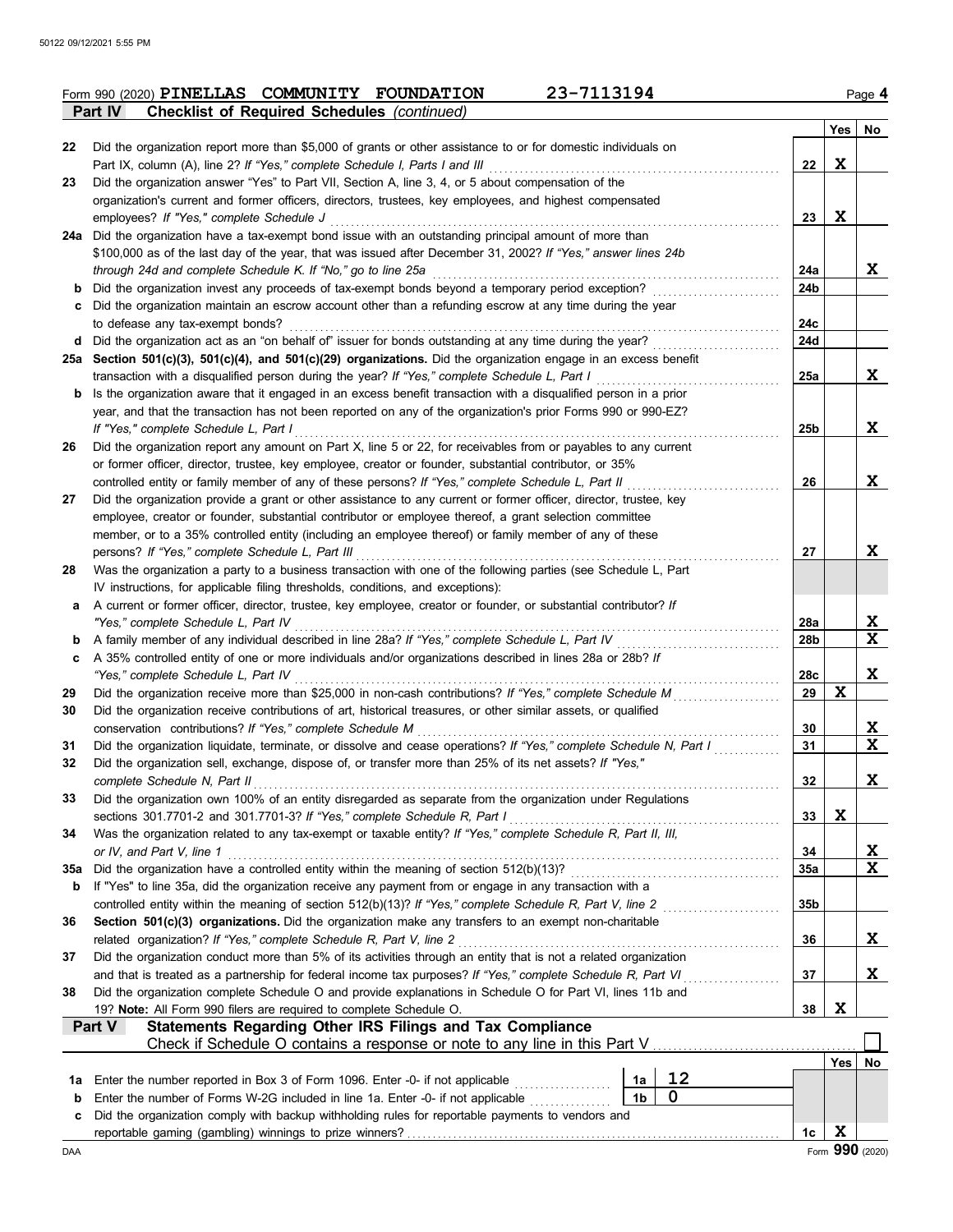Form 990 (2020) **PINELLAS COMMUNITY FOUNDATION** **23-7113194**

**Part IV** **Checklist of Required Schedules** *(continued)*

| | | | Yes | No |
|---|---|---|---|---|
| 22 | Did the organization report more than $5,000 of grants or other assistance to or for domestic individuals on Part IX, column (A), line 2? *If "Yes," complete Schedule I, Parts I and III* | 22 | X | |
| 23 | Did the organization answer "Yes" to Part VII, Section A, line 3, 4, or 5 about compensation of the organization's current and former officers, directors, trustees, key employees, and highest compensated employees? *If "Yes," complete Schedule J* | 23 | X | |
| 24a | Did the organization have a tax-exempt bond issue with an outstanding principal amount of more than $100,000 as of the last day of the year, that was issued after December 31, 2002? *If "Yes," answer lines 24b through 24d and complete Schedule K. If "No," go to line 25a* | 24a | | X |
| b | Did the organization invest any proceeds of tax-exempt bonds beyond a temporary period exception? | 24b | | |
| c | Did the organization maintain an escrow account other than a refunding escrow at any time during the year to defease any tax-exempt bonds? | 24c | | |
| d | Did the organization act as an "on behalf of" issuer for bonds outstanding at any time during the year? | 24d | | |
| 25a | **Section 501(c)(3), 501(c)(4), and 501(c)(29) organizations.** Did the organization engage in an excess benefit transaction with a disqualified person during the year? *If "Yes," complete Schedule L, Part I* | 25a | | X |
| b | Is the organization aware that it engaged in an excess benefit transaction with a disqualified person in a prior year, and that the transaction has not been reported on any of the organization's prior Forms 990 or 990-EZ? *If "Yes," complete Schedule L, Part I* | 25b | | X |
| 26 | Did the organization report any amount on Part X, line 5 or 22, for receivables from or payables to any current or former officer, director, trustee, key employee, creator or founder, substantial contributor, or 35% controlled entity or family member of any of these persons? *If "Yes," complete Schedule L, Part II* | 26 | | X |
| 27 | Did the organization provide a grant or other assistance to any current or former officer, director, trustee, key employee, creator or founder, substantial contributor or employee thereof, a grant selection committee member, or to a 35% controlled entity (including an employee thereof) or family member of any of these persons? *If "Yes," complete Schedule L, Part III* | 27 | | X |
| 28 | Was the organization a party to a business transaction with one of the following parties (see Schedule L, Part IV instructions, for applicable filing thresholds, conditions, and exceptions): | | | |
| a | A current or former officer, director, trustee, key employee, creator or founder, or substantial contributor? *If "Yes," complete Schedule L, Part IV* | 28a | | X |
| b | A family member of any individual described in line 28a? *If "Yes," complete Schedule L, Part IV* | 28b | | X |
| c | A 35% controlled entity of one or more individuals and/or organizations described in lines 28a or 28b? *If "Yes," complete Schedule L, Part IV* | 28c | | X |
| 29 | Did the organization receive more than $25,000 in non-cash contributions? *If "Yes," complete Schedule M* | 29 | X | |
| 30 | Did the organization receive contributions of art, historical treasures, or other similar assets, or qualified conservation contributions? *If "Yes," complete Schedule M* | 30 | | X |
| 31 | Did the organization liquidate, terminate, or dissolve and cease operations? *If "Yes," complete Schedule N, Part I* | 31 | | X |
| 32 | Did the organization sell, exchange, dispose of, or transfer more than 25% of its net assets? *If "Yes," complete Schedule N, Part II* | 32 | | X |
| 33 | Did the organization own 100% of an entity disregarded as separate from the organization under Regulations sections 301.7701-2 and 301.7701-3? *If "Yes," complete Schedule R, Part I* | 33 | X | |
| 34 | Was the organization related to any tax-exempt or taxable entity? *If "Yes," complete Schedule R, Part II, III, or IV, and Part V, line 1* | 34 | | X |
| 35a | Did the organization have a controlled entity within the meaning of section 512(b)(13)? | 35a | | X |
| b | If "Yes" to line 35a, did the organization receive any payment from or engage in any transaction with a controlled entity within the meaning of section 512(b)(13)? *If "Yes," complete Schedule R, Part V, line 2* | 35b | | |
| 36 | **Section 501(c)(3) organizations.** Did the organization make any transfers to an exempt non-charitable related organization? *If "Yes," complete Schedule R, Part V, line 2* | 36 | | X |
| 37 | Did the organization conduct more than 5% of its activities through an entity that is not a related organization and that is treated as a partnership for federal income tax purposes? *If "Yes," complete Schedule R, Part VI* | 37 | | X |
| 38 | Did the organization complete Schedule O and provide explanations in Schedule O for Part VI, lines 11b and 19? **Note:** All Form 990 filers are required to complete Schedule O. | 38 | X | |

**Part V** **Statements Regarding Other IRS Filings and Tax Compliance**

Check if Schedule O contains a response or note to any line in this Part V ☐

| | | | | | Yes | No |
|---|---|---|---|---|---|---|
| 1a | Enter the number reported in Box 3 of Form 1096. Enter -0- if not applicable | 1a | 12 | | | |
| b | Enter the number of Forms W-2G included in line 1a. Enter -0- if not applicable | 1b | 0 | | | |
| c | Did the organization comply with backup withholding rules for reportable payments to vendors and reportable gaming (gambling) winnings to prize winners? | | | 1c | X | |

Form **990** (2020)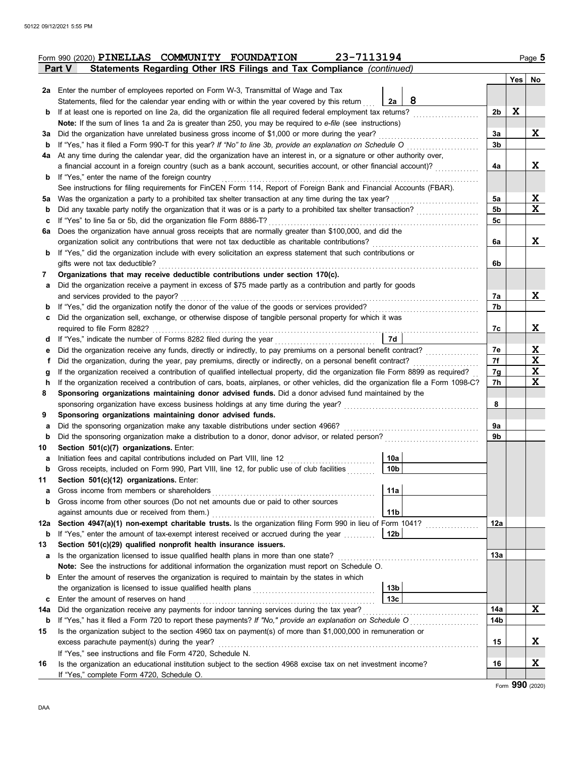Form 990 (2020) **PINELLAS COMMUNITY FOUNDATION** 23-7113194 Page **5**

**Part V Statements Regarding Other IRS Filings and Tax Compliance** *(continued)*

| | | | | | Yes | No |
|---|---|---|---|---|---|---|
| **2a** | Enter the number of employees reported on Form W-3, Transmittal of Wage and Tax Statements, filed for the calendar year ending with or within the year covered by this return | 2a | 8 | | | |
| **b** | If at least one is reported on line 2a, did the organization file all required federal employment tax returns? | | | 2b | X | |
| | **Note:** If the sum of lines 1a and 2a is greater than 250, you may be required to *e-file* (see instructions) | | | | | |
| **3a** | Did the organization have unrelated business gross income of $1,000 or more during the year? | | | 3a | | X |
| **b** | If "Yes," has it filed a Form 990-T for this year? *If "No" to line 3b, provide an explanation on Schedule O* | | | 3b | | |
| **4a** | At any time during the calendar year, did the organization have an interest in, or a signature or other authority over, a financial account in a foreign country (such as a bank account, securities account, or other financial account)? | | | 4a | | X |
| **b** | If "Yes," enter the name of the foreign country | | | | | |
| | See instructions for filing requirements for FinCEN Form 114, Report of Foreign Bank and Financial Accounts (FBAR). | | | | | |
| **5a** | Was the organization a party to a prohibited tax shelter transaction at any time during the tax year? | | | 5a | | X |
| **b** | Did any taxable party notify the organization that it was or is a party to a prohibited tax shelter transaction? | | | 5b | | X |
| **c** | If "Yes" to line 5a or 5b, did the organization file Form 8886-T? | | | 5c | | |
| **6a** | Does the organization have annual gross receipts that are normally greater than $100,000, and did the organization solicit any contributions that were not tax deductible as charitable contributions? | | | 6a | | X |
| **b** | If "Yes," did the organization include with every solicitation an express statement that such contributions or gifts were not tax deductible? | | | 6b | | |
| **7** | **Organizations that may receive deductible contributions under section 170(c).** | | | | | |
| **a** | Did the organization receive a payment in excess of $75 made partly as a contribution and partly for goods and services provided to the payor? | | | 7a | | X |
| **b** | If "Yes," did the organization notify the donor of the value of the goods or services provided? | | | 7b | | |
| **c** | Did the organization sell, exchange, or otherwise dispose of tangible personal property for which it was required to file Form 8282? | | | 7c | | X |
| **d** | If "Yes," indicate the number of Forms 8282 filed during the year | 7d | | | | |
| **e** | Did the organization receive any funds, directly or indirectly, to pay premiums on a personal benefit contract? | | | 7e | | X |
| **f** | Did the organization, during the year, pay premiums, directly or indirectly, on a personal benefit contract? | | | 7f | | X |
| **g** | If the organization received a contribution of qualified intellectual property, did the organization file Form 8899 as required? | | | 7g | | X |
| **h** | If the organization received a contribution of cars, boats, airplanes, or other vehicles, did the organization file a Form 1098-C? | | | 7h | | X |
| **8** | **Sponsoring organizations maintaining donor advised funds.** Did a donor advised fund maintained by the sponsoring organization have excess business holdings at any time during the year? | | | 8 | | |
| **9** | **Sponsoring organizations maintaining donor advised funds.** | | | | | |
| **a** | Did the sponsoring organization make any taxable distributions under section 4966? | | | 9a | | |
| **b** | Did the sponsoring organization make a distribution to a donor, donor advisor, or related person? | | | 9b | | |
| **10** | **Section 501(c)(7) organizations.** Enter: | | | | | |
| **a** | Initiation fees and capital contributions included on Part VIII, line 12 | 10a | | | | |
| **b** | Gross receipts, included on Form 990, Part VIII, line 12, for public use of club facilities | 10b | | | | |
| **11** | **Section 501(c)(12) organizations.** Enter: | | | | | |
| **a** | Gross income from members or shareholders | 11a | | | | |
| **b** | Gross income from other sources (Do not net amounts due or paid to other sources against amounts due or received from them.) | 11b | | | | |
| **12a** | **Section 4947(a)(1) non-exempt charitable trusts.** Is the organization filing Form 990 in lieu of Form 1041? | | | 12a | | |
| **b** | If "Yes," enter the amount of tax-exempt interest received or accrued during the year | 12b | | | | |
| **13** | **Section 501(c)(29) qualified nonprofit health insurance issuers.** | | | | | |
| **a** | Is the organization licensed to issue qualified health plans in more than one state? | | | 13a | | |
| | **Note:** See the instructions for additional information the organization must report on Schedule O. | | | | | |
| **b** | Enter the amount of reserves the organization is required to maintain by the states in which the organization is licensed to issue qualified health plans | 13b | | | | |
| **c** | Enter the amount of reserves on hand | 13c | | | | |
| **14a** | Did the organization receive any payments for indoor tanning services during the tax year? | | | 14a | | X |
| **b** | If "Yes," has it filed a Form 720 to report these payments? *If "No," provide an explanation on Schedule O* | | | 14b | | |
| **15** | Is the organization subject to the section 4960 tax on payment(s) of more than $1,000,000 in remuneration or excess parachute payment(s) during the year? | | | 15 | | X |
| | If "Yes," see instructions and file Form 4720, Schedule N. | | | | | |
| **16** | Is the organization an educational institution subject to the section 4968 excise tax on net investment income? | | | 16 | | X |
| | If "Yes," complete Form 4720, Schedule O. | | | | | |

Form **990** (2020)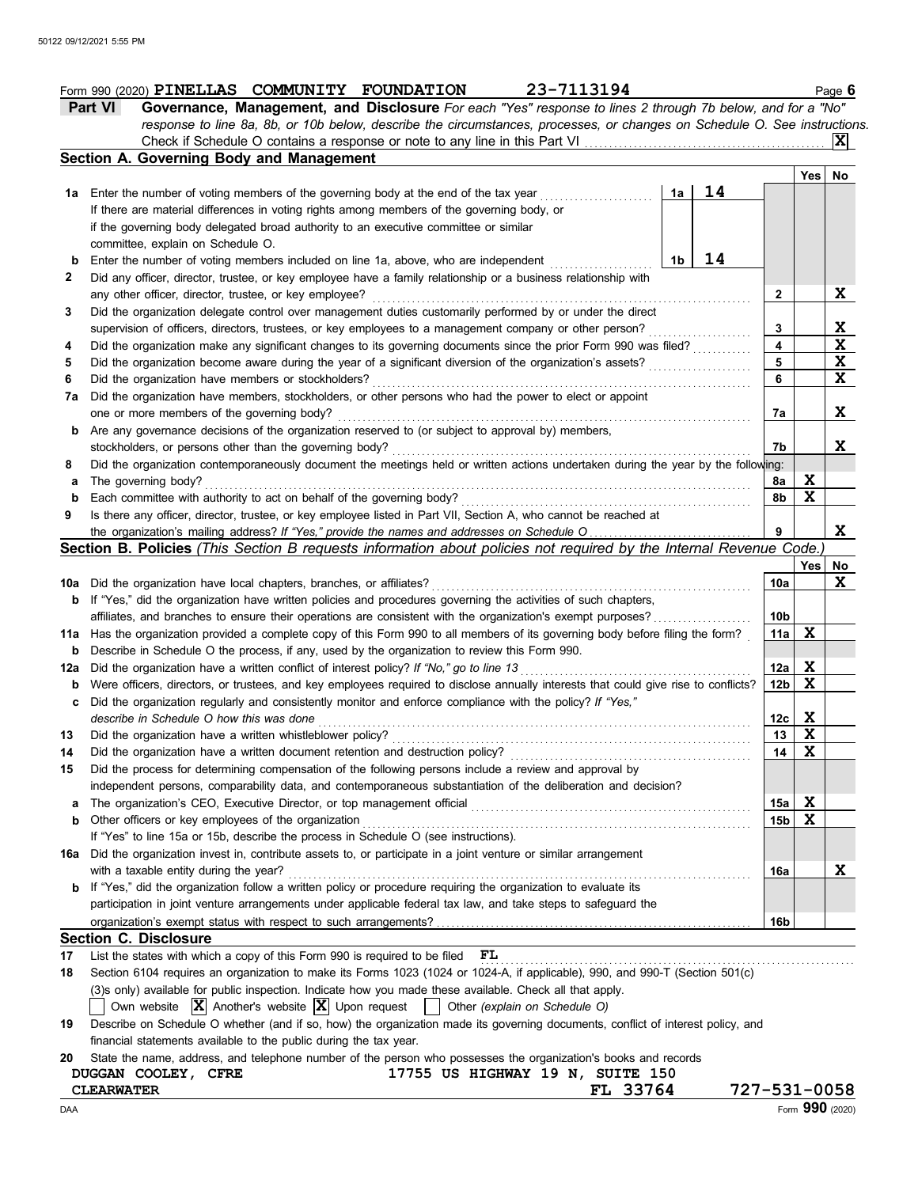Form 990 (2020) **PINELLAS COMMUNITY FOUNDATION** 23-7113194 Page **6**

**Part VI Governance, Management, and Disclosure** *For each "Yes" response to lines 2 through 7b below, and for a "No" response to line 8a, 8b, or 10b below, describe the circumstances, processes, or changes on Schedule O. See instructions.*

Check if Schedule O contains a response or note to any line in this Part VI .......... **X**

## Section A. Governing Body and Management

| | | | | Yes | No |
|---|---|---|---|---|---|
| **1a** | Enter the number of voting members of the governing body at the end of the tax year ..... **1a** 14 | | | | |
| | If there are material differences in voting rights among members of the governing body, or if the governing body delegated broad authority to an executive committee or similar committee, explain on Schedule O. | | | | |
| **b** | Enter the number of voting members included on line 1a, above, who are independent ..... **1b** 14 | | | | |
| **2** | Did any officer, director, trustee, or key employee have a family relationship or a business relationship with any other officer, director, trustee, or key employee? | | **2** | | X |
| **3** | Did the organization delegate control over management duties customarily performed by or under the direct supervision of officers, directors, trustees, or key employees to a management company or other person? | | **3** | | X |
| **4** | Did the organization make any significant changes to its governing documents since the prior Form 990 was filed? | | **4** | | X |
| **5** | Did the organization become aware during the year of a significant diversion of the organization's assets? | | **5** | | X |
| **6** | Did the organization have members or stockholders? | | **6** | | X |
| **7a** | Did the organization have members, stockholders, or other persons who had the power to elect or appoint one or more members of the governing body? | | **7a** | | X |
| **b** | Are any governance decisions of the organization reserved to (or subject to approval by) members, stockholders, or persons other than the governing body? | | **7b** | | X |
| **8** | Did the organization contemporaneously document the meetings held or written actions undertaken during the year by the following: | | | | |
| **a** | The governing body? | | **8a** | X | |
| **b** | Each committee with authority to act on behalf of the governing body? | | **8b** | X | |
| **9** | Is there any officer, director, trustee, or key employee listed in Part VII, Section A, who cannot be reached at the organization's mailing address? *If "Yes," provide the names and addresses on Schedule O* | | **9** | | X |

## Section B. Policies *(This Section B requests information about policies not required by the Internal Revenue Code.)*

| | | | Yes | No |
|---|---|---|---|---|
| **10a** | Did the organization have local chapters, branches, or affiliates? | **10a** | | X |
| **b** | If "Yes," did the organization have written policies and procedures governing the activities of such chapters, affiliates, and branches to ensure their operations are consistent with the organization's exempt purposes? | **10b** | | |
| **11a** | Has the organization provided a complete copy of this Form 990 to all members of its governing body before filing the form? | **11a** | X | |
| **b** | Describe in Schedule O the process, if any, used by the organization to review this Form 990. | | | |
| **12a** | Did the organization have a written conflict of interest policy? *If "No," go to line 13* | **12a** | X | |
| **b** | Were officers, directors, or trustees, and key employees required to disclose annually interests that could give rise to conflicts? | **12b** | X | |
| **c** | Did the organization regularly and consistently monitor and enforce compliance with the policy? *If "Yes," describe in Schedule O how this was done* | **12c** | X | |
| **13** | Did the organization have a written whistleblower policy? | **13** | X | |
| **14** | Did the organization have a written document retention and destruction policy? | **14** | X | |
| **15** | Did the process for determining compensation of the following persons include a review and approval by independent persons, comparability data, and contemporaneous substantiation of the deliberation and decision? | | | |
| **a** | The organization's CEO, Executive Director, or top management official | **15a** | X | |
| **b** | Other officers or key employees of the organization | **15b** | X | |
| | If "Yes" to line 15a or 15b, describe the process in Schedule O (see instructions). | | | |
| **16a** | Did the organization invest in, contribute assets to, or participate in a joint venture or similar arrangement with a taxable entity during the year? | **16a** | | X |
| **b** | If "Yes," did the organization follow a written policy or procedure requiring the organization to evaluate its participation in joint venture arrangements under applicable federal tax law, and take steps to safeguard the organization's exempt status with respect to such arrangements? | **16b** | | |

## Section C. Disclosure

**17** List the states with which a copy of this Form 990 is required to be filed **FL**

**18** Section 6104 requires an organization to make its Forms 1023 (1024 or 1024-A, if applicable), 990, and 990-T (Section 501(c)(3)s only) available for public inspection. Indicate how you made these available. Check all that apply.

☐ Own website ☒ Another's website ☒ Upon request ☐ Other *(explain on Schedule O)*

**19** Describe on Schedule O whether (and if so, how) the organization made its governing documents, conflict of interest policy, and financial statements available to the public during the tax year.

**20** State the name, address, and telephone number of the person who possesses the organization's books and records

DUGGAN COOLEY, CFRE 17755 US HIGHWAY 19 N, SUITE 150
CLEARWATER FL 33764 727-531-0058

Form **990** (2020)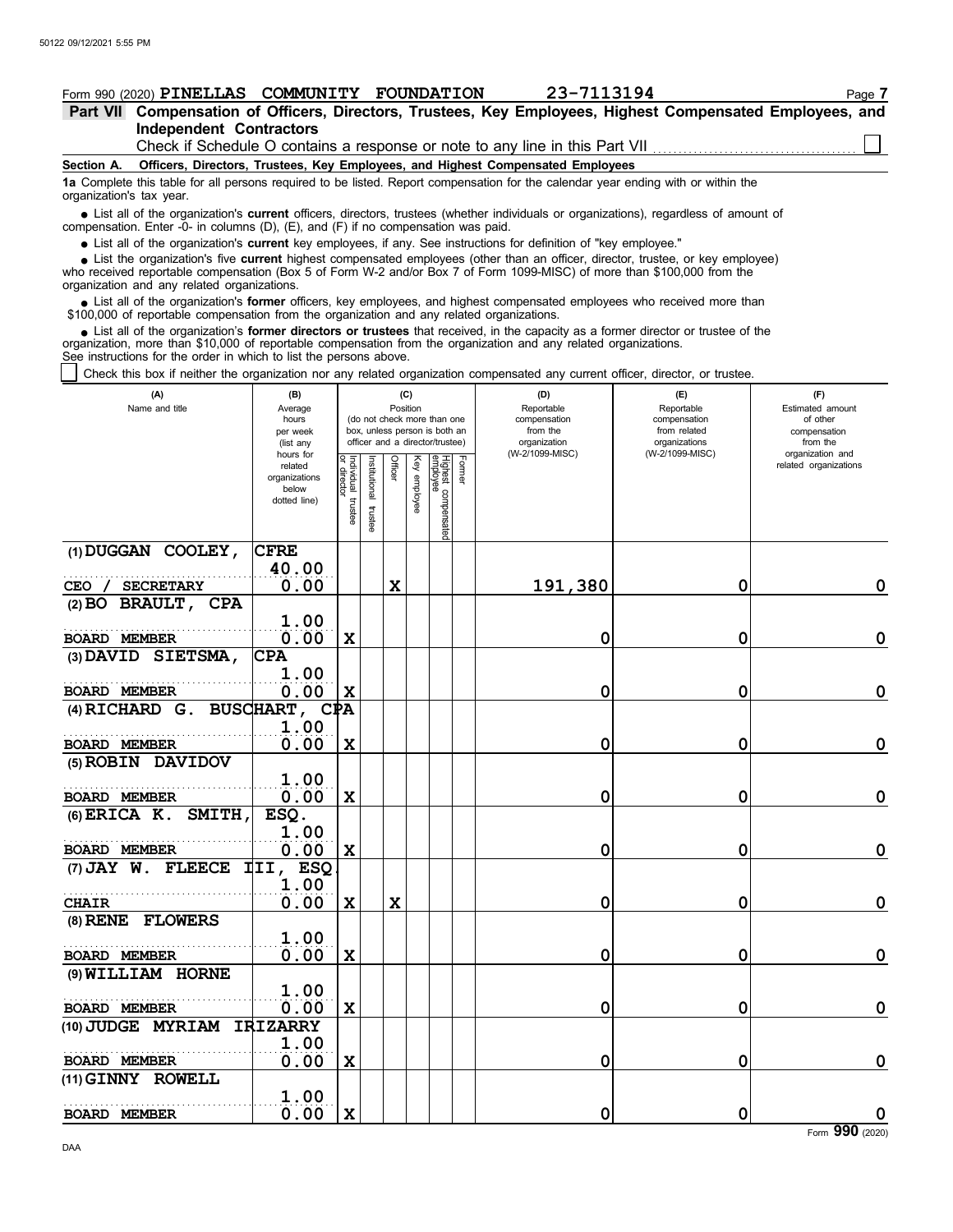Form 990 (2020) **PINELLAS COMMUNITY FOUNDATION** **23-7113194**

## Part VII Compensation of Officers, Directors, Trustees, Key Employees, Highest Compensated Employees, and Independent Contractors

Check if Schedule O contains a response or note to any line in this Part VII ☐

**Section A. Officers, Directors, Trustees, Key Employees, and Highest Compensated Employees**

**1a** Complete this table for all persons required to be listed. Report compensation for the calendar year ending with or within the organization's tax year.

- List all of the organization's **current** officers, directors, trustees (whether individuals or organizations), regardless of amount of compensation. Enter -0- in columns (D), (E), and (F) if no compensation was paid.
- List all of the organization's **current** key employees, if any. See instructions for definition of "key employee."
- List the organization's five **current** highest compensated employees (other than an officer, director, trustee, or key employee) who received reportable compensation (Box 5 of Form W-2 and/or Box 7 of Form 1099-MISC) of more than $100,000 from the organization and any related organizations.
- List all of the organization's **former** officers, key employees, and highest compensated employees who received more than $100,000 of reportable compensation from the organization and any related organizations.
- List all of the organization's **former directors or trustees** that received, in the capacity as a former director or trustee of the organization, more than $10,000 of reportable compensation from the organization and any related organizations.

See instructions for the order in which to list the persons above.

☐ Check this box if neither the organization nor any related organization compensated any current officer, director, or trustee.

| (A) Name and title | (B) Average hours per week (list any hours for related organizations below dotted line) | (C) Position: Individual trustee or director | Institutional trustee | Officer | Key employee | Highest compensated employee | Former | (D) Reportable compensation from the organization (W-2/1099-MISC) | (E) Reportable compensation from related organizations (W-2/1099-MISC) | (F) Estimated amount of other compensation from the organization and related organizations |
|---|---|---|---|---|---|---|---|---|---|---|
| (1) DUGGAN COOLEY, CFRE<br>CEO / SECRETARY | 40.00<br>0.00 | | | X | | | | 191,380 | 0 | 0 |
| (2) BO BRAULT, CPA<br>BOARD MEMBER | 1.00<br>0.00 | X | | | | | | 0 | 0 | 0 |
| (3) DAVID SIETSMA, CPA<br>BOARD MEMBER | 1.00<br>0.00 | X | | | | | | 0 | 0 | 0 |
| (4) RICHARD G. BUSCHART, CPA<br>BOARD MEMBER | 1.00<br>0.00 | X | | | | | | 0 | 0 | 0 |
| (5) ROBIN DAVIDOV<br>BOARD MEMBER | 1.00<br>0.00 | X | | | | | | 0 | 0 | 0 |
| (6) ERICA K. SMITH, ESQ.<br>BOARD MEMBER | 1.00<br>0.00 | X | | | | | | 0 | 0 | 0 |
| (7) JAY W. FLEECE III, ESQ.<br>CHAIR | 1.00<br>0.00 | X | | X | | | | 0 | 0 | 0 |
| (8) RENE FLOWERS<br>BOARD MEMBER | 1.00<br>0.00 | X | | | | | | 0 | 0 | 0 |
| (9) WILLIAM HORNE<br>BOARD MEMBER | 1.00<br>0.00 | X | | | | | | 0 | 0 | 0 |
| (10) JUDGE MYRIAM IRIZARRY<br>BOARD MEMBER | 1.00<br>0.00 | X | | | | | | 0 | 0 | 0 |
| (11) GINNY ROWELL<br>BOARD MEMBER | 1.00<br>0.00 | X | | | | | | 0 | 0 | 0 |

Form **990** (2020)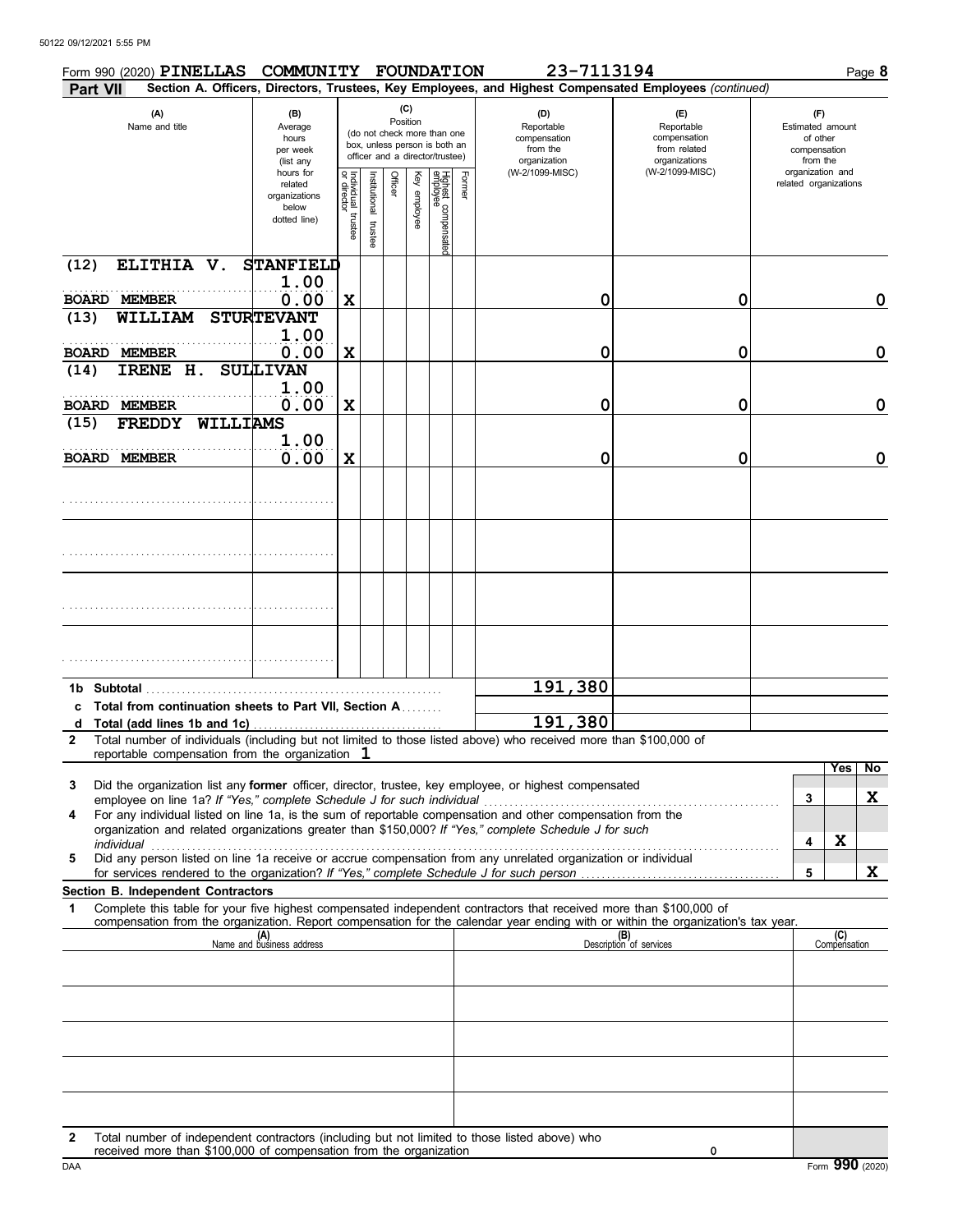Form 990 (2020) **PINELLAS COMMUNITY FOUNDATION** **23-7113194** Page **8**

**Part VII** **Section A. Officers, Directors, Trustees, Key Employees, and Highest Compensated Employees** *(continued)*

| (A) Name and title | (B) Average hours per week (list any hours for related organizations below dotted line) | (C) Position: Individual trustee or director | Institutional trustee | Officer | Key employee | Highest compensated employee | Former | (D) Reportable compensation from the organization (W-2/1099-MISC) | (E) Reportable compensation from related organizations (W-2/1099-MISC) | (F) Estimated amount of other compensation from the organization and related organizations |
|---|---|---|---|---|---|---|---|---|---|---|
| (12) ELITHIA V. STANFIELD BOARD MEMBER | 1.00 / 0.00 | X | | | | | | 0 | 0 | 0 |
| (13) WILLIAM STURTEVANT BOARD MEMBER | 1.00 / 0.00 | X | | | | | | 0 | 0 | 0 |
| (14) IRENE H. SULLIVAN BOARD MEMBER | 1.00 / 0.00 | X | | | | | | 0 | 0 | 0 |
| (15) FREDDY WILLIAMS BOARD MEMBER | 1.00 / 0.00 | X | | | | | | 0 | 0 | 0 |
| | | | | | | | | | | |
| | | | | | | | | | | |
| | | | | | | | | | | |
| | | | | | | | | | | |
| **1b Subtotal** | | | | | | | | 191,380 | | |
| **c Total from continuation sheets to Part VII, Section A** | | | | | | | | | | |
| **d Total (add lines 1b and 1c)** | | | | | | | | 191,380 | | |

**2** Total number of individuals (including but not limited to those listed above) who received more than $100,000 of reportable compensation from the organization **1**

| | | Yes | No |
|---|---|---|---|
| **3** Did the organization list any **former** officer, director, trustee, key employee, or highest compensated employee on line 1a? *If "Yes," complete Schedule J for such individual* | 3 | | X |
| **4** For any individual listed on line 1a, is the sum of reportable compensation and other compensation from the organization and related organizations greater than $150,000? *If "Yes," complete Schedule J for such individual* | 4 | X | |
| **5** Did any person listed on line 1a receive or accrue compensation from any unrelated organization or individual for services rendered to the organization? *If "Yes," complete Schedule J for such person* | 5 | | X |

**Section B. Independent Contractors**

**1** Complete this table for your five highest compensated independent contractors that received more than $100,000 of compensation from the organization. Report compensation for the calendar year ending with or within the organization's tax year.

| (A) Name and business address | (B) Description of services | (C) Compensation |
|---|---|---|
| | | |
| | | |
| | | |
| | | |
| | | |

**2** Total number of independent contractors (including but not limited to those listed above) who received more than $100,000 of compensation from the organization **0**

Form **990** (2020)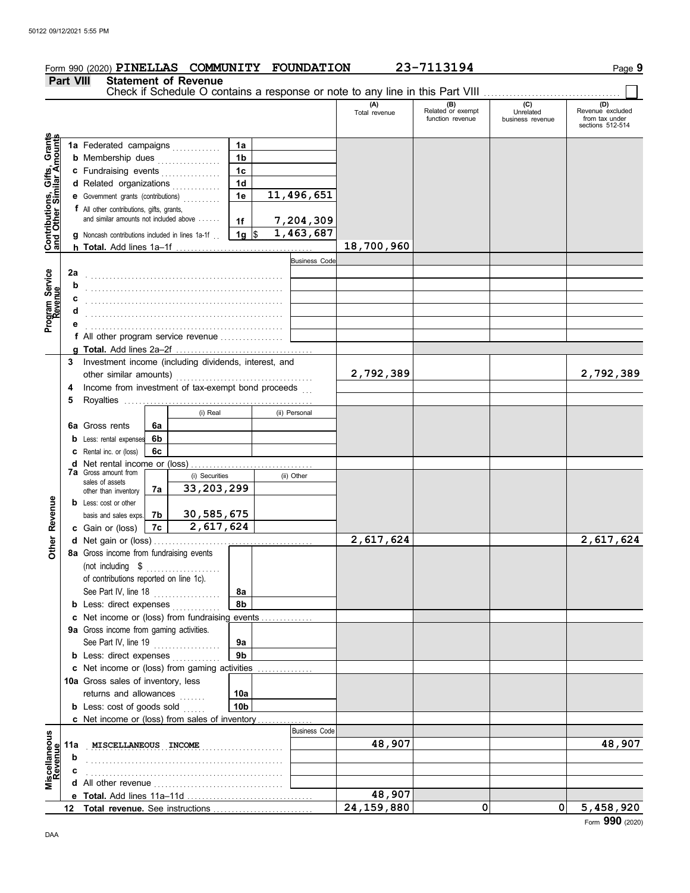Form 990 (2020) **PINELLAS COMMUNITY FOUNDATION** **23-7113194** Page **9**

## Part VIII Statement of Revenue

Check if Schedule O contains a response or note to any line in this Part VIII . . . . . . . . . . . . . . . . . . . . . . . . . . . . . . . . . . . . ☐

| | | | | (A) Total revenue | (B) Related or exempt function revenue | (C) Unrelated business revenue | (D) Revenue excluded from tax under sections 512-514 |
|---|---|---|---|---|---|---|---|
| **Contributions, Gifts, Grants and Other Similar Amounts** | **1a** Federated campaigns | 1a | | | | | |
| | **b** Membership dues | 1b | | | | | |
| | **c** Fundraising events | 1c | | | | | |
| | **d** Related organizations | 1d | | | | | |
| | **e** Government grants (contributions) | 1e | 11,496,651 | | | | |
| | **f** All other contributions, gifts, grants, and similar amounts not included above | 1f | 7,204,309 | | | | |
| | **g** Noncash contributions included in lines 1a-1f | 1g $ | 1,463,687 | | | | |
| | **h Total.** Add lines 1a–1f | | | 18,700,960 | | | |
| **Program Service Revenue** | | | Business Code | | | | |
| | **2a** | | | | | | |
| | **b** | | | | | | |
| | **c** | | | | | | |
| | **d** | | | | | | |
| | **e** | | | | | | |
| | **f** All other program service revenue | | | | | | |
| | **g Total.** Add lines 2a–2f | | | | | | |
| **Other Revenue** | **3** Investment income (including dividends, interest, and other similar amounts) | | | 2,792,389 | | | 2,792,389 |
| | **4** Income from investment of tax-exempt bond proceeds | | | | | | |
| | **5** Royalties | | | | | | |
| | | (i) Real | (ii) Personal | | | | |
| | **6a** Gross rents (6a) | | | | | | |
| | **b** Less: rental expenses (6b) | | | | | | |
| | **c** Rental inc. or (loss) (6c) | | | | | | |
| | **d** Net rental income or (loss) | | | | | | |
| | | (i) Securities | (ii) Other | | | | |
| | **7a** Gross amount from sales of assets other than inventory (7a) | 33,203,299 | | | | | |
| | **b** Less: cost or other basis and sales exps. (7b) | 30,585,675 | | | | | |
| | **c** Gain or (loss) (7c) | 2,617,624 | | | | | |
| | **d** Net gain or (loss) | | | 2,617,624 | | | 2,617,624 |
| | **8a** Gross income from fundraising events (not including $ ........ of contributions reported on line 1c). See Part IV, line 18 | 8a | | | | | |
| | **b** Less: direct expenses | 8b | | | | | |
| | **c** Net income or (loss) from fundraising events | | | | | | |
| | **9a** Gross income from gaming activities. See Part IV, line 19 | 9a | | | | | |
| | **b** Less: direct expenses | 9b | | | | | |
| | **c** Net income or (loss) from gaming activities | | | | | | |
| | **10a** Gross sales of inventory, less returns and allowances | 10a | | | | | |
| | **b** Less: cost of goods sold | 10b | | | | | |
| | **c** Net income or (loss) from sales of inventory | | | | | | |
| **Miscellaneous Revenue** | | | Business Code | | | | |
| | **11a** MISCELLANEOUS INCOME | | | 48,907 | | | 48,907 |
| | **b** | | | | | | |
| | **c** | | | | | | |
| | **d** All other revenue | | | | | | |
| | **e Total.** Add lines 11a–11d | | | 48,907 | | | |
| | **12 Total revenue.** See instructions | | | 24,159,880 | 0 | 0 | 5,458,920 |

Form **990** (2020)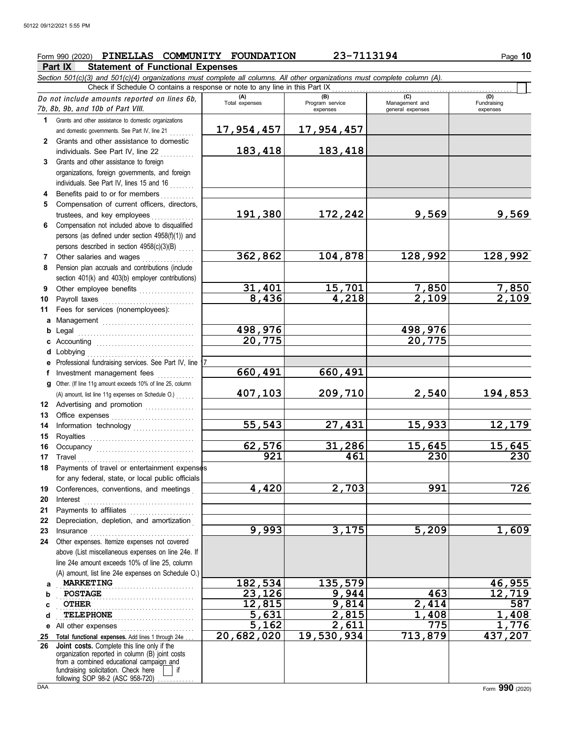Form 990 (2020) **PINELLAS COMMUNITY FOUNDATION** **23-7113194** Page **10**

**Part IX Statement of Functional Expenses**

*Section 501(c)(3) and 501(c)(4) organizations must complete all columns. All other organizations must complete column (A).*

Check if Schedule O contains a response or note to any line in this Part IX

| *Do not include amounts reported on lines 6b, 7b, 8b, 9b, and 10b of Part VIII.* | (A) Total expenses | (B) Program service expenses | (C) Management and general expenses | (D) Fundraising expenses |
|---|---|---|---|---|
| **1** Grants and other assistance to domestic organizations and domestic governments. See Part IV, line 21 | 17,954,457 | 17,954,457 | | |
| **2** Grants and other assistance to domestic individuals. See Part IV, line 22 | 183,418 | 183,418 | | |
| **3** Grants and other assistance to foreign organizations, foreign governments, and foreign individuals. See Part IV, lines 15 and 16 | | | | |
| **4** Benefits paid to or for members | | | | |
| **5** Compensation of current officers, directors, trustees, and key employees | 191,380 | 172,242 | 9,569 | 9,569 |
| **6** Compensation not included above to disqualified persons (as defined under section 4958(f)(1)) and persons described in section 4958(c)(3)(B) | | | | |
| **7** Other salaries and wages | 362,862 | 104,878 | 128,992 | 128,992 |
| **8** Pension plan accruals and contributions (include section 401(k) and 403(b) employer contributions) | | | | |
| **9** Other employee benefits | 31,401 | 15,701 | 7,850 | 7,850 |
| **10** Payroll taxes | 8,436 | 4,218 | 2,109 | 2,109 |
| **11** Fees for services (nonemployees): | | | | |
| **a** Management | | | | |
| **b** Legal | 498,976 | | 498,976 | |
| **c** Accounting | 20,775 | | 20,775 | |
| **d** Lobbying | | | | |
| **e** Professional fundraising services. See Part IV, line 17 | | | | |
| **f** Investment management fees | 660,491 | 660,491 | | |
| **g** Other. (If line 11g amount exceeds 10% of line 25, column (A) amount, list line 11g expenses on Schedule O.) | 407,103 | 209,710 | 2,540 | 194,853 |
| **12** Advertising and promotion | | | | |
| **13** Office expenses | | | | |
| **14** Information technology | 55,543 | 27,431 | 15,933 | 12,179 |
| **15** Royalties | | | | |
| **16** Occupancy | 62,576 | 31,286 | 15,645 | 15,645 |
| **17** Travel | 921 | 461 | 230 | 230 |
| **18** Payments of travel or entertainment expenses for any federal, state, or local public officials | | | | |
| **19** Conferences, conventions, and meetings | 4,420 | 2,703 | 991 | 726 |
| **20** Interest | | | | |
| **21** Payments to affiliates | | | | |
| **22** Depreciation, depletion, and amortization | | | | |
| **23** Insurance | 9,993 | 3,175 | 5,209 | 1,609 |
| **24** Other expenses. Itemize expenses not covered above (List miscellaneous expenses on line 24e. If line 24e amount exceeds 10% of line 25, column (A) amount, list line 24e expenses on Schedule O.) | | | | |
| **a** MARKETING | 182,534 | 135,579 | | 46,955 |
| **b** POSTAGE | 23,126 | 9,944 | 463 | 12,719 |
| **c** OTHER | 12,815 | 9,814 | 2,414 | 587 |
| **d** TELEPHONE | 5,631 | 2,815 | 1,408 | 1,408 |
| **e** All other expenses | 5,162 | 2,611 | 775 | 1,776 |
| **25 Total functional expenses.** Add lines 1 through 24e | 20,682,020 | 19,530,934 | 713,879 | 437,207 |
| **26 Joint costs.** Complete this line only if the organization reported in column (B) joint costs from a combined educational campaign and fundraising solicitation. Check here ☐ if following SOP 98-2 (ASC 958-720) | | | | |

DAA Form **990** (2020)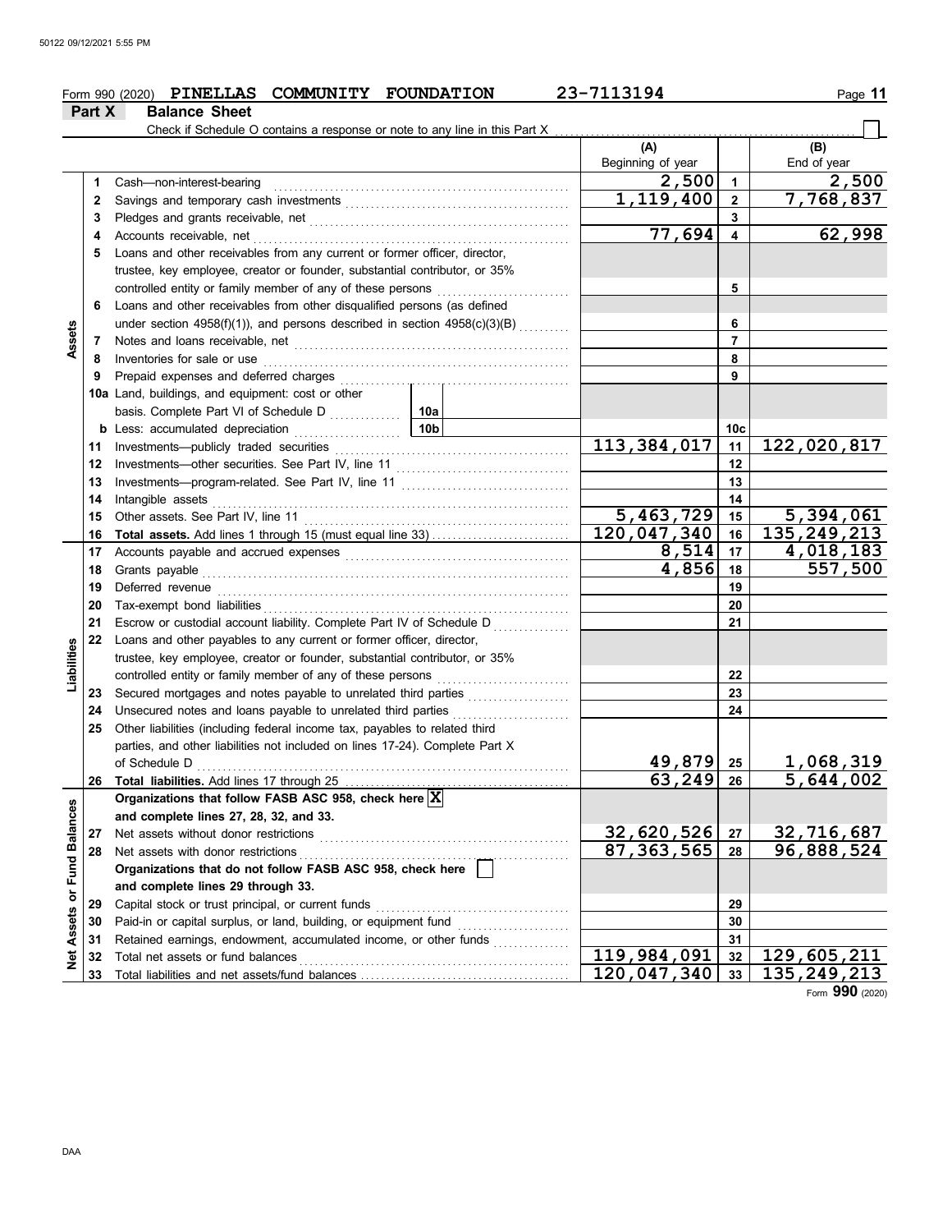Form 990 (2020) **PINELLAS COMMUNITY FOUNDATION** 23-7113194

## Part X Balance Sheet

Check if Schedule O contains a response or note to any line in this Part X ☐

| | | | (A) Beginning of year | | (B) End of year |
|---|---|---|---|---|---|
| **Assets** | 1 | Cash—non-interest-bearing | 2,500 | 1 | 2,500 |
| | 2 | Savings and temporary cash investments | 1,119,400 | 2 | 7,768,837 |
| | 3 | Pledges and grants receivable, net | | 3 | |
| | 4 | Accounts receivable, net | 77,694 | 4 | 62,998 |
| | 5 | Loans and other receivables from any current or former officer, director, trustee, key employee, creator or founder, substantial contributor, or 35% controlled entity or family member of any of these persons | | 5 | |
| | 6 | Loans and other receivables from other disqualified persons (as defined under section 4958(f)(1)), and persons described in section 4958(c)(3)(B) | | 6 | |
| | 7 | Notes and loans receivable, net | | 7 | |
| | 8 | Inventories for sale or use | | 8 | |
| | 9 | Prepaid expenses and deferred charges | | 9 | |
| | 10a | Land, buildings, and equipment: cost or other basis. Complete Part VI of Schedule D ... 10a | | | |
| | b | Less: accumulated depreciation ... 10b | | 10c | |
| | 11 | Investments—publicly traded securities | 113,384,017 | 11 | 122,020,817 |
| | 12 | Investments—other securities. See Part IV, line 11 | | 12 | |
| | 13 | Investments—program-related. See Part IV, line 11 | | 13 | |
| | 14 | Intangible assets | | 14 | |
| | 15 | Other assets. See Part IV, line 11 | 5,463,729 | 15 | 5,394,061 |
| | 16 | **Total assets.** Add lines 1 through 15 (must equal line 33) | 120,047,340 | 16 | 135,249,213 |
| **Liabilities** | 17 | Accounts payable and accrued expenses | 8,514 | 17 | 4,018,183 |
| | 18 | Grants payable | 4,856 | 18 | 557,500 |
| | 19 | Deferred revenue | | 19 | |
| | 20 | Tax-exempt bond liabilities | | 20 | |
| | 21 | Escrow or custodial account liability. Complete Part IV of Schedule D | | 21 | |
| | 22 | Loans and other payables to any current or former officer, director, trustee, key employee, creator or founder, substantial contributor, or 35% controlled entity or family member of any of these persons | | 22 | |
| | 23 | Secured mortgages and notes payable to unrelated third parties | | 23 | |
| | 24 | Unsecured notes and loans payable to unrelated third parties | | 24 | |
| | 25 | Other liabilities (including federal income tax, payables to related third parties, and other liabilities not included on lines 17-24). Complete Part X of Schedule D | 49,879 | 25 | 1,068,319 |
| | 26 | **Total liabilities.** Add lines 17 through 25 | 63,249 | 26 | 5,644,002 |
| **Net Assets or Fund Balances** | | **Organizations that follow FASB ASC 958, check here** ☒ **and complete lines 27, 28, 32, and 33.** | | | |
| | 27 | Net assets without donor restrictions | 32,620,526 | 27 | 32,716,687 |
| | 28 | Net assets with donor restrictions | 87,363,565 | 28 | 96,888,524 |
| | | **Organizations that do not follow FASB ASC 958, check here** ☐ **and complete lines 29 through 33.** | | | |
| | 29 | Capital stock or trust principal, or current funds | | 29 | |
| | 30 | Paid-in or capital surplus, or land, building, or equipment fund | | 30 | |
| | 31 | Retained earnings, endowment, accumulated income, or other funds | | 31 | |
| | 32 | Total net assets or fund balances | 119,984,091 | 32 | 129,605,211 |
| | 33 | Total liabilities and net assets/fund balances | 120,047,340 | 33 | 135,249,213 |

Form **990** (2020)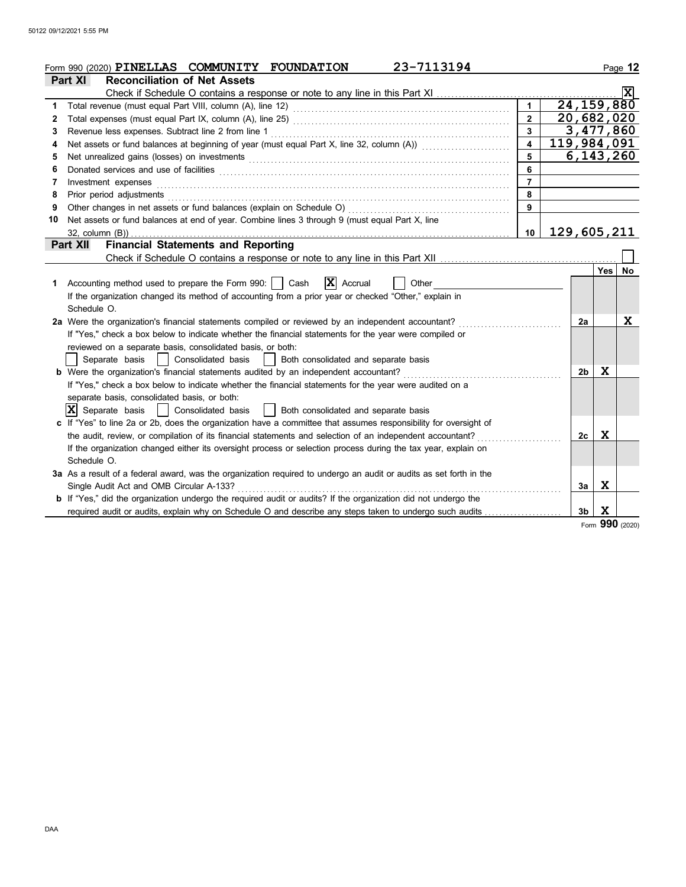Form 990 (2020) **PINELLAS COMMUNITY FOUNDATION** **23-7113194**

## Part XI Reconciliation of Net Assets

Check if Schedule O contains a response or note to any line in this Part XI .................. [X]

| | | | |
|---|---|---|---|
| 1 | Total revenue (must equal Part VIII, column (A), line 12) | 1 | 24,159,880 |
| 2 | Total expenses (must equal Part IX, column (A), line 25) | 2 | 20,682,020 |
| 3 | Revenue less expenses. Subtract line 2 from line 1 | 3 | 3,477,860 |
| 4 | Net assets or fund balances at beginning of year (must equal Part X, line 32, column (A)) | 4 | 119,984,091 |
| 5 | Net unrealized gains (losses) on investments | 5 | 6,143,260 |
| 6 | Donated services and use of facilities | 6 | |
| 7 | Investment expenses | 7 | |
| 8 | Prior period adjustments | 8 | |
| 9 | Other changes in net assets or fund balances (explain on Schedule O) | 9 | |
| 10 | Net assets or fund balances at end of year. Combine lines 3 through 9 (must equal Part X, line 32, column (B)) | 10 | 129,605,211 |

## Part XII Financial Statements and Reporting

Check if Schedule O contains a response or note to any line in this Part XII .................. [ ]

| | | | Yes | No |
|---|---|---|---|---|
| 1 | Accounting method used to prepare the Form 990: [ ] Cash [X] Accrual [ ] Other<br>If the organization changed its method of accounting from a prior year or checked "Other," explain in Schedule O. | | | |
| 2a | Were the organization's financial statements compiled or reviewed by an independent accountant?<br>If "Yes," check a box below to indicate whether the financial statements for the year were compiled or reviewed on a separate basis, consolidated basis, or both:<br>[ ] Separate basis [ ] Consolidated basis [ ] Both consolidated and separate basis | 2a | | X |
| b | Were the organization's financial statements audited by an independent accountant?<br>If "Yes," check a box below to indicate whether the financial statements for the year were audited on a separate basis, consolidated basis, or both:<br>[X] Separate basis [ ] Consolidated basis [ ] Both consolidated and separate basis | 2b | X | |
| c | If "Yes" to line 2a or 2b, does the organization have a committee that assumes responsibility for oversight of the audit, review, or compilation of its financial statements and selection of an independent accountant?<br>If the organization changed either its oversight process or selection process during the tax year, explain on Schedule O. | 2c | X | |
| 3a | As a result of a federal award, was the organization required to undergo an audit or audits as set forth in the Single Audit Act and OMB Circular A-133? | 3a | X | |
| b | If "Yes," did the organization undergo the required audit or audits? If the organization did not undergo the required audit or audits, explain why on Schedule O and describe any steps taken to undergo such audits | 3b | X | |

Form **990** (2020)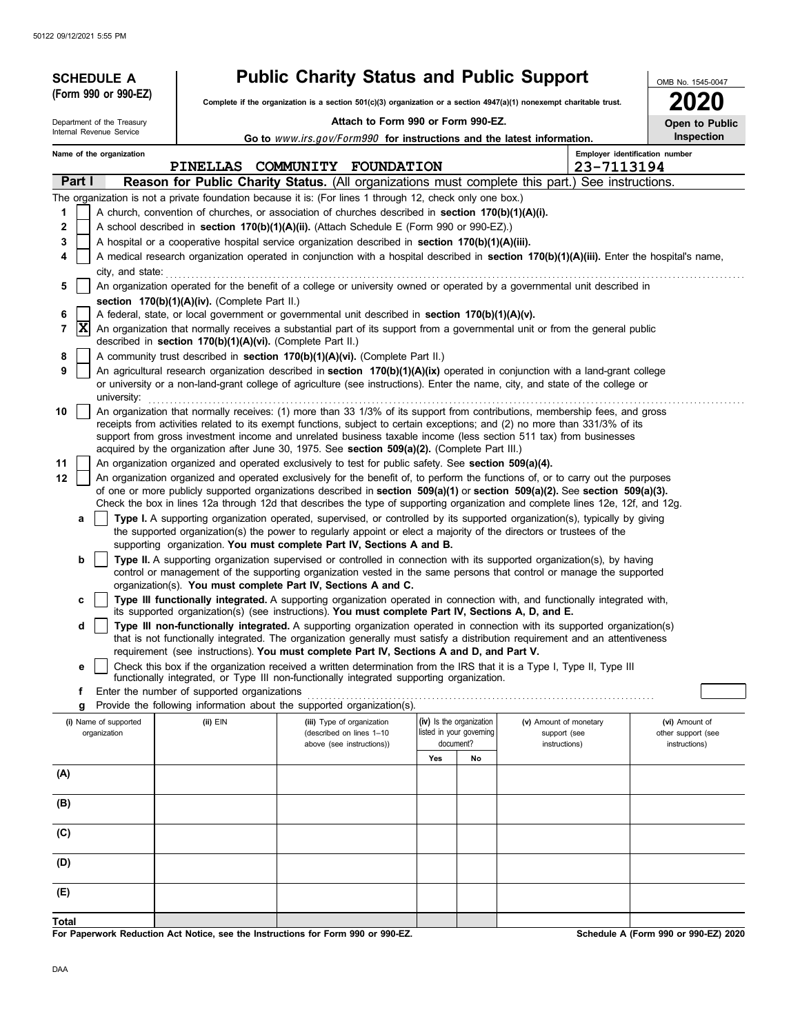**SCHEDULE A (Form 990 or 990-EZ)**

Department of the Treasury
Internal Revenue Service

# Public Charity Status and Public Support

**Complete if the organization is a section 501(c)(3) organization or a section 4947(a)(1) nonexempt charitable trust.**

**Attach to Form 990 or Form 990-EZ.**

**Go to** *www.irs.gov/Form990* **for instructions and the latest information.**

OMB No. 1545-0047

**2020**

**Open to Public Inspection**

**Name of the organization:** PINELLAS COMMUNITY FOUNDATION

**Employer identification number:** 23-7113194

## Part I — Reason for Public Charity Status. (All organizations must complete this part.) See instructions.

The organization is not a private foundation because it is: (For lines 1 through 12, check only one box.)

1. [ ] A church, convention of churches, or association of churches described in **section 170(b)(1)(A)(i).**
2. [ ] A school described in **section 170(b)(1)(A)(ii).** (Attach Schedule E (Form 990 or 990-EZ).)
3. [ ] A hospital or a cooperative hospital service organization described in **section 170(b)(1)(A)(iii).**
4. [ ] A medical research organization operated in conjunction with a hospital described in **section 170(b)(1)(A)(iii).** Enter the hospital's name, city, and state:
5. [ ] An organization operated for the benefit of a college or university owned or operated by a governmental unit described in **section 170(b)(1)(A)(iv).** (Complete Part II.)
6. [ ] A federal, state, or local government or governmental unit described in **section 170(b)(1)(A)(v).**
7. [X] An organization that normally receives a substantial part of its support from a governmental unit or from the general public described in **section 170(b)(1)(A)(vi).** (Complete Part II.)
8. [ ] A community trust described in **section 170(b)(1)(A)(vi).** (Complete Part II.)
9. [ ] An agricultural research organization described in **section 170(b)(1)(A)(ix)** operated in conjunction with a land-grant college or university or a non-land-grant college of agriculture (see instructions). Enter the name, city, and state of the college or university:
10. [ ] An organization that normally receives: (1) more than 33 1/3% of its support from contributions, membership fees, and gross receipts from activities related to its exempt functions, subject to certain exceptions; and (2) no more than 331/3% of its support from gross investment income and unrelated business taxable income (less section 511 tax) from businesses acquired by the organization after June 30, 1975. See **section 509(a)(2).** (Complete Part III.)
11. [ ] An organization organized and operated exclusively to test for public safety. See **section 509(a)(4).**
12. [ ] An organization organized and operated exclusively for the benefit of, to perform the functions of, or to carry out the purposes of one or more publicly supported organizations described in **section 509(a)(1)** or **section 509(a)(2).** See **section 509(a)(3).** Check the box in lines 12a through 12d that describes the type of supporting organization and complete lines 12e, 12f, and 12g.
   - **a** [ ] **Type I.** A supporting organization operated, supervised, or controlled by its supported organization(s), typically by giving the supported organization(s) the power to regularly appoint or elect a majority of the directors or trustees of the supporting organization. **You must complete Part IV, Sections A and B.**
   - **b** [ ] **Type II.** A supporting organization supervised or controlled in connection with its supported organization(s), by having control or management of the supporting organization vested in the same persons that control or manage the supported organization(s). **You must complete Part IV, Sections A and C.**
   - **c** [ ] **Type III functionally integrated.** A supporting organization operated in connection with, and functionally integrated with, its supported organization(s) (see instructions). **You must complete Part IV, Sections A, D, and E.**
   - **d** [ ] **Type III non-functionally integrated.** A supporting organization operated in connection with its supported organization(s) that is not functionally integrated. The organization generally must satisfy a distribution requirement and an attentiveness requirement (see instructions). **You must complete Part IV, Sections A and D, and Part V.**
   - **e** [ ] Check this box if the organization received a written determination from the IRS that it is a Type I, Type II, Type III functionally integrated, or Type III non-functionally integrated supporting organization.
   - **f** Enter the number of supported organizations
   - **g** Provide the following information about the supported organization(s).

| (i) Name of supported organization | (ii) EIN | (iii) Type of organization (described on lines 1–10 above (see instructions)) | (iv) Is the organization listed in your governing document? Yes | No | (v) Amount of monetary support (see instructions) | (vi) Amount of other support (see instructions) |
|---|---|---|---|---|---|---|
| (A) | | | | | | |
| (B) | | | | | | |
| (C) | | | | | | |
| (D) | | | | | | |
| (E) | | | | | | |
| **Total** | | | | | | |

**For Paperwork Reduction Act Notice, see the Instructions for Form 990 or 990-EZ.**

**Schedule A (Form 990 or 990-EZ) 2020**

DAA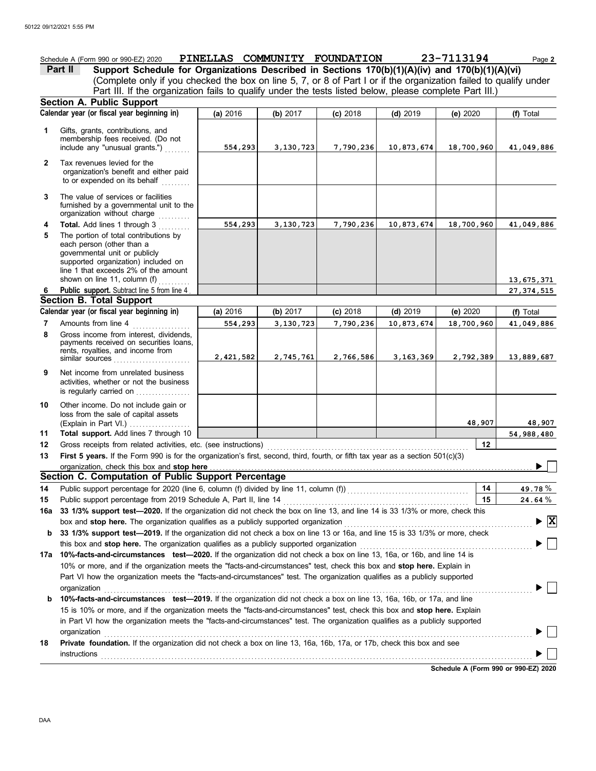Schedule A (Form 990 or 990-EZ) 2020 **PINELLAS COMMUNITY FOUNDATION** **23-7113194** Page **2**

**Part II** **Support Schedule for Organizations Described in Sections 170(b)(1)(A)(iv) and 170(b)(1)(A)(vi)**
(Complete only if you checked the box on line 5, 7, or 8 of Part I or if the organization failed to qualify under Part III. If the organization fails to qualify under the tests listed below, please complete Part III.)

## Section A. Public Support

| Calendar year (or fiscal year beginning in) | (a) 2016 | (b) 2017 | (c) 2018 | (d) 2019 | (e) 2020 | (f) Total |
|---|---|---|---|---|---|---|
| **1** Gifts, grants, contributions, and membership fees received. (Do not include any "unusual grants.") | 554,293 | 3,130,723 | 7,790,236 | 10,873,674 | 18,700,960 | 41,049,886 |
| **2** Tax revenues levied for the organization's benefit and either paid to or expended on its behalf | | | | | | |
| **3** The value of services or facilities furnished by a governmental unit to the organization without charge | | | | | | |
| **4** **Total.** Add lines 1 through 3 | 554,293 | 3,130,723 | 7,790,236 | 10,873,674 | 18,700,960 | 41,049,886 |
| **5** The portion of total contributions by each person (other than a governmental unit or publicly supported organization) included on line 1 that exceeds 2% of the amount shown on line 11, column (f) | | | | | | 13,675,371 |
| **6** **Public support.** Subtract line 5 from line 4 | | | | | | 27,374,515 |

## Section B. Total Support

| Calendar year (or fiscal year beginning in) | (a) 2016 | (b) 2017 | (c) 2018 | (d) 2019 | (e) 2020 | (f) Total |
|---|---|---|---|---|---|---|
| **7** Amounts from line 4 | 554,293 | 3,130,723 | 7,790,236 | 10,873,674 | 18,700,960 | 41,049,886 |
| **8** Gross income from interest, dividends, payments received on securities loans, rents, royalties, and income from similar sources | 2,421,582 | 2,745,761 | 2,766,586 | 3,163,369 | 2,792,389 | 13,889,687 |
| **9** Net income from unrelated business activities, whether or not the business is regularly carried on | | | | | | |
| **10** Other income. Do not include gain or loss from the sale of capital assets (Explain in Part VI.) | | | | | 48,907 | 48,907 |
| **11** **Total support.** Add lines 7 through 10 | | | | | | 54,988,480 |

**12** Gross receipts from related activities, etc. (see instructions) **12**

**13** **First 5 years.** If the Form 990 is for the organization's first, second, third, fourth, or fifth tax year as a section 501(c)(3) organization, check this box and **stop here** ☐

## Section C. Computation of Public Support Percentage

**14** Public support percentage for 2020 (line 6, column (f) divided by line 11, column (f)) **14** 49.78 %

**15** Public support percentage from 2019 Schedule A, Part II, line 14 **15** 24.64 %

**16a** **33 1/3% support test—2020.** If the organization did not check the box on line 13, and line 14 is 33 1/3% or more, check this box and **stop here.** The organization qualifies as a publicly supported organization ☒

**b** **33 1/3% support test—2019.** If the organization did not check a box on line 13 or 16a, and line 15 is 33 1/3% or more, check this box and **stop here.** The organization qualifies as a publicly supported organization ☐

**17a** **10%-facts-and-circumstances test—2020.** If the organization did not check a box on line 13, 16a, or 16b, and line 14 is 10% or more, and if the organization meets the "facts-and-circumstances" test, check this box and **stop here.** Explain in Part VI how the organization meets the "facts-and-circumstances" test. The organization qualifies as a publicly supported organization ☐

**b** **10%-facts-and-circumstances test—2019.** If the organization did not check a box on line 13, 16a, 16b, or 17a, and line 15 is 10% or more, and if the organization meets the "facts-and-circumstances" test, check this box and **stop here.** Explain in Part VI how the organization meets the "facts-and-circumstances" test. The organization qualifies as a publicly supported organization ☐

**18** **Private foundation.** If the organization did not check a box on line 13, 16a, 16b, 17a, or 17b, check this box and see instructions ☐

**Schedule A (Form 990 or 990-EZ) 2020**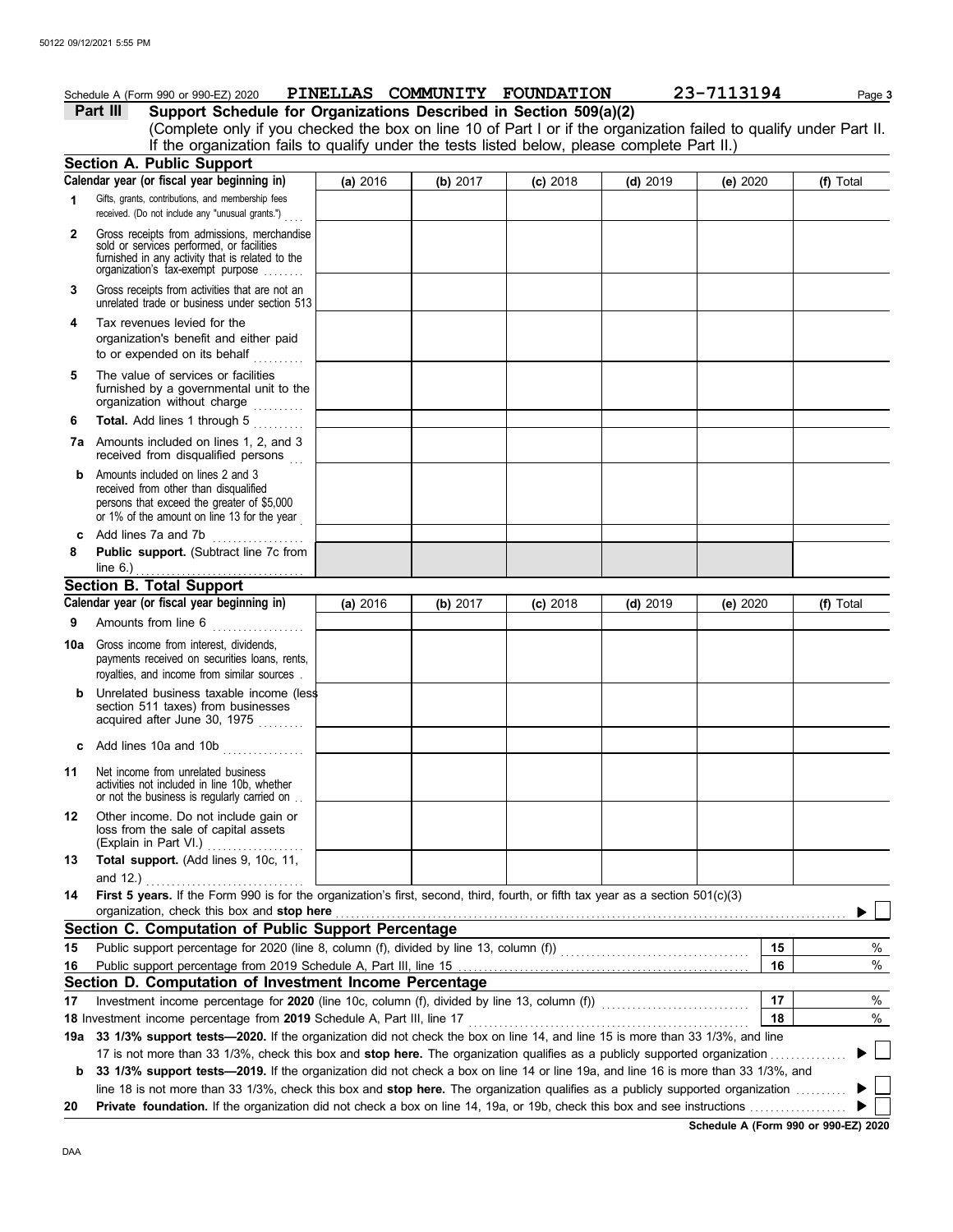Schedule A (Form 990 or 990-EZ) 2020 **PINELLAS COMMUNITY FOUNDATION** 23-7113194

## Part III Support Schedule for Organizations Described in Section 509(a)(2)

(Complete only if you checked the box on line 10 of Part I or if the organization failed to qualify under Part II. If the organization fails to qualify under the tests listed below, please complete Part II.)

### Section A. Public Support

| Calendar year (or fiscal year beginning in) | (a) 2016 | (b) 2017 | (c) 2018 | (d) 2019 | (e) 2020 | (f) Total |
|---|---|---|---|---|---|---|
| **1** Gifts, grants, contributions, and membership fees received. (Do not include any "unusual grants.") | | | | | | |
| **2** Gross receipts from admissions, merchandise sold or services performed, or facilities furnished in any activity that is related to the organization's tax-exempt purpose | | | | | | |
| **3** Gross receipts from activities that are not an unrelated trade or business under section 513 | | | | | | |
| **4** Tax revenues levied for the organization's benefit and either paid to or expended on its behalf | | | | | | |
| **5** The value of services or facilities furnished by a governmental unit to the organization without charge | | | | | | |
| **6** **Total.** Add lines 1 through 5 | | | | | | |
| **7a** Amounts included on lines 1, 2, and 3 received from disqualified persons | | | | | | |
| **b** Amounts included on lines 2 and 3 received from other than disqualified persons that exceed the greater of $5,000 or 1% of the amount on line 13 for the year | | | | | | |
| **c** Add lines 7a and 7b | | | | | | |
| **8** **Public support.** (Subtract line 7c from line 6.) | | | | | | |

### Section B. Total Support

| Calendar year (or fiscal year beginning in) | (a) 2016 | (b) 2017 | (c) 2018 | (d) 2019 | (e) 2020 | (f) Total |
|---|---|---|---|---|---|---|
| **9** Amounts from line 6 | | | | | | |
| **10a** Gross income from interest, dividends, payments received on securities loans, rents, royalties, and income from similar sources | | | | | | |
| **b** Unrelated business taxable income (less section 511 taxes) from businesses acquired after June 30, 1975 | | | | | | |
| **c** Add lines 10a and 10b | | | | | | |
| **11** Net income from unrelated business activities not included in line 10b, whether or not the business is regularly carried on | | | | | | |
| **12** Other income. Do not include gain or loss from the sale of capital assets (Explain in Part VI.) | | | | | | |
| **13** **Total support.** (Add lines 9, 10c, 11, and 12.) | | | | | | |

**14** **First 5 years.** If the Form 990 is for the organization's first, second, third, fourth, or fifth tax year as a section 501(c)(3) organization, check this box and **stop here** ▶ ☐

### Section C. Computation of Public Support Percentage

| | | | |
|---|---|---|---|
| **15** | Public support percentage for 2020 (line 8, column (f), divided by line 13, column (f)) | **15** | % |
| **16** | Public support percentage from 2019 Schedule A, Part III, line 15 | **16** | % |

### Section D. Computation of Investment Income Percentage

| | | | |
|---|---|---|---|
| **17** | Investment income percentage for **2020** (line 10c, column (f), divided by line 13, column (f)) | **17** | % |
| **18** | Investment income percentage from **2019** Schedule A, Part III, line 17 | **18** | % |

**19a** **33 1/3% support tests—2020.** If the organization did not check the box on line 14, and line 15 is more than 33 1/3%, and line 17 is not more than 33 1/3%, check this box and **stop here.** The organization qualifies as a publicly supported organization ▶ ☐

**b** **33 1/3% support tests—2019.** If the organization did not check a box on line 14 or line 19a, and line 16 is more than 33 1/3%, and line 18 is not more than 33 1/3%, check this box and **stop here.** The organization qualifies as a publicly supported organization ▶ ☐

**20** **Private foundation.** If the organization did not check a box on line 14, 19a, or 19b, check this box and see instructions ▶ ☐

**Schedule A (Form 990 or 990-EZ) 2020**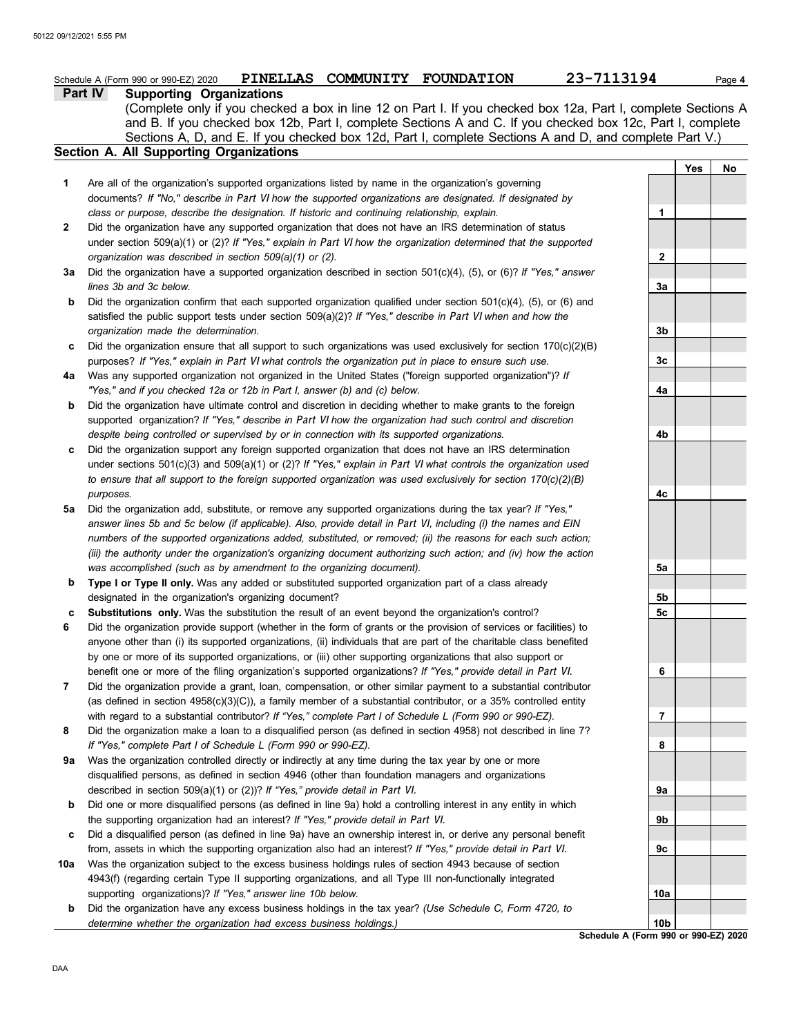Schedule A (Form 990 or 990-EZ) 2020 **PINELLAS COMMUNITY FOUNDATION** **23-7113194**

## Part IV Supporting Organizations

(Complete only if you checked a box in line 12 on Part I. If you checked box 12a, Part I, complete Sections A and B. If you checked box 12b, Part I, complete Sections A and C. If you checked box 12c, Part I, complete Sections A, D, and E. If you checked box 12d, Part I, complete Sections A and D, and complete Part V.)

### Section A. All Supporting Organizations

| | | | Yes | No |
|---|---|---|---|---|
| **1** | Are all of the organization's supported organizations listed by name in the organization's governing documents? *If "No," describe in Part VI how the supported organizations are designated. If designated by class or purpose, describe the designation. If historic and continuing relationship, explain.* | **1** | | |
| **2** | Did the organization have any supported organization that does not have an IRS determination of status under section 509(a)(1) or (2)? *If "Yes," explain in Part VI how the organization determined that the supported organization was described in section 509(a)(1) or (2).* | **2** | | |
| **3a** | Did the organization have a supported organization described in section 501(c)(4), (5), or (6)? *If "Yes," answer lines 3b and 3c below.* | **3a** | | |
| **b** | Did the organization confirm that each supported organization qualified under section 501(c)(4), (5), or (6) and satisfied the public support tests under section 509(a)(2)? *If "Yes," describe in Part VI when and how the organization made the determination.* | **3b** | | |
| **c** | Did the organization ensure that all support to such organizations was used exclusively for section 170(c)(2)(B) purposes? *If "Yes," explain in Part VI what controls the organization put in place to ensure such use.* | **3c** | | |
| **4a** | Was any supported organization not organized in the United States ("foreign supported organization")? *If "Yes," and if you checked 12a or 12b in Part I, answer (b) and (c) below.* | **4a** | | |
| **b** | Did the organization have ultimate control and discretion in deciding whether to make grants to the foreign supported organization? *If "Yes," describe in Part VI how the organization had such control and discretion despite being controlled or supervised by or in connection with its supported organizations.* | **4b** | | |
| **c** | Did the organization support any foreign supported organization that does not have an IRS determination under sections 501(c)(3) and 509(a)(1) or (2)? *If "Yes," explain in Part VI what controls the organization used to ensure that all support to the foreign supported organization was used exclusively for section 170(c)(2)(B) purposes.* | **4c** | | |
| **5a** | Did the organization add, substitute, or remove any supported organizations during the tax year? *If "Yes," answer lines 5b and 5c below (if applicable). Also, provide detail in Part VI, including (i) the names and EIN numbers of the supported organizations added, substituted, or removed; (ii) the reasons for each such action; (iii) the authority under the organization's organizing document authorizing such action; and (iv) how the action was accomplished (such as by amendment to the organizing document).* | **5a** | | |
| **b** | **Type I or Type II only.** Was any added or substituted supported organization part of a class already designated in the organization's organizing document? | **5b** | | |
| **c** | **Substitutions only.** Was the substitution the result of an event beyond the organization's control? | **5c** | | |
| **6** | Did the organization provide support (whether in the form of grants or the provision of services or facilities) to anyone other than (i) its supported organizations, (ii) individuals that are part of the charitable class benefited by one or more of its supported organizations, or (iii) other supporting organizations that also support or benefit one or more of the filing organization's supported organizations? *If "Yes," provide detail in Part VI.* | **6** | | |
| **7** | Did the organization provide a grant, loan, compensation, or other similar payment to a substantial contributor (as defined in section 4958(c)(3)(C)), a family member of a substantial contributor, or a 35% controlled entity with regard to a substantial contributor? *If "Yes," complete Part I of Schedule L (Form 990 or 990-EZ).* | **7** | | |
| **8** | Did the organization make a loan to a disqualified person (as defined in section 4958) not described in line 7? *If "Yes," complete Part I of Schedule L (Form 990 or 990-EZ).* | **8** | | |
| **9a** | Was the organization controlled directly or indirectly at any time during the tax year by one or more disqualified persons, as defined in section 4946 (other than foundation managers and organizations described in section 509(a)(1) or (2))? *If "Yes," provide detail in Part VI.* | **9a** | | |
| **b** | Did one or more disqualified persons (as defined in line 9a) hold a controlling interest in any entity in which the supporting organization had an interest? *If "Yes," provide detail in Part VI.* | **9b** | | |
| **c** | Did a disqualified person (as defined in line 9a) have an ownership interest in, or derive any personal benefit from, assets in which the supporting organization also had an interest? *If "Yes," provide detail in Part VI.* | **9c** | | |
| **10a** | Was the organization subject to the excess business holdings rules of section 4943 because of section 4943(f) (regarding certain Type II supporting organizations, and all Type III non-functionally integrated supporting organizations)? *If "Yes," answer line 10b below.* | **10a** | | |
| **b** | Did the organization have any excess business holdings in the tax year? *(Use Schedule C, Form 4720, to determine whether the organization had excess business holdings.)* | **10b** | | |

**Schedule A (Form 990 or 990-EZ) 2020**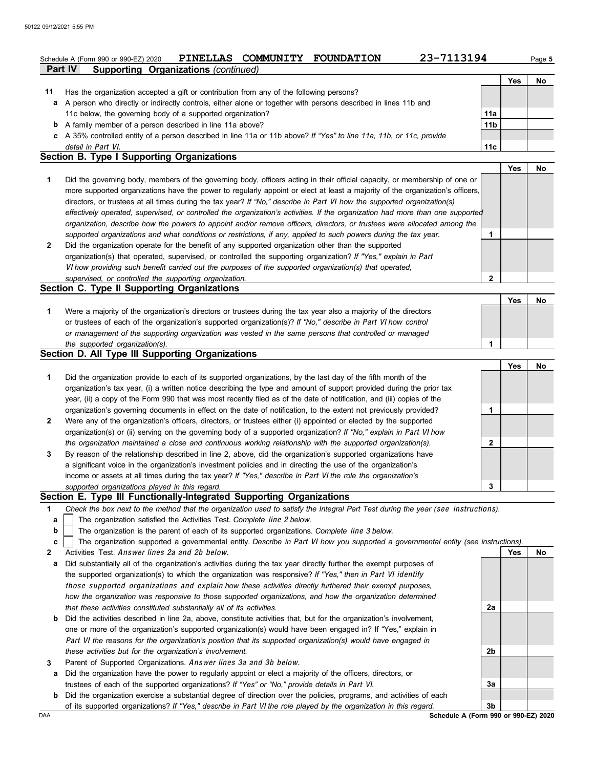Schedule A (Form 990 or 990-EZ) 2020 **PINELLAS COMMUNITY FOUNDATION** 23-7113194 Page **5**

**Part IV Supporting Organizations** *(continued)*

| | | | Yes | No |
|---|---|---|---|---|
| **11** | Has the organization accepted a gift or contribution from any of the following persons? | | | |
| **a** | A person who directly or indirectly controls, either alone or together with persons described in lines 11b and 11c below, the governing body of a supported organization? | **11a** | | |
| **b** | A family member of a person described in line 11a above? | **11b** | | |
| **c** | A 35% controlled entity of a person described in line 11a or 11b above? *If "Yes" to line 11a, 11b, or 11c, provide detail in Part VI.* | **11c** | | |

## Section B. Type I Supporting Organizations

| | | | Yes | No |
|---|---|---|---|---|
| **1** | Did the governing body, members of the governing body, officers acting in their official capacity, or membership of one or more supported organizations have the power to regularly appoint or elect at least a majority of the organization's officers, directors, or trustees at all times during the tax year? *If "No," describe in Part VI how the supported organization(s) effectively operated, supervised, or controlled the organization's activities. If the organization had more than one supported organization, describe how the powers to appoint and/or remove officers, directors, or trustees were allocated among the supported organizations and what conditions or restrictions, if any, applied to such powers during the tax year.* | **1** | | |
| **2** | Did the organization operate for the benefit of any supported organization other than the supported organization(s) that operated, supervised, or controlled the supporting organization? *If "Yes," explain in Part VI how providing such benefit carried out the purposes of the supported organization(s) that operated, supervised, or controlled the supporting organization.* | **2** | | |

## Section C. Type II Supporting Organizations

| | | | Yes | No |
|---|---|---|---|---|
| **1** | Were a majority of the organization's directors or trustees during the tax year also a majority of the directors or trustees of each of the organization's supported organization(s)? *If "No," describe in Part VI how control or management of the supporting organization was vested in the same persons that controlled or managed the supported organization(s).* | **1** | | |

## Section D. All Type III Supporting Organizations

| | | | Yes | No |
|---|---|---|---|---|
| **1** | Did the organization provide to each of its supported organizations, by the last day of the fifth month of the organization's tax year, (i) a written notice describing the type and amount of support provided during the prior tax year, (ii) a copy of the Form 990 that was most recently filed as of the date of notification, and (iii) copies of the organization's governing documents in effect on the date of notification, to the extent not previously provided? | **1** | | |
| **2** | Were any of the organization's officers, directors, or trustees either (i) appointed or elected by the supported organization(s) or (ii) serving on the governing body of a supported organization? *If "No," explain in Part VI how the organization maintained a close and continuous working relationship with the supported organization(s).* | **2** | | |
| **3** | By reason of the relationship described in line 2, above, did the organization's supported organizations have a significant voice in the organization's investment policies and in directing the use of the organization's income or assets at all times during the tax year? *If "Yes," describe in Part VI the role the organization's supported organizations played in this regard.* | **3** | | |

## Section E. Type III Functionally-Integrated Supporting Organizations

**1** *Check the box next to the method that the organization used to satisfy the Integral Part Test during the year (see instructions).*

- **a** ☐ The organization satisfied the Activities Test. *Complete line 2 below.*
- **b** ☐ The organization is the parent of each of its supported organizations. *Complete line 3 below.*
- **c** ☐ The organization supported a governmental entity. *Describe in Part VI how you supported a governmental entity (see instructions).*

| | | | Yes | No |
|---|---|---|---|---|
| **2** | Activities Test. *Answer lines 2a and 2b below.* | | | |
| **a** | Did substantially all of the organization's activities during the tax year directly further the exempt purposes of the supported organization(s) to which the organization was responsive? *If "Yes," then in Part VI identify those supported organizations and explain how these activities directly furthered their exempt purposes, how the organization was responsive to those supported organizations, and how the organization determined that these activities constituted substantially all of its activities.* | **2a** | | |
| **b** | Did the activities described in line 2a, above, constitute activities that, but for the organization's involvement, one or more of the organization's supported organization(s) would have been engaged in? If "Yes," explain in *Part VI the reasons for the organization's position that its supported organization(s) would have engaged in these activities but for the organization's involvement.* | **2b** | | |
| **3** | Parent of Supported Organizations. *Answer lines 3a and 3b below.* | | | |
| **a** | Did the organization have the power to regularly appoint or elect a majority of the officers, directors, or trustees of each of the supported organizations? *If "Yes" or "No," provide details in Part VI.* | **3a** | | |
| **b** | Did the organization exercise a substantial degree of direction over the policies, programs, and activities of each of its supported organizations? *If "Yes," describe in Part VI the role played by the organization in this regard.* | **3b** | | |

DAA **Schedule A (Form 990 or 990-EZ) 2020**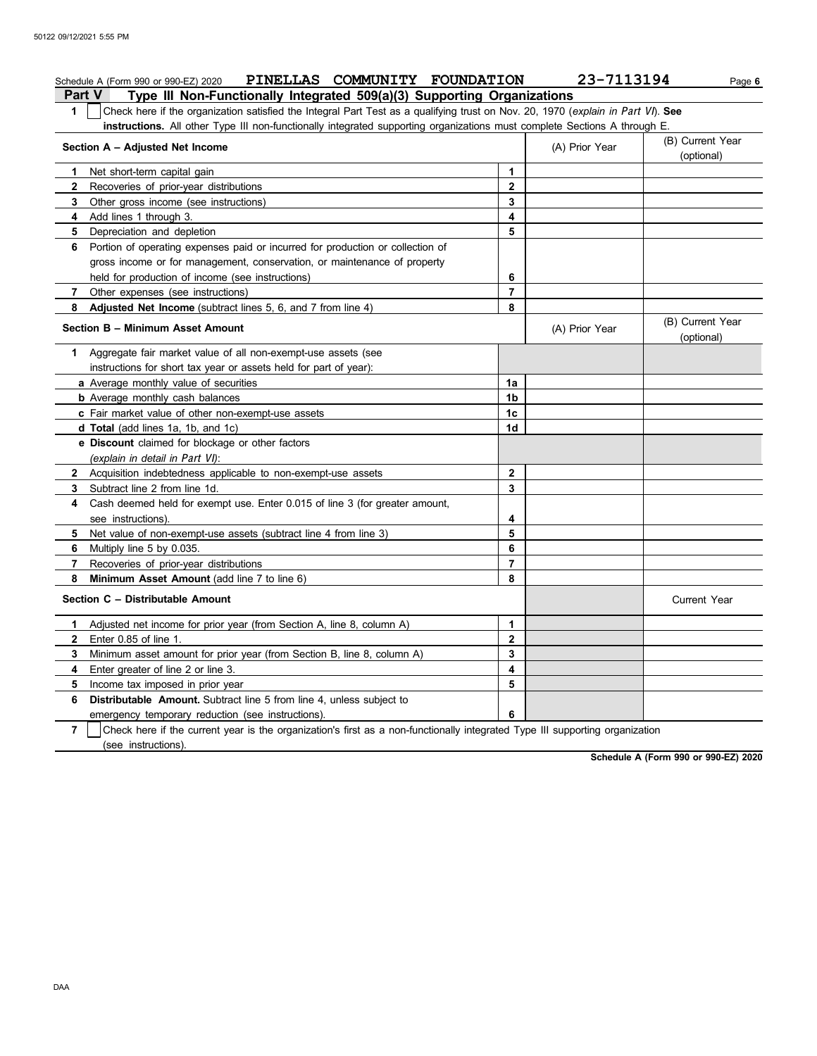Schedule A (Form 990 or 990-EZ) 2020 **PINELLAS COMMUNITY FOUNDATION** 23-7113194

## Part V Type III Non-Functionally Integrated 509(a)(3) Supporting Organizations

**1** ☐ Check here if the organization satisfied the Integral Part Test as a qualifying trust on Nov. 20, 1970 (*explain in Part VI*). **See instructions.** All other Type III non-functionally integrated supporting organizations must complete Sections A through E.

| **Section A – Adjusted Net Income** | | (A) Prior Year | (B) Current Year (optional) |
|---|---|---|---|
| **1** Net short-term capital gain | 1 | | |
| **2** Recoveries of prior-year distributions | 2 | | |
| **3** Other gross income (see instructions) | 3 | | |
| **4** Add lines 1 through 3. | 4 | | |
| **5** Depreciation and depletion | 5 | | |
| **6** Portion of operating expenses paid or incurred for production or collection of gross income or for management, conservation, or maintenance of property held for production of income (see instructions) | 6 | | |
| **7** Other expenses (see instructions) | 7 | | |
| **8** **Adjusted Net Income** (subtract lines 5, 6, and 7 from line 4) | 8 | | |

| **Section B – Minimum Asset Amount** | | (A) Prior Year | (B) Current Year (optional) |
|---|---|---|---|
| **1** Aggregate fair market value of all non-exempt-use assets (see instructions for short tax year or assets held for part of year): | | | |
| **a** Average monthly value of securities | 1a | | |
| **b** Average monthly cash balances | 1b | | |
| **c** Fair market value of other non-exempt-use assets | 1c | | |
| **d** **Total** (add lines 1a, 1b, and 1c) | 1d | | |
| **e** **Discount** claimed for blockage or other factors (*explain in detail in Part VI*): | | | |
| **2** Acquisition indebtedness applicable to non-exempt-use assets | 2 | | |
| **3** Subtract line 2 from line 1d. | 3 | | |
| **4** Cash deemed held for exempt use. Enter 0.015 of line 3 (for greater amount, see instructions). | 4 | | |
| **5** Net value of non-exempt-use assets (subtract line 4 from line 3) | 5 | | |
| **6** Multiply line 5 by 0.035. | 6 | | |
| **7** Recoveries of prior-year distributions | 7 | | |
| **8** **Minimum Asset Amount** (add line 7 to line 6) | 8 | | |

| **Section C – Distributable Amount** | | | Current Year |
|---|---|---|---|
| **1** Adjusted net income for prior year (from Section A, line 8, column A) | 1 | | |
| **2** Enter 0.85 of line 1. | 2 | | |
| **3** Minimum asset amount for prior year (from Section B, line 8, column A) | 3 | | |
| **4** Enter greater of line 2 or line 3. | 4 | | |
| **5** Income tax imposed in prior year | 5 | | |
| **6** **Distributable Amount.** Subtract line 5 from line 4, unless subject to emergency temporary reduction (see instructions). | 6 | | |

**7** ☐ Check here if the current year is the organization's first as a non-functionally integrated Type III supporting organization (see instructions).

**Schedule A (Form 990 or 990-EZ) 2020**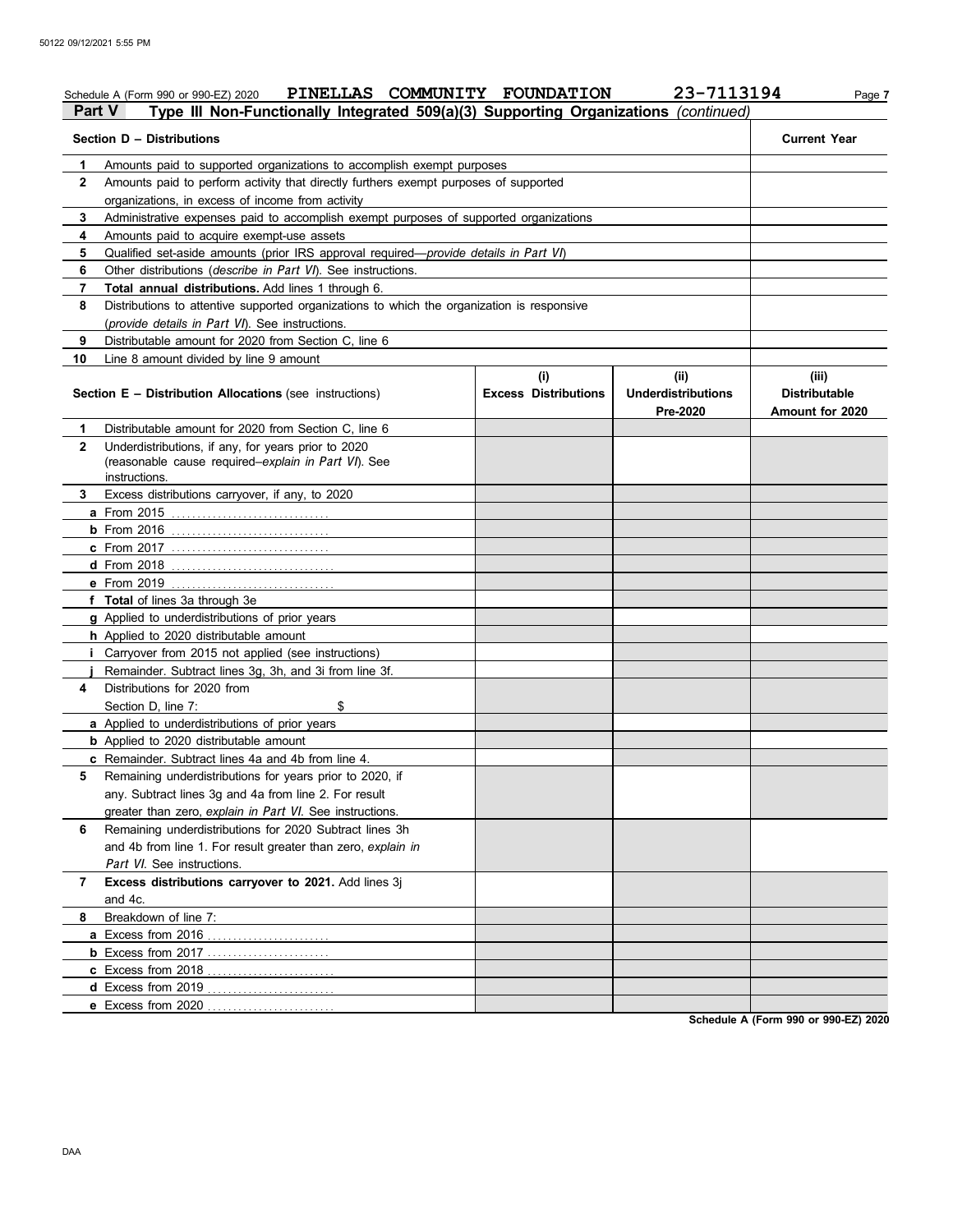Schedule A (Form 990 or 990-EZ) 2020 **PINELLAS COMMUNITY FOUNDATION** 23-7113194

## Part V Type III Non-Functionally Integrated 509(a)(3) Supporting Organizations *(continued)*

| Section D – Distributions | | Current Year |
|---|---|---|
| 1 | Amounts paid to supported organizations to accomplish exempt purposes | |
| 2 | Amounts paid to perform activity that directly furthers exempt purposes of supported organizations, in excess of income from activity | |
| 3 | Administrative expenses paid to accomplish exempt purposes of supported organizations | |
| 4 | Amounts paid to acquire exempt-use assets | |
| 5 | Qualified set-aside amounts (prior IRS approval required—*provide details in Part VI*) | |
| 6 | Other distributions (*describe in Part VI*). See instructions. | |
| 7 | **Total annual distributions.** Add lines 1 through 6. | |
| 8 | Distributions to attentive supported organizations to which the organization is responsive (*provide details in Part VI*). See instructions. | |
| 9 | Distributable amount for 2020 from Section C, line 6 | |
| 10 | Line 8 amount divided by line 9 amount | |

| Section E – Distribution Allocations (see instructions) | (i) Excess Distributions | (ii) Underdistributions Pre-2020 | (iii) Distributable Amount for 2020 |
|---|---|---|---|
| **1** Distributable amount for 2020 from Section C, line 6 | | | |
| **2** Underdistributions, if any, for years prior to 2020 (reasonable cause required–*explain in Part VI*). See instructions. | | | |
| **3** Excess distributions carryover, if any, to 2020 | | | |
| **a** From 2015 | | | |
| **b** From 2016 | | | |
| **c** From 2017 | | | |
| **d** From 2018 | | | |
| **e** From 2019 | | | |
| **f Total** of lines 3a through 3e | | | |
| **g** Applied to underdistributions of prior years | | | |
| **h** Applied to 2020 distributable amount | | | |
| **i** Carryover from 2015 not applied (see instructions) | | | |
| **j** Remainder. Subtract lines 3g, 3h, and 3i from line 3f. | | | |
| **4** Distributions for 2020 from Section D, line 7: $ | | | |
| **a** Applied to underdistributions of prior years | | | |
| **b** Applied to 2020 distributable amount | | | |
| **c** Remainder. Subtract lines 4a and 4b from line 4. | | | |
| **5** Remaining underdistributions for years prior to 2020, if any. Subtract lines 3g and 4a from line 2. For result greater than zero, *explain in Part VI*. See instructions. | | | |
| **6** Remaining underdistributions for 2020 Subtract lines 3h and 4b from line 1. For result greater than zero, *explain in Part VI*. See instructions. | | | |
| **7 Excess distributions carryover to 2021.** Add lines 3j and 4c. | | | |
| **8** Breakdown of line 7: | | | |
| **a** Excess from 2016 | | | |
| **b** Excess from 2017 | | | |
| **c** Excess from 2018 | | | |
| **d** Excess from 2019 | | | |
| **e** Excess from 2020 | | | |

**Schedule A (Form 990 or 990-EZ) 2020**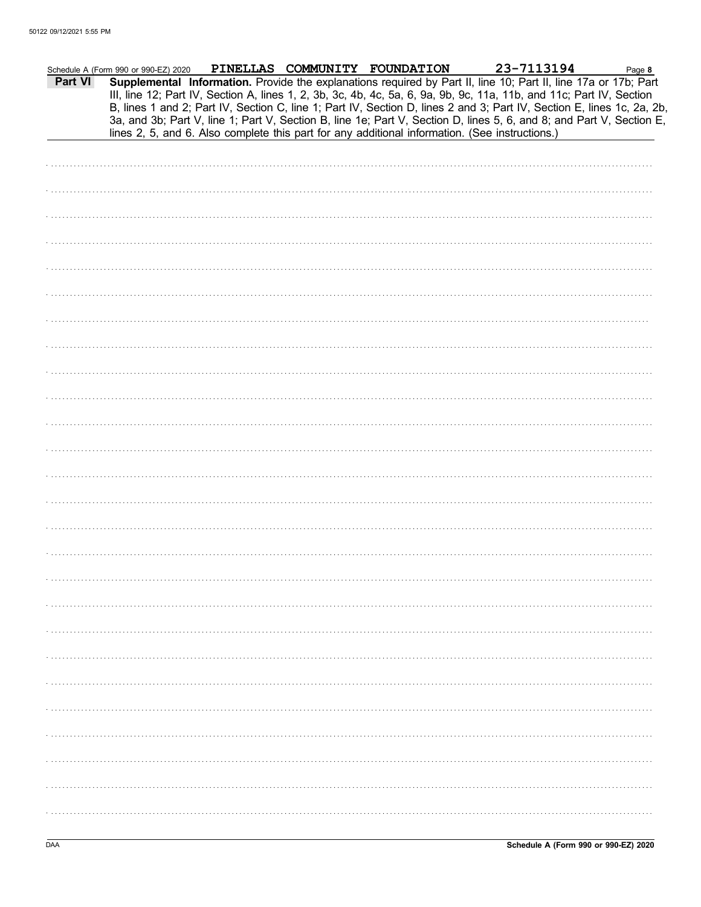Schedule A (Form 990 or 990-EZ) 2020 PINELLAS COMMUNITY FOUNDATION 23-7113194

**Part VI** **Supplemental Information.** Provide the explanations required by Part II, line 10; Part II, line 17a or 17b; Part III, line 12; Part IV, Section A, lines 1, 2, 3b, 3c, 4b, 4c, 5a, 6, 9a, 9b, 9c, 11a, 11b, and 11c; Part IV, Section B, lines 1 and 2; Part IV, Section C, line 1; Part IV, Section D, lines 2 and 3; Part IV, Section E, lines 1c, 2a, 2b, 3a, and 3b; Part V, line 1; Part V, Section B, line 1e; Part V, Section D, lines 5, 6, and 8; and Part V, Section E, lines 2, 5, and 6. Also complete this part for any additional information. (See instructions.)

Schedule A (Form 990 or 990-EZ) 2020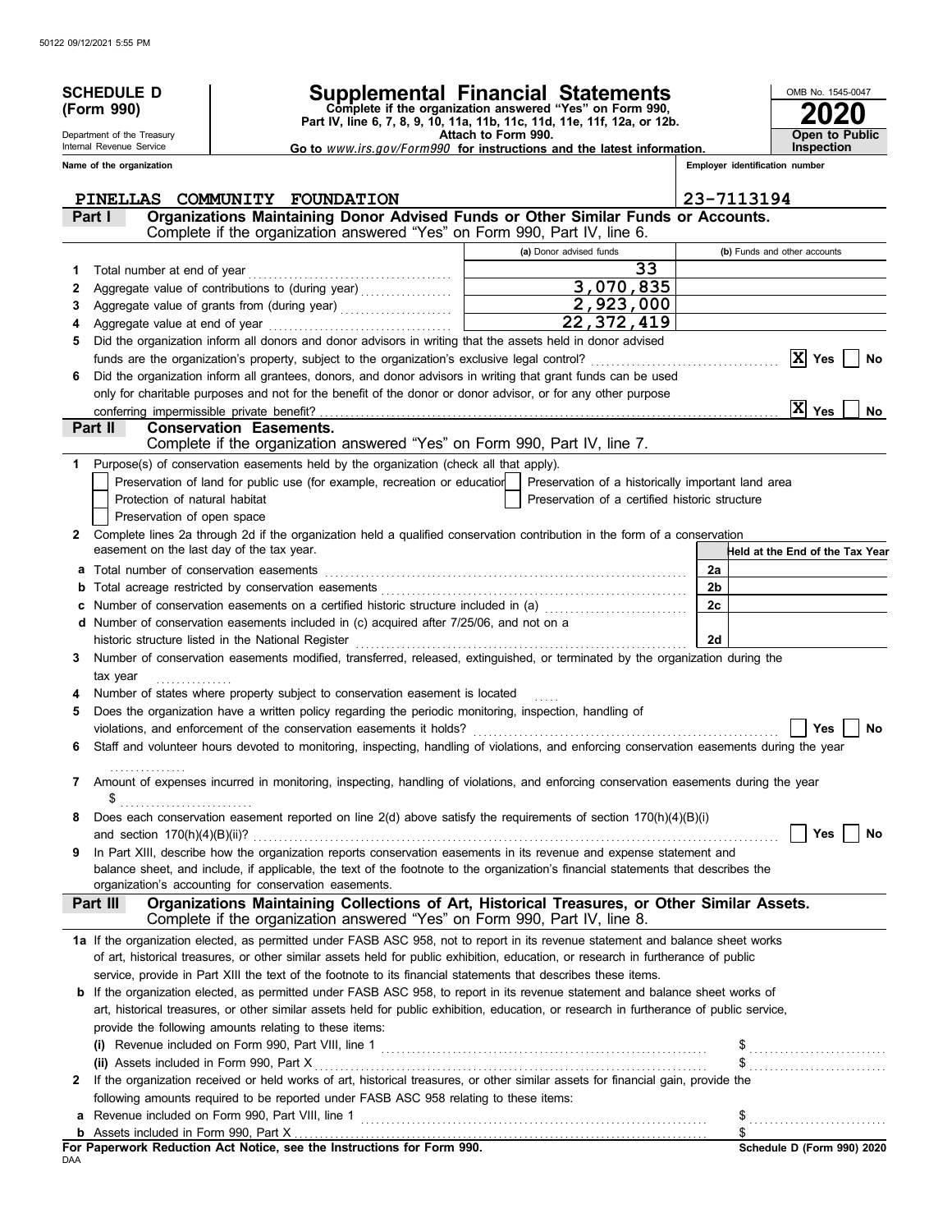**SCHEDULE D (Form 990)**

Department of the Treasury
Internal Revenue Service

# Supplemental Financial Statements

**Complete if the organization answered "Yes" on Form 990, Part IV, line 6, 7, 8, 9, 10, 11a, 11b, 11c, 11d, 11e, 11f, 12a, or 12b.**
**Attach to Form 990.**
**Go to *www.irs.gov/Form990* for instructions and the latest information.**

OMB No. 1545-0047
**2020**
**Open to Public Inspection**

Name of the organization: PINELLAS COMMUNITY FOUNDATION
Employer identification number: 23-7113194

## Part I — Organizations Maintaining Donor Advised Funds or Other Similar Funds or Accounts.
Complete if the organization answered "Yes" on Form 990, Part IV, line 6.

| | | (a) Donor advised funds | (b) Funds and other accounts |
|---|---|---|---|
| 1 | Total number at end of year | 33 | |
| 2 | Aggregate value of contributions to (during year) | 3,070,835 | |
| 3 | Aggregate value of grants from (during year) | 2,923,000 | |
| 4 | Aggregate value at end of year | 22,372,419 | |

5 Did the organization inform all donors and donor advisors in writing that the assets held in donor advised funds are the organization's property, subject to the organization's exclusive legal control? **[X] Yes** [ ] No

6 Did the organization inform all grantees, donors, and donor advisors in writing that grant funds can be used only for charitable purposes and not for the benefit of the donor or donor advisor, or for any other purpose conferring impermissible private benefit? **[X] Yes** [ ] No

## Part II — Conservation Easements.
Complete if the organization answered "Yes" on Form 990, Part IV, line 7.

1 Purpose(s) of conservation easements held by the organization (check all that apply).
- [ ] Preservation of land for public use (for example, recreation or education)
- [ ] Protection of natural habitat
- [ ] Preservation of open space
- [ ] Preservation of a historically important land area
- [ ] Preservation of a certified historic structure

2 Complete lines 2a through 2d if the organization held a qualified conservation contribution in the form of a conservation easement on the last day of the tax year.

| | | | Held at the End of the Tax Year |
|---|---|---|---|
| a | Total number of conservation easements | 2a | |
| b | Total acreage restricted by conservation easements | 2b | |
| c | Number of conservation easements on a certified historic structure included in (a) | 2c | |
| d | Number of conservation easements included in (c) acquired after 7/25/06, and not on a historic structure listed in the National Register | 2d | |

3 Number of conservation easements modified, transferred, released, extinguished, or terminated by the organization during the tax year ...............

4 Number of states where property subject to conservation easement is located .....

5 Does the organization have a written policy regarding the periodic monitoring, inspection, handling of violations, and enforcement of the conservation easements it holds? [ ] Yes [ ] No

6 Staff and volunteer hours devoted to monitoring, inspecting, handling of violations, and enforcing conservation easements during the year ...............

7 Amount of expenses incurred in monitoring, inspecting, handling of violations, and enforcing conservation easements during the year $ ...............

8 Does each conservation easement reported on line 2(d) above satisfy the requirements of section 170(h)(4)(B)(i) and section 170(h)(4)(B)(ii)? [ ] Yes [ ] No

9 In Part XIII, describe how the organization reports conservation easements in its revenue and expense statement and balance sheet, and include, if applicable, the text of the footnote to the organization's financial statements that describes the organization's accounting for conservation easements.

## Part III — Organizations Maintaining Collections of Art, Historical Treasures, or Other Similar Assets.
Complete if the organization answered "Yes" on Form 990, Part IV, line 8.

**1a** If the organization elected, as permitted under FASB ASC 958, not to report in its revenue statement and balance sheet works of art, historical treasures, or other similar assets held for public exhibition, education, or research in furtherance of public service, provide in Part XIII the text of the footnote to its financial statements that describes these items.

**b** If the organization elected, as permitted under FASB ASC 958, to report in its revenue statement and balance sheet works of art, historical treasures, or other similar assets held for public exhibition, education, or research in furtherance of public service, provide the following amounts relating to these items:

(i) Revenue included on Form 990, Part VIII, line 1 $ ...............

(ii) Assets included in Form 990, Part X $ ...............

**2** If the organization received or held works of art, historical treasures, or other similar assets for financial gain, provide the following amounts required to be reported under FASB ASC 958 relating to these items:

**a** Revenue included on Form 990, Part VIII, line 1 $ ...............

**b** Assets included in Form 990, Part X $ ...............

**For Paperwork Reduction Act Notice, see the Instructions for Form 990.**
Schedule D (Form 990) 2020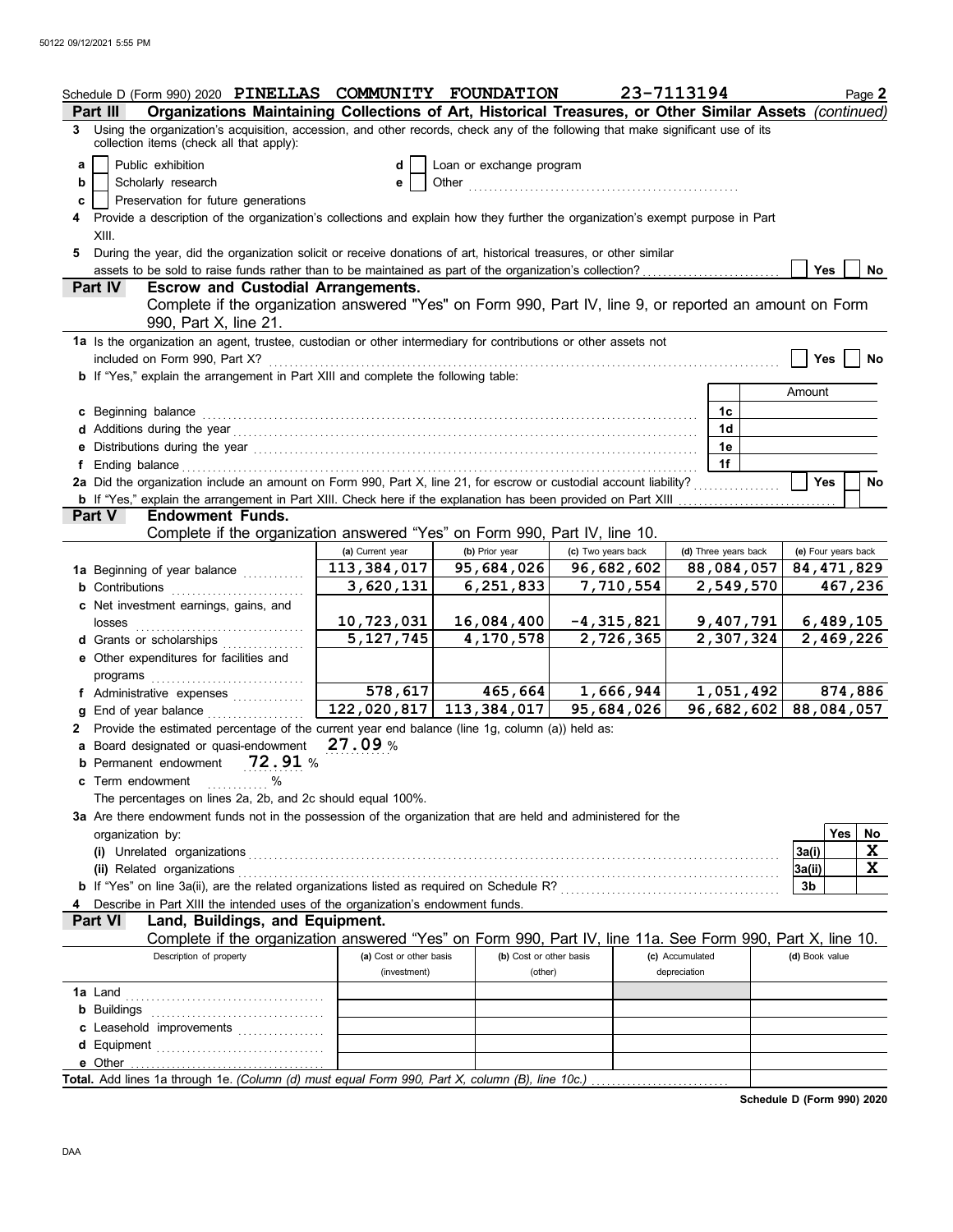Schedule D (Form 990) 2020 **PINELLAS COMMUNITY FOUNDATION** **23-7113194** Page **2**

## Part III Organizations Maintaining Collections of Art, Historical Treasures, or Other Similar Assets *(continued)*

**3** Using the organization's acquisition, accession, and other records, check any of the following that make significant use of its collection items (check all that apply):

- **a** ☐ Public exhibition
- **b** ☐ Scholarly research
- **c** ☐ Preservation for future generations
- **d** ☐ Loan or exchange program
- **e** ☐ Other ....................

**4** Provide a description of the organization's collections and explain how they further the organization's exempt purpose in Part XIII.

**5** During the year, did the organization solicit or receive donations of art, historical treasures, or other similar assets to be sold to raise funds rather than to be maintained as part of the organization's collection? ☐ Yes ☐ No

## Part IV Escrow and Custodial Arrangements.

Complete if the organization answered "Yes" on Form 990, Part IV, line 9, or reported an amount on Form 990, Part X, line 21.

**1a** Is the organization an agent, trustee, custodian or other intermediary for contributions or other assets not included on Form 990, Part X? ☐ Yes ☐ No

**b** If "Yes," explain the arrangement in Part XIII and complete the following table:

| | | Amount |
|---|---|---|
| **c** Beginning balance | 1c | |
| **d** Additions during the year | 1d | |
| **e** Distributions during the year | 1e | |
| **f** Ending balance | 1f | |

**2a** Did the organization include an amount on Form 990, Part X, line 21, for escrow or custodial account liability? ☐ Yes ☐ No

**b** If "Yes," explain the arrangement in Part XIII. Check here if the explanation has been provided on Part XIII ☐

## Part V Endowment Funds.

Complete if the organization answered "Yes" on Form 990, Part IV, line 10.

| | (a) Current year | (b) Prior year | (c) Two years back | (d) Three years back | (e) Four years back |
|---|---|---|---|---|---|
| **1a** Beginning of year balance | 113,384,017 | 95,684,026 | 96,682,602 | 88,084,057 | 84,471,829 |
| **b** Contributions | 3,620,131 | 6,251,833 | 7,710,554 | 2,549,570 | 467,236 |
| **c** Net investment earnings, gains, and losses | 10,723,031 | 16,084,400 | -4,315,821 | 9,407,791 | 6,489,105 |
| **d** Grants or scholarships | 5,127,745 | 4,170,578 | 2,726,365 | 2,307,324 | 2,469,226 |
| **e** Other expenditures for facilities and programs | | | | | |
| **f** Administrative expenses | 578,617 | 465,664 | 1,666,944 | 1,051,492 | 874,886 |
| **g** End of year balance | 122,020,817 | 113,384,017 | 95,684,026 | 96,682,602 | 88,084,057 |

**2** Provide the estimated percentage of the current year end balance (line 1g, column (a)) held as:

- **a** Board designated or quasi-endowment **27.09** %
- **b** Permanent endowment **72.91** %
- **c** Term endowment ........ %

The percentages on lines 2a, 2b, and 2c should equal 100%.

**3a** Are there endowment funds not in the possession of the organization that are held and administered for the organization by:

| | | Yes | No |
|---|---|---|---|
| **(i)** Unrelated organizations | 3a(i) | | **X** |
| **(ii)** Related organizations | 3a(ii) | | **X** |
| **b** If "Yes" on line 3a(ii), are the related organizations listed as required on Schedule R? | 3b | | |

**4** Describe in Part XIII the intended uses of the organization's endowment funds.

## Part VI Land, Buildings, and Equipment.

Complete if the organization answered "Yes" on Form 990, Part IV, line 11a. See Form 990, Part X, line 10.

| Description of property | (a) Cost or other basis (investment) | (b) Cost or other basis (other) | (c) Accumulated depreciation | (d) Book value |
|---|---|---|---|---|
| **1a** Land | | | | |
| **b** Buildings | | | | |
| **c** Leasehold improvements | | | | |
| **d** Equipment | | | | |
| **e** Other | | | | |

**Total.** Add lines 1a through 1e. *(Column (d) must equal Form 990, Part X, column (B), line 10c.)*

**Schedule D (Form 990) 2020**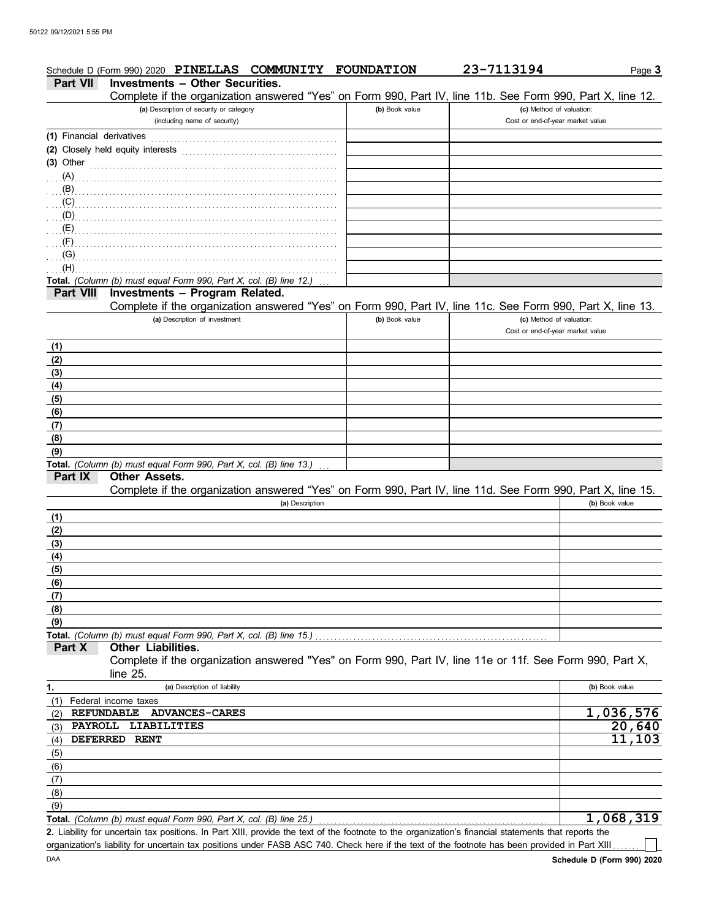Schedule D (Form 990) 2020 **PINELLAS COMMUNITY FOUNDATION** **23-7113194** Page **3**

## Part VII Investments – Other Securities.

Complete if the organization answered "Yes" on Form 990, Part IV, line 11b. See Form 990, Part X, line 12.

| (a) Description of security or category (including name of security) | (b) Book value | (c) Method of valuation: Cost or end-of-year market value |
|---|---|---|
| (1) Financial derivatives | | |
| (2) Closely held equity interests | | |
| (3) Other | | |
| (A) | | |
| (B) | | |
| (C) | | |
| (D) | | |
| (E) | | |
| (F) | | |
| (G) | | |
| (H) | | |
| **Total.** *(Column (b) must equal Form 990, Part X, col. (B) line 12.)* | | |

## Part VIII Investments – Program Related.

Complete if the organization answered "Yes" on Form 990, Part IV, line 11c. See Form 990, Part X, line 13.

| (a) Description of investment | (b) Book value | (c) Method of valuation: Cost or end-of-year market value |
|---|---|---|
| (1) | | |
| (2) | | |
| (3) | | |
| (4) | | |
| (5) | | |
| (6) | | |
| (7) | | |
| (8) | | |
| (9) | | |
| **Total.** *(Column (b) must equal Form 990, Part X, col. (B) line 13.)* | | |

## Part IX Other Assets.

Complete if the organization answered "Yes" on Form 990, Part IV, line 11d. See Form 990, Part X, line 15.

| (a) Description | (b) Book value |
|---|---|
| (1) | |
| (2) | |
| (3) | |
| (4) | |
| (5) | |
| (6) | |
| (7) | |
| (8) | |
| (9) | |
| **Total.** *(Column (b) must equal Form 990, Part X, col. (B) line 15.)* | |

## Part X Other Liabilities.

Complete if the organization answered "Yes" on Form 990, Part IV, line 11e or 11f. See Form 990, Part X, line 25.

| 1. (a) Description of liability | (b) Book value |
|---|---|
| (1) Federal income taxes | |
| (2) REFUNDABLE ADVANCES-CARES | 1,036,576 |
| (3) PAYROLL LIABILITIES | 20,640 |
| (4) DEFERRED RENT | 11,103 |
| (5) | |
| (6) | |
| (7) | |
| (8) | |
| (9) | |
| **Total.** *(Column (b) must equal Form 990, Part X, col. (B) line 25.)* | 1,068,319 |

**2.** Liability for uncertain tax positions. In Part XIII, provide the text of the footnote to the organization's financial statements that reports the organization's liability for uncertain tax positions under FASB ASC 740. Check here if the text of the footnote has been provided in Part XIII ☐

**Schedule D (Form 990) 2020**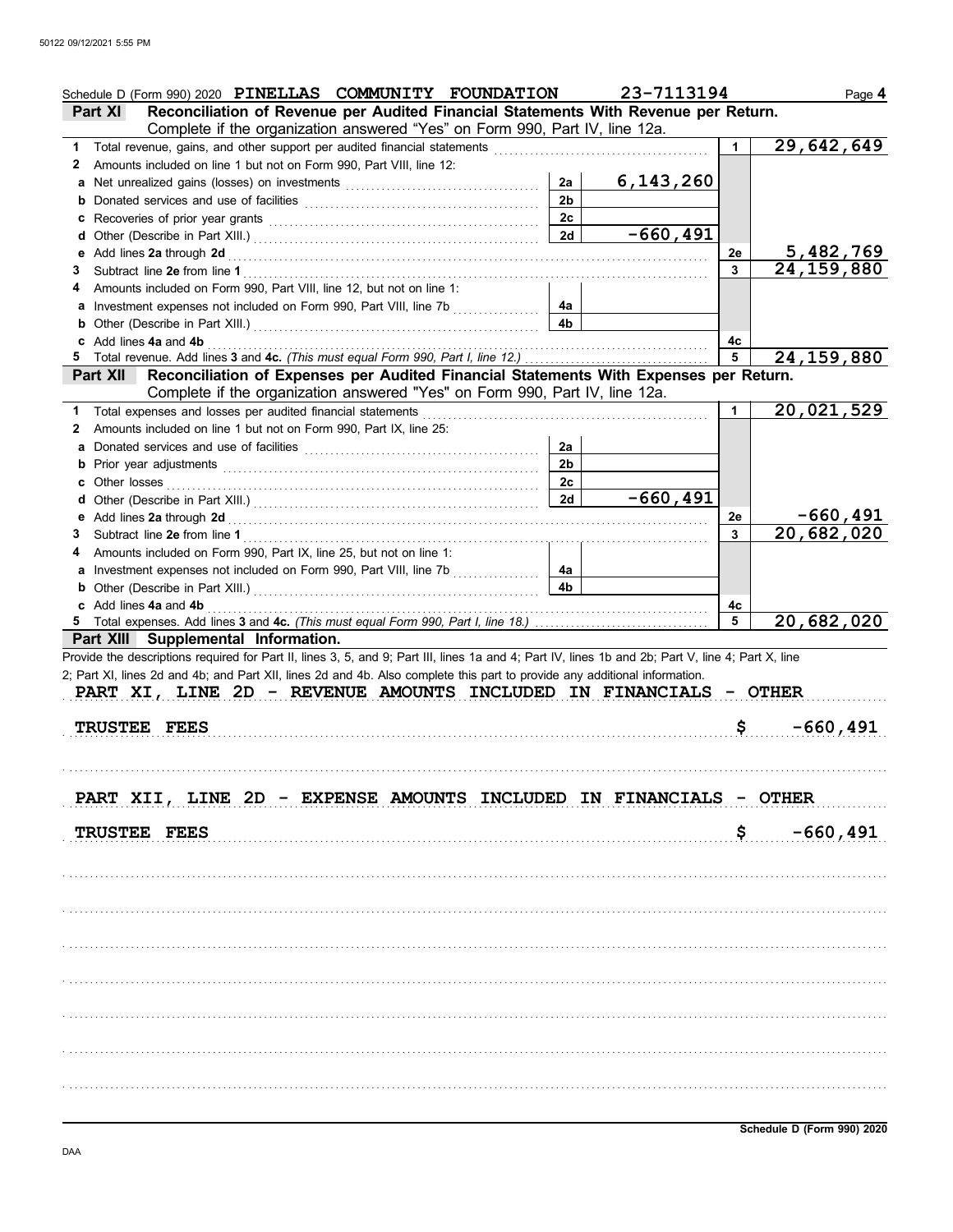Schedule D (Form 990) 2020 **PINELLAS COMMUNITY FOUNDATION** 23-7113194 Page **4**

**Part XI — Reconciliation of Revenue per Audited Financial Statements With Revenue per Return.**
Complete if the organization answered "Yes" on Form 990, Part IV, line 12a.

| | | | | | |
|---|---|---|---|---|---|
| **1** | Total revenue, gains, and other support per audited financial statements | | | 1 | 29,642,649 |
| **2** | Amounts included on line 1 but not on Form 990, Part VIII, line 12: | | | | |
| a | Net unrealized gains (losses) on investments | 2a | 6,143,260 | | |
| b | Donated services and use of facilities | 2b | | | |
| c | Recoveries of prior year grants | 2c | | | |
| d | Other (Describe in Part XIII.) | 2d | -660,491 | | |
| e | Add lines **2a** through **2d** | | | 2e | 5,482,769 |
| **3** | Subtract line **2e** from line **1** | | | 3 | 24,159,880 |
| **4** | Amounts included on Form 990, Part VIII, line 12, but not on line 1: | | | | |
| a | Investment expenses not included on Form 990, Part VIII, line 7b | 4a | | | |
| b | Other (Describe in Part XIII.) | 4b | | | |
| c | Add lines **4a** and **4b** | | | 4c | |
| **5** | Total revenue. Add lines **3** and **4c.** *(This must equal Form 990, Part I, line 12.)* | | | 5 | 24,159,880 |

**Part XII — Reconciliation of Expenses per Audited Financial Statements With Expenses per Return.**
Complete if the organization answered "Yes" on Form 990, Part IV, line 12a.

| | | | | | |
|---|---|---|---|---|---|
| **1** | Total expenses and losses per audited financial statements | | | 1 | 20,021,529 |
| **2** | Amounts included on line 1 but not on Form 990, Part IX, line 25: | | | | |
| a | Donated services and use of facilities | 2a | | | |
| b | Prior year adjustments | 2b | | | |
| c | Other losses | 2c | | | |
| d | Other (Describe in Part XIII.) | 2d | -660,491 | | |
| e | Add lines **2a** through **2d** | | | 2e | -660,491 |
| **3** | Subtract line **2e** from line **1** | | | 3 | 20,682,020 |
| **4** | Amounts included on Form 990, Part IX, line 25, but not on line 1: | | | | |
| a | Investment expenses not included on Form 990, Part VIII, line 7b | 4a | | | |
| b | Other (Describe in Part XIII.) | 4b | | | |
| c | Add lines **4a** and **4b** | | | 4c | |
| **5** | Total expenses. Add lines **3** and **4c.** *(This must equal Form 990, Part I, line 18.)* | | | 5 | 20,682,020 |

**Part XIII — Supplemental Information.**

Provide the descriptions required for Part II, lines 3, 5, and 9; Part III, lines 1a and 4; Part IV, lines 1b and 2b; Part V, line 4; Part X, line 2; Part XI, lines 2d and 4b; and Part XII, lines 2d and 4b. Also complete this part to provide any additional information.

PART XI, LINE 2D - REVENUE AMOUNTS INCLUDED IN FINANCIALS - OTHER

TRUSTEE FEES $ -660,491

PART XII, LINE 2D - EXPENSE AMOUNTS INCLUDED IN FINANCIALS - OTHER

TRUSTEE FEES $ -660,491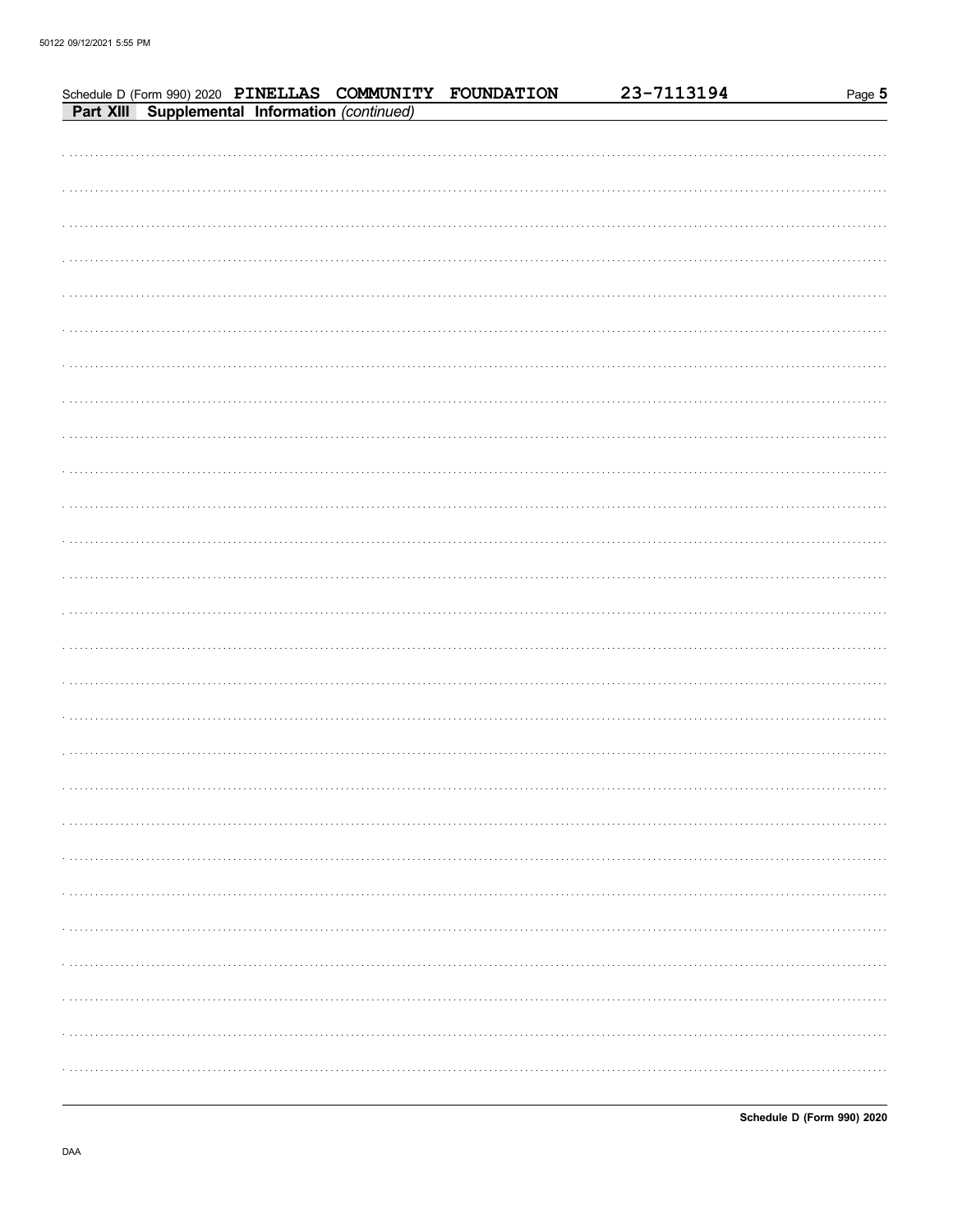Schedule D (Form 990) 2020 **PINELLAS COMMUNITY FOUNDATION** 23-7113194

## Part XIII Supplemental Information *(continued)*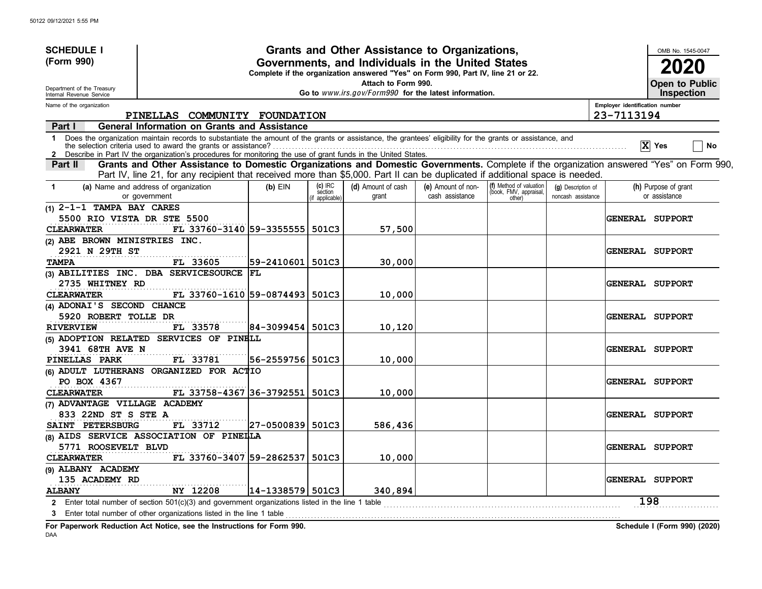**SCHEDULE I (Form 990)**

Department of the Treasury
Internal Revenue Service

# Grants and Other Assistance to Organizations, Governments, and Individuals in the United States

**Complete if the organization answered "Yes" on Form 990, Part IV, line 21 or 22.**
**Attach to Form 990.**
**Go to** *www.irs.gov/Form990* **for the latest information.**

OMB No. 1545-0047

**2020**

**Open to Public Inspection**

Name of the organization: PINELLAS COMMUNITY FOUNDATION

Employer identification number: 23-7113194

## Part I — General Information on Grants and Assistance

1 Does the organization maintain records to substantiate the amount of the grants or assistance, the grantees' eligibility for the grants or assistance, and the selection criteria used to award the grants or assistance? [X] Yes [ ] No

2 Describe in Part IV the organization's procedures for monitoring the use of grant funds in the United States.

## Part II — Grants and Other Assistance to Domestic Organizations and Domestic Governments.

Complete if the organization answered "Yes" on Form 990, Part IV, line 21, for any recipient that received more than $5,000. Part II can be duplicated if additional space is needed.

| 1 (a) Name and address of organization or government | (b) EIN | (c) IRC section (if applicable) | (d) Amount of cash grant | (e) Amount of non-cash assistance | (f) Method of valuation (book, FMV, appraisal, other) | (g) Description of noncash assistance | (h) Purpose of grant or assistance |
|---|---|---|---|---|---|---|---|
| (1) 2-1-1 TAMPA BAY CARES<br>5500 RIO VISTA DR STE 5500<br>CLEARWATER FL 33760-3140 | 59-3355555 | 501C3 | 57,500 | | | | GENERAL SUPPORT |
| (2) ABE BROWN MINISTRIES INC.<br>2921 N 29TH ST<br>TAMPA FL 33605 | 59-2410601 | 501C3 | 30,000 | | | | GENERAL SUPPORT |
| (3) ABILITIES INC. DBA SERVICESOURCE FL<br>2735 WHITNEY RD<br>CLEARWATER FL 33760-1610 | 59-0874493 | 501C3 | 10,000 | | | | GENERAL SUPPORT |
| (4) ADONAI'S SECOND CHANCE<br>5920 ROBERT TOLLE DR<br>RIVERVIEW FL 33578 | 84-3099454 | 501C3 | 10,120 | | | | GENERAL SUPPORT |
| (5) ADOPTION RELATED SERVICES OF PINELL<br>3941 68TH AVE N<br>PINELLAS PARK FL 33781 | 56-2559756 | 501C3 | 10,000 | | | | GENERAL SUPPORT |
| (6) ADULT LUTHERANS ORGANIZED FOR ACTIO<br>PO BOX 4367<br>CLEARWATER FL 33758-4367 | 36-3792551 | 501C3 | 10,000 | | | | GENERAL SUPPORT |
| (7) ADVANTAGE VILLAGE ACADEMY<br>833 22ND ST S STE A<br>SAINT PETERSBURG FL 33712 | 27-0500839 | 501C3 | 586,436 | | | | GENERAL SUPPORT |
| (8) AIDS SERVICE ASSOCIATION OF PINELLA<br>5771 ROOSEVELT BLVD<br>CLEARWATER FL 33760-3407 | 59-2862537 | 501C3 | 10,000 | | | | GENERAL SUPPORT |
| (9) ALBANY ACADEMY<br>135 ACADEMY RD<br>ALBANY NY 12208 | 14-1338579 | 501C3 | 340,894 | | | | GENERAL SUPPORT |

2 Enter total number of section 501(c)(3) and government organizations listed in the line 1 table ........ 198

3 Enter total number of other organizations listed in the line 1 table ........

**For Paperwork Reduction Act Notice, see the Instructions for Form 990.**

**Schedule I (Form 990) (2020)**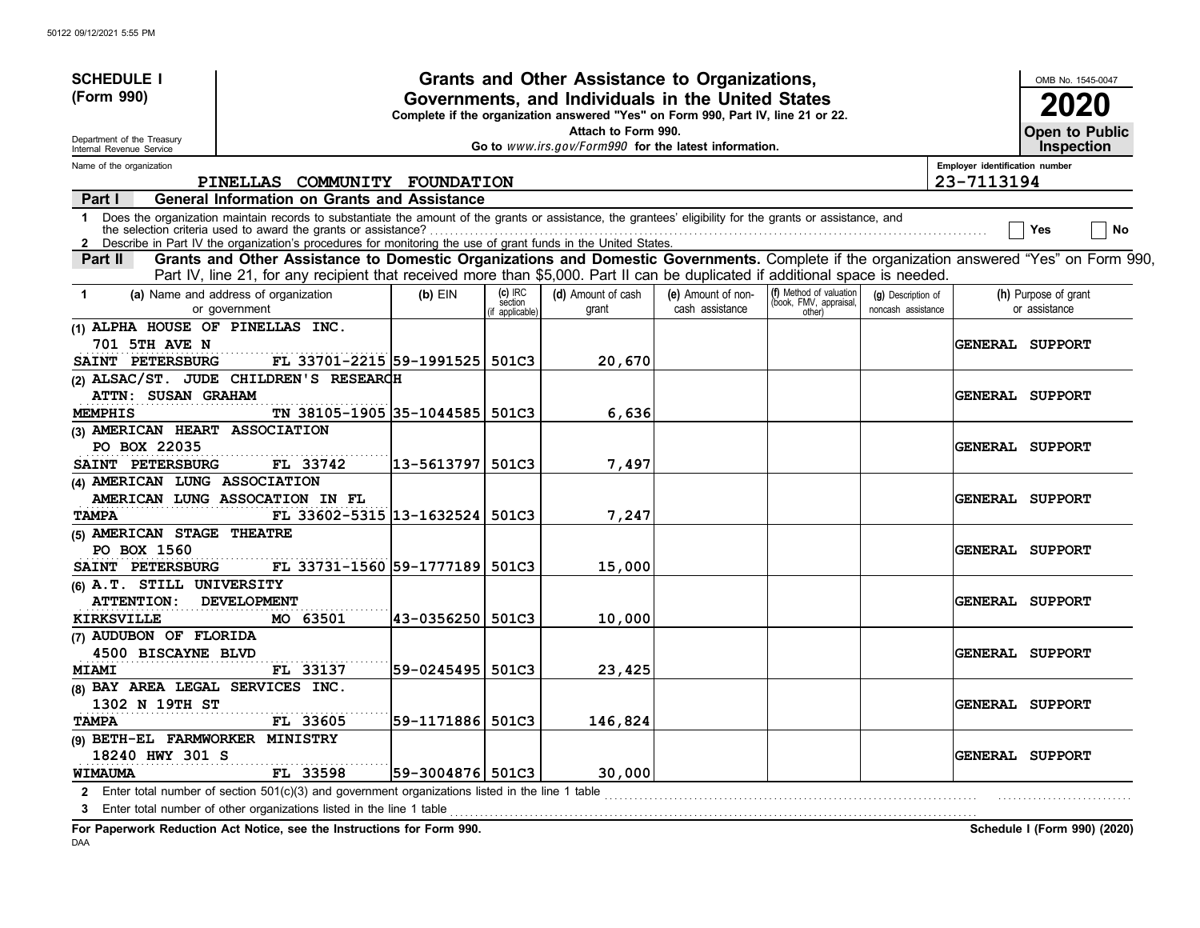**SCHEDULE I (Form 990)**

Department of the Treasury
Internal Revenue Service

# Grants and Other Assistance to Organizations, Governments, and Individuals in the United States

**Complete if the organization answered "Yes" on Form 990, Part IV, line 21 or 22.**
**Attach to Form 990.**
**Go to *www.irs.gov/Form990* for the latest information.**

OMB No. 1545-0047

**2020**

**Open to Public Inspection**

Name of the organization: PINELLAS COMMUNITY FOUNDATION

Employer identification number: 23-7113194

## Part I General Information on Grants and Assistance

1 Does the organization maintain records to substantiate the amount of the grants or assistance, the grantees' eligibility for the grants or assistance, and the selection criteria used to award the grants or assistance? Yes No

2 Describe in Part IV the organization's procedures for monitoring the use of grant funds in the United States.

## Part II Grants and Other Assistance to Domestic Organizations and Domestic Governments.

Complete if the organization answered "Yes" on Form 990, Part IV, line 21, for any recipient that received more than $5,000. Part II can be duplicated if additional space is needed.

| 1 (a) Name and address of organization or government | (b) EIN | (c) IRC section (if applicable) | (d) Amount of cash grant | (e) Amount of non-cash assistance | (f) Method of valuation (book, FMV, appraisal, other) | (g) Description of noncash assistance | (h) Purpose of grant or assistance |
|---|---|---|---|---|---|---|---|
| (1) ALPHA HOUSE OF PINELLAS INC.<br>701 5TH AVE N<br>SAINT PETERSBURG FL 33701-2215 | 59-1991525 | 501C3 | 20,670 | | | | GENERAL SUPPORT |
| (2) ALSAC/ST. JUDE CHILDREN'S RESEARCH<br>ATTN: SUSAN GRAHAM<br>MEMPHIS TN 38105-1905 | 35-1044585 | 501C3 | 6,636 | | | | GENERAL SUPPORT |
| (3) AMERICAN HEART ASSOCIATION<br>PO BOX 22035<br>SAINT PETERSBURG FL 33742 | 13-5613797 | 501C3 | 7,497 | | | | GENERAL SUPPORT |
| (4) AMERICAN LUNG ASSOCIATION<br>AMERICAN LUNG ASSOCATION IN FL<br>TAMPA FL 33602-5315 | 13-1632524 | 501C3 | 7,247 | | | | GENERAL SUPPORT |
| (5) AMERICAN STAGE THEATRE<br>PO BOX 1560<br>SAINT PETERSBURG FL 33731-1560 | 59-1777189 | 501C3 | 15,000 | | | | GENERAL SUPPORT |
| (6) A.T. STILL UNIVERSITY<br>ATTENTION: DEVELOPMENT<br>KIRKSVILLE MO 63501 | 43-0356250 | 501C3 | 10,000 | | | | GENERAL SUPPORT |
| (7) AUDUBON OF FLORIDA<br>4500 BISCAYNE BLVD<br>MIAMI FL 33137 | 59-0245495 | 501C3 | 23,425 | | | | GENERAL SUPPORT |
| (8) BAY AREA LEGAL SERVICES INC.<br>1302 N 19TH ST<br>TAMPA FL 33605 | 59-1171886 | 501C3 | 146,824 | | | | GENERAL SUPPORT |
| (9) BETH-EL FARMWORKER MINISTRY<br>18240 HWY 301 S<br>WIMAUMA FL 33598 | 59-3004876 | 501C3 | 30,000 | | | | GENERAL SUPPORT |

2 Enter total number of section 501(c)(3) and government organizations listed in the line 1 table

3 Enter total number of other organizations listed in the line 1 table

**For Paperwork Reduction Act Notice, see the Instructions for Form 990.** **Schedule I (Form 990) (2020)**

DAA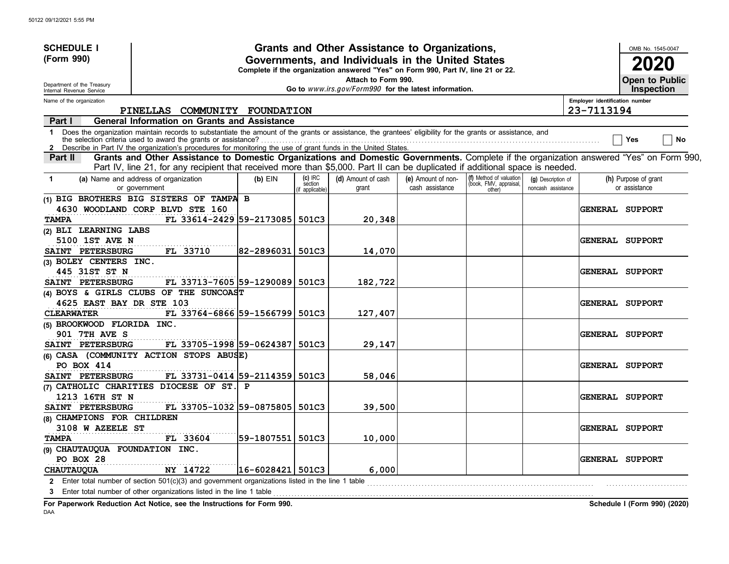50122 09/12/2021 5:55 PM

**SCHEDULE I (Form 990)**

Department of the Treasury
Internal Revenue Service

# Grants and Other Assistance to Organizations, Governments, and Individuals in the United States

**Complete if the organization answered "Yes" on Form 990, Part IV, line 21 or 22.**
**Attach to Form 990.**
**Go to *www.irs.gov/Form990* for the latest information.**

OMB No. 1545-0047
**2020**
**Open to Public Inspection**

Name of the organization: PINELLAS COMMUNITY FOUNDATION
Employer identification number: 23-7113194

**Part I — General Information on Grants and Assistance**

1 Does the organization maintain records to substantiate the amount of the grants or assistance, the grantees' eligibility for the grants or assistance, and the selection criteria used to award the grants or assistance? ☐ Yes ☐ No

2 Describe in Part IV the organization's procedures for monitoring the use of grant funds in the United States.

**Part II — Grants and Other Assistance to Domestic Organizations and Domestic Governments.** Complete if the organization answered "Yes" on Form 990, Part IV, line 21, for any recipient that received more than $5,000. Part II can be duplicated if additional space is needed.

| 1 (a) Name and address of organization or government | (b) EIN | (c) IRC section (if applicable) | (d) Amount of cash grant | (e) Amount of non-cash assistance | (f) Method of valuation (book, FMV, appraisal, other) | (g) Description of noncash assistance | (h) Purpose of grant or assistance |
|---|---|---|---|---|---|---|---|
| (1) BIG BROTHERS BIG SISTERS OF TAMPA B 4630 WOODLAND CORP BLVD STE 160 TAMPA FL 33614-2429 | 59-2173085 | 501C3 | 20,348 | | | | GENERAL SUPPORT |
| (2) BLI LEARNING LABS 5100 1ST AVE N SAINT PETERSBURG FL 33710 | 82-2896031 | 501C3 | 14,070 | | | | GENERAL SUPPORT |
| (3) BOLEY CENTERS INC. 445 31ST ST N SAINT PETERSBURG FL 33713-7605 | 59-1290089 | 501C3 | 182,722 | | | | GENERAL SUPPORT |
| (4) BOYS & GIRLS CLUBS OF THE SUNCOAST 4625 EAST BAY DR STE 103 CLEARWATER FL 33764-6866 | 59-1566799 | 501C3 | 127,407 | | | | GENERAL SUPPORT |
| (5) BROOKWOOD FLORIDA INC. 901 7TH AVE S SAINT PETERSBURG FL 33705-1998 | 59-0624387 | 501C3 | 29,147 | | | | GENERAL SUPPORT |
| (6) CASA (COMMUNITY ACTION STOPS ABUSE) PO BOX 414 SAINT PETERSBURG FL 33731-0414 | 59-2114359 | 501C3 | 58,046 | | | | GENERAL SUPPORT |
| (7) CATHOLIC CHARITIES DIOCESE OF ST. P 1213 16TH ST N SAINT PETERSBURG FL 33705-1032 | 59-0875805 | 501C3 | 39,500 | | | | GENERAL SUPPORT |
| (8) CHAMPIONS FOR CHILDREN 3108 W AZEELE ST TAMPA FL 33604 | 59-1807551 | 501C3 | 10,000 | | | | GENERAL SUPPORT |
| (9) CHAUTAUQUA FOUNDATION INC. PO BOX 28 CHAUTAUQUA NY 14722 | 16-6028421 | 501C3 | 6,000 | | | | GENERAL SUPPORT |

2 Enter total number of section 501(c)(3) and government organizations listed in the line 1 table

3 Enter total number of other organizations listed in the line 1 table

**For Paperwork Reduction Act Notice, see the Instructions for Form 990.**
**Schedule I (Form 990) (2020)**

DAA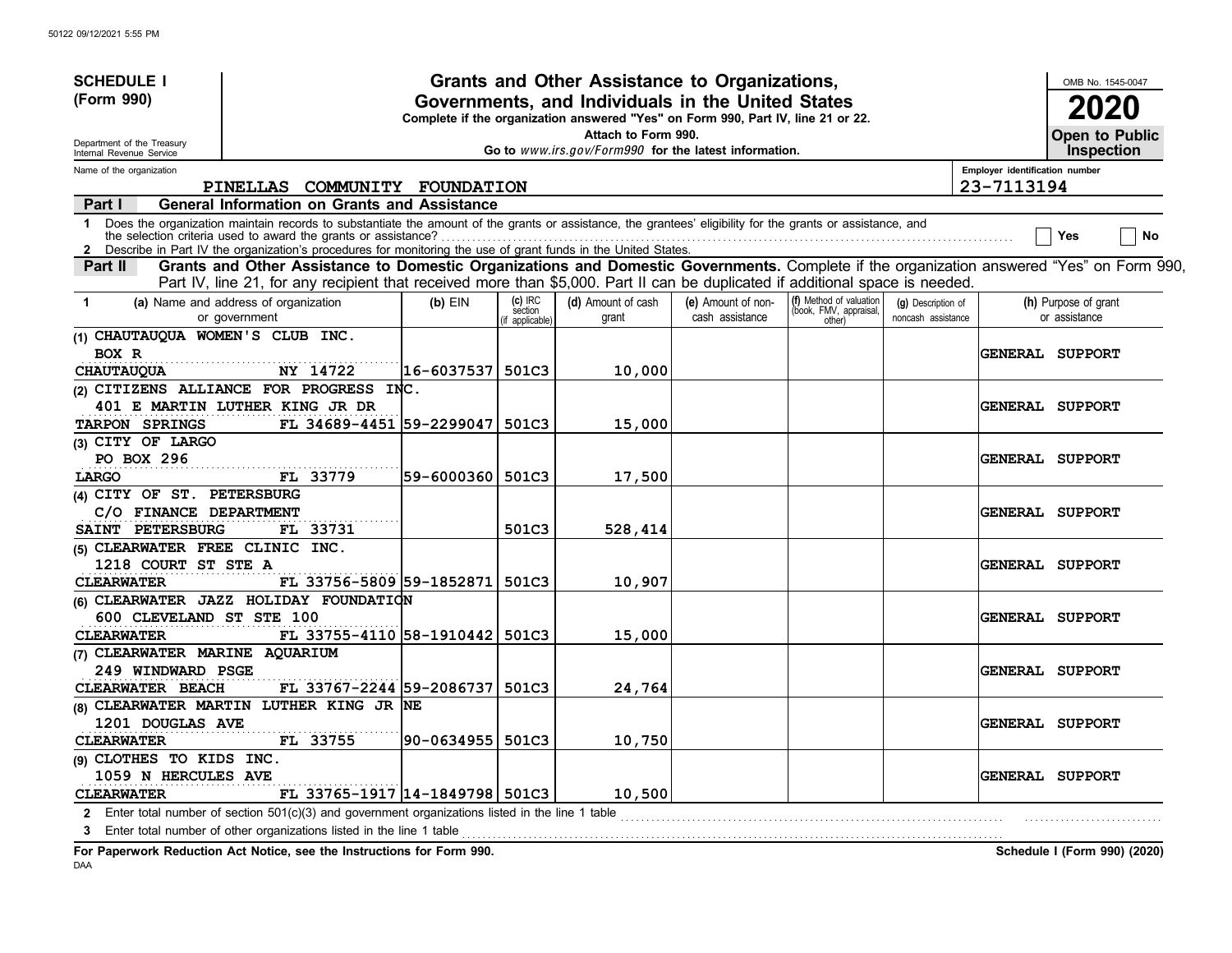**SCHEDULE I (Form 990)**

Department of the Treasury
Internal Revenue Service

# Grants and Other Assistance to Organizations, Governments, and Individuals in the United States

**Complete if the organization answered "Yes" on Form 990, Part IV, line 21 or 22.**

**Attach to Form 990.**

**Go to** *www.irs.gov/Form990* **for the latest information.**

OMB No. 1545-0047

**2020**

**Open to Public Inspection**

Name of the organization: PINELLAS COMMUNITY FOUNDATION

Employer identification number: 23-7113194

## Part I General Information on Grants and Assistance

1 Does the organization maintain records to substantiate the amount of the grants or assistance, the grantees' eligibility for the grants or assistance, and the selection criteria used to award the grants or assistance? ☐ Yes ☐ No

2 Describe in Part IV the organization's procedures for monitoring the use of grant funds in the United States.

## Part II Grants and Other Assistance to Domestic Organizations and Domestic Governments.

Complete if the organization answered "Yes" on Form 990, Part IV, line 21, for any recipient that received more than $5,000. Part II can be duplicated if additional space is needed.

| 1 (a) Name and address of organization or government | (b) EIN | (c) IRC section (if applicable) | (d) Amount of cash grant | (e) Amount of non-cash assistance | (f) Method of valuation (book, FMV, appraisal, other) | (g) Description of noncash assistance | (h) Purpose of grant or assistance |
|---|---|---|---|---|---|---|---|
| (1) CHAUTAUQUA WOMEN'S CLUB INC.<br>BOX R<br>CHAUTAUQUA NY 14722 | 16-6037537 | 501C3 | 10,000 | | | | GENERAL SUPPORT |
| (2) CITIZENS ALLIANCE FOR PROGRESS INC.<br>401 E MARTIN LUTHER KING JR DR<br>TARPON SPRINGS FL 34689-4451 | 59-2299047 | 501C3 | 15,000 | | | | GENERAL SUPPORT |
| (3) CITY OF LARGO<br>PO BOX 296<br>LARGO FL 33779 | 59-6000360 | 501C3 | 17,500 | | | | GENERAL SUPPORT |
| (4) CITY OF ST. PETERSBURG<br>C/O FINANCE DEPARTMENT<br>SAINT PETERSBURG FL 33731 | | 501C3 | 528,414 | | | | GENERAL SUPPORT |
| (5) CLEARWATER FREE CLINIC INC.<br>1218 COURT ST STE A<br>CLEARWATER FL 33756-5809 | 59-1852871 | 501C3 | 10,907 | | | | GENERAL SUPPORT |
| (6) CLEARWATER JAZZ HOLIDAY FOUNDATION<br>600 CLEVELAND ST STE 100<br>CLEARWATER FL 33755-4110 | 58-1910442 | 501C3 | 15,000 | | | | GENERAL SUPPORT |
| (7) CLEARWATER MARINE AQUARIUM<br>249 WINDWARD PSGE<br>CLEARWATER BEACH FL 33767-2244 | 59-2086737 | 501C3 | 24,764 | | | | GENERAL SUPPORT |
| (8) CLEARWATER MARTIN LUTHER KING JR NE<br>1201 DOUGLAS AVE<br>CLEARWATER FL 33755 | 90-0634955 | 501C3 | 10,750 | | | | GENERAL SUPPORT |
| (9) CLOTHES TO KIDS INC.<br>1059 N HERCULES AVE<br>CLEARWATER FL 33765-1917 | 14-1849798 | 501C3 | 10,500 | | | | GENERAL SUPPORT |

2 Enter total number of section 501(c)(3) and government organizations listed in the line 1 table

3 Enter total number of other organizations listed in the line 1 table

**For Paperwork Reduction Act Notice, see the Instructions for Form 990.** **Schedule I (Form 990) (2020)**

DAA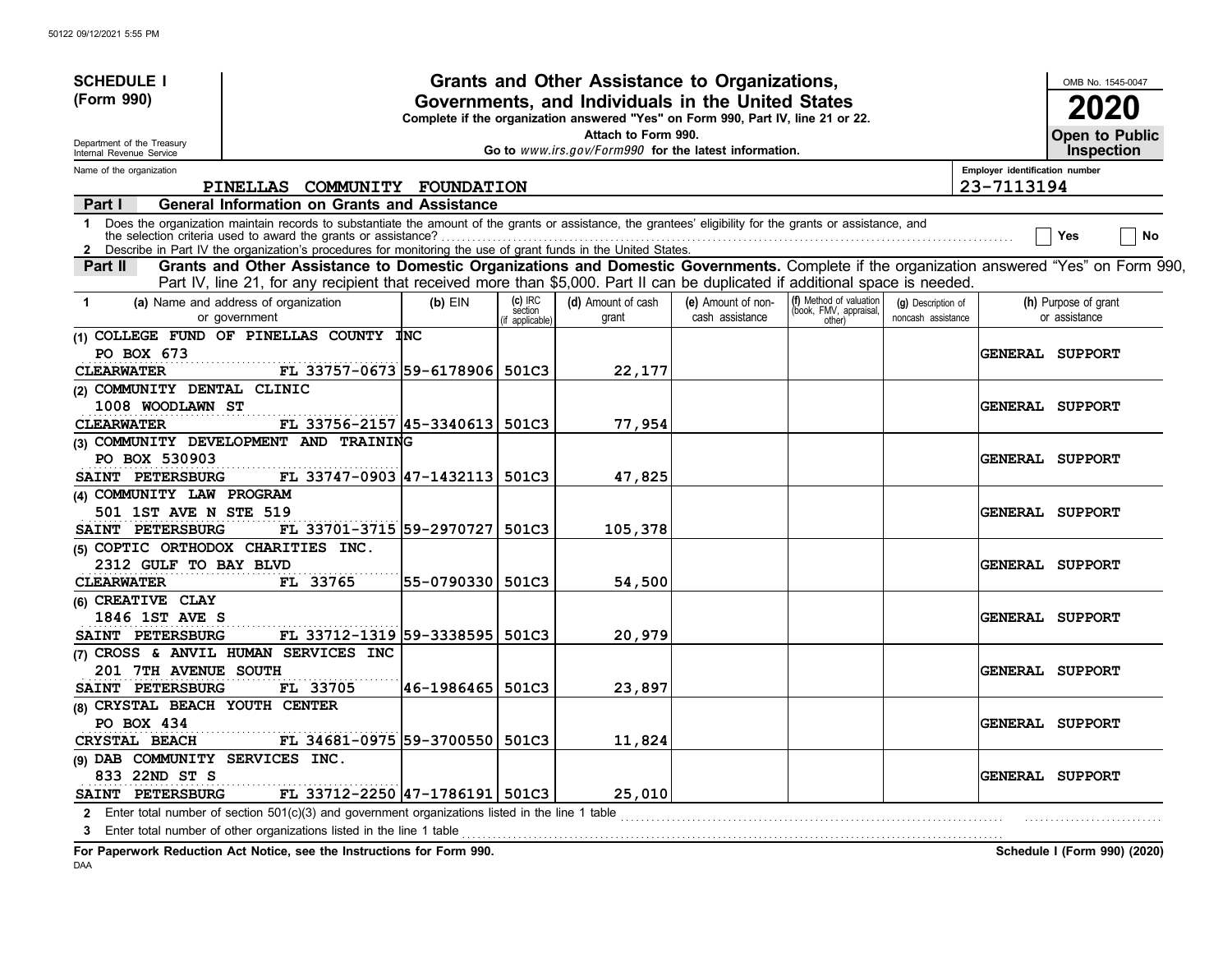**SCHEDULE I (Form 990)**

Department of the Treasury
Internal Revenue Service

# Grants and Other Assistance to Organizations, Governments, and Individuals in the United States

**Complete if the organization answered "Yes" on Form 990, Part IV, line 21 or 22.**
**Attach to Form 990.**
**Go to** *www.irs.gov/Form990* **for the latest information.**

OMB No. 1545-0047

**2020**

**Open to Public Inspection**

Name of the organization: PINELLAS COMMUNITY FOUNDATION

Employer identification number: 23-7113194

## Part I — General Information on Grants and Assistance

1 Does the organization maintain records to substantiate the amount of the grants or assistance, the grantees' eligibility for the grants or assistance, and the selection criteria used to award the grants or assistance? ☐ Yes ☐ No

2 Describe in Part IV the organization's procedures for monitoring the use of grant funds in the United States.

## Part II — Grants and Other Assistance to Domestic Organizations and Domestic Governments.

Complete if the organization answered "Yes" on Form 990, Part IV, line 21, for any recipient that received more than $5,000. Part II can be duplicated if additional space is needed.

| 1 (a) Name and address of organization or government | (b) EIN | (c) IRC section (if applicable) | (d) Amount of cash grant | (e) Amount of non-cash assistance | (f) Method of valuation (book, FMV, appraisal, other) | (g) Description of noncash assistance | (h) Purpose of grant or assistance |
|---|---|---|---|---|---|---|---|
| (1) COLLEGE FUND OF PINELLAS COUNTY INC<br>PO BOX 673<br>CLEARWATER FL 33757-0673 | 59-6178906 | 501C3 | 22,177 | | | | GENERAL SUPPORT |
| (2) COMMUNITY DENTAL CLINIC<br>1008 WOODLAWN ST<br>CLEARWATER FL 33756-2157 | 45-3340613 | 501C3 | 77,954 | | | | GENERAL SUPPORT |
| (3) COMMUNITY DEVELOPMENT AND TRAINING<br>PO BOX 530903<br>SAINT PETERSBURG FL 33747-0903 | 47-1432113 | 501C3 | 47,825 | | | | GENERAL SUPPORT |
| (4) COMMUNITY LAW PROGRAM<br>501 1ST AVE N STE 519<br>SAINT PETERSBURG FL 33701-3715 | 59-2970727 | 501C3 | 105,378 | | | | GENERAL SUPPORT |
| (5) COPTIC ORTHODOX CHARITIES INC.<br>2312 GULF TO BAY BLVD<br>CLEARWATER FL 33765 | 55-0790330 | 501C3 | 54,500 | | | | GENERAL SUPPORT |
| (6) CREATIVE CLAY<br>1846 1ST AVE S<br>SAINT PETERSBURG FL 33712-1319 | 59-3338595 | 501C3 | 20,979 | | | | GENERAL SUPPORT |
| (7) CROSS & ANVIL HUMAN SERVICES INC<br>201 7TH AVENUE SOUTH<br>SAINT PETERSBURG FL 33705 | 46-1986465 | 501C3 | 23,897 | | | | GENERAL SUPPORT |
| (8) CRYSTAL BEACH YOUTH CENTER<br>PO BOX 434<br>CRYSTAL BEACH FL 34681-0975 | 59-3700550 | 501C3 | 11,824 | | | | GENERAL SUPPORT |
| (9) DAB COMMUNITY SERVICES INC.<br>833 22ND ST S<br>SAINT PETERSBURG FL 33712-2250 | 47-1786191 | 501C3 | 25,010 | | | | GENERAL SUPPORT |

2 Enter total number of section 501(c)(3) and government organizations listed in the line 1 table

3 Enter total number of other organizations listed in the line 1 table

**For Paperwork Reduction Act Notice, see the Instructions for Form 990.**

**Schedule I (Form 990) (2020)**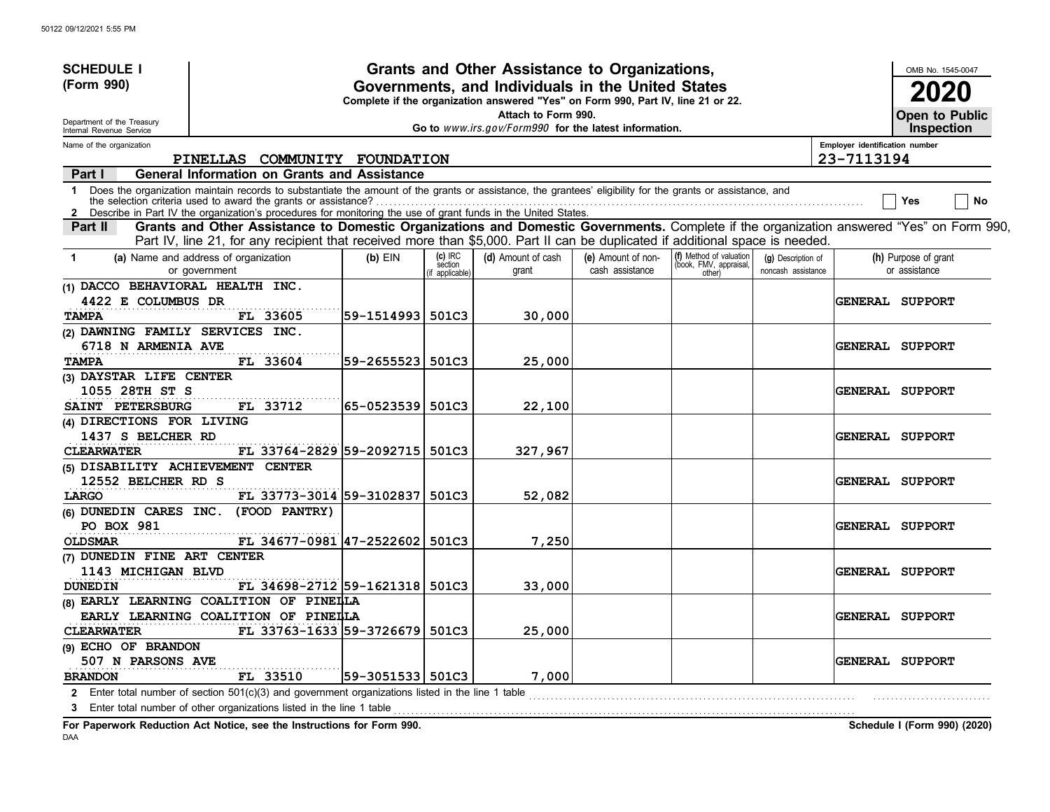**SCHEDULE I (Form 990)**

Department of the Treasury
Internal Revenue Service

# Grants and Other Assistance to Organizations, Governments, and Individuals in the United States

**Complete if the organization answered "Yes" on Form 990, Part IV, line 21 or 22.**
**Attach to Form 990.**
**Go to *www.irs.gov/Form990* for the latest information.**

OMB No. 1545-0047

**2020**

**Open to Public Inspection**

Name of the organization: PINELLAS COMMUNITY FOUNDATION

Employer identification number: 23-7113194

## Part I — General Information on Grants and Assistance

1 Does the organization maintain records to substantiate the amount of the grants or assistance, the grantees' eligibility for the grants or assistance, and the selection criteria used to award the grants or assistance? ☐ Yes ☐ No

2 Describe in Part IV the organization's procedures for monitoring the use of grant funds in the United States.

## Part II — Grants and Other Assistance to Domestic Organizations and Domestic Governments.

Complete if the organization answered "Yes" on Form 990, Part IV, line 21, for any recipient that received more than $5,000. Part II can be duplicated if additional space is needed.

| 1 (a) Name and address of organization or government | (b) EIN | (c) IRC section (if applicable) | (d) Amount of cash grant | (e) Amount of non-cash assistance | (f) Method of valuation (book, FMV, appraisal, other) | (g) Description of noncash assistance | (h) Purpose of grant or assistance |
|---|---|---|---|---|---|---|---|
| (1) DACCO BEHAVIORAL HEALTH INC.<br>4422 E COLUMBUS DR<br>TAMPA FL 33605 | 59-1514993 | 501C3 | 30,000 | | | | GENERAL SUPPORT |
| (2) DAWNING FAMILY SERVICES INC.<br>6718 N ARMENIA AVE<br>TAMPA FL 33604 | 59-2655523 | 501C3 | 25,000 | | | | GENERAL SUPPORT |
| (3) DAYSTAR LIFE CENTER<br>1055 28TH ST S<br>SAINT PETERSBURG FL 33712 | 65-0523539 | 501C3 | 22,100 | | | | GENERAL SUPPORT |
| (4) DIRECTIONS FOR LIVING<br>1437 S BELCHER RD<br>CLEARWATER FL 33764-2829 | 59-2092715 | 501C3 | 327,967 | | | | GENERAL SUPPORT |
| (5) DISABILITY ACHIEVEMENT CENTER<br>12552 BELCHER RD S<br>LARGO FL 33773-3014 | 59-3102837 | 501C3 | 52,082 | | | | GENERAL SUPPORT |
| (6) DUNEDIN CARES INC. (FOOD PANTRY)<br>PO BOX 981<br>OLDSMAR FL 34677-0981 | 47-2522602 | 501C3 | 7,250 | | | | GENERAL SUPPORT |
| (7) DUNEDIN FINE ART CENTER<br>1143 MICHIGAN BLVD<br>DUNEDIN FL 34698-2712 | 59-1621318 | 501C3 | 33,000 | | | | GENERAL SUPPORT |
| (8) EARLY LEARNING COALITION OF PINELLA<br>EARLY LEARNING COALITION OF PINELLA<br>CLEARWATER FL 33763-1633 | 59-3726679 | 501C3 | 25,000 | | | | GENERAL SUPPORT |
| (9) ECHO OF BRANDON<br>507 N PARSONS AVE<br>BRANDON FL 33510 | 59-3051533 | 501C3 | 7,000 | | | | GENERAL SUPPORT |

2 Enter total number of section 501(c)(3) and government organizations listed in the line 1 table

3 Enter total number of other organizations listed in the line 1 table

**For Paperwork Reduction Act Notice, see the Instructions for Form 990.** Schedule I (Form 990) (2020)

DAA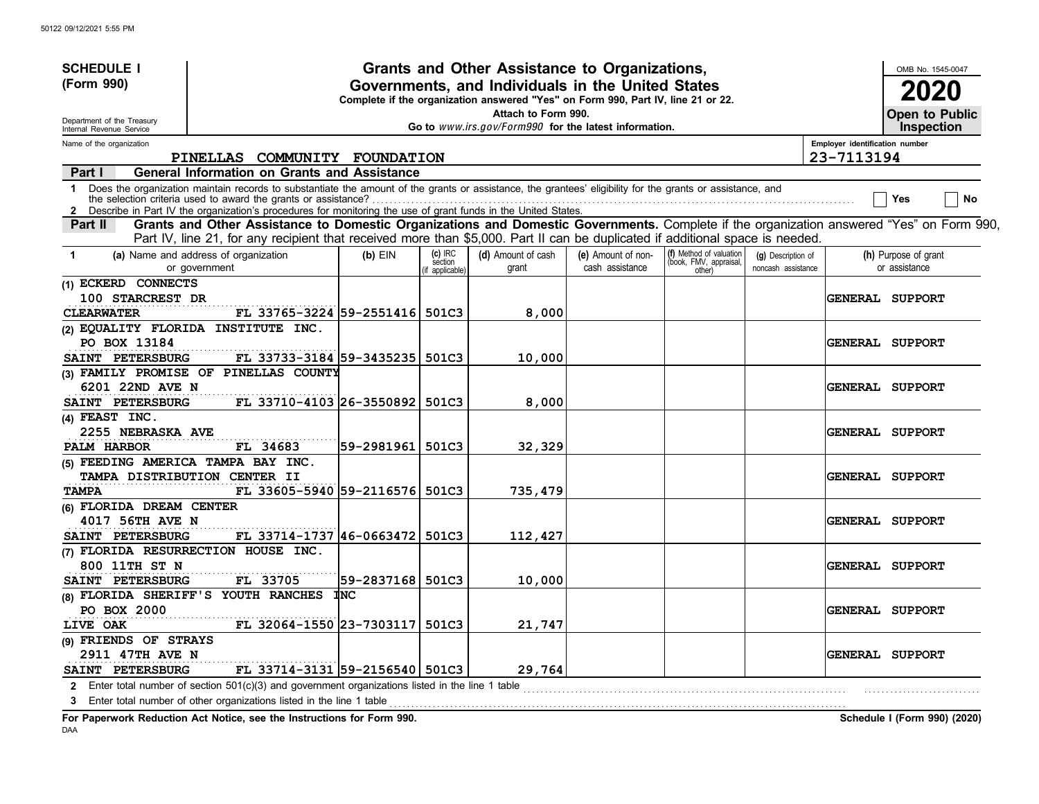**SCHEDULE I**
**(Form 990)**

Department of the Treasury
Internal Revenue Service

# Grants and Other Assistance to Organizations, Governments, and Individuals in the United States

**Complete if the organization answered "Yes" on Form 990, Part IV, line 21 or 22.**
**Attach to Form 990.**
**Go to *www.irs.gov/Form990* for the latest information.**

OMB No. 1545-0047

**2020**

**Open to Public Inspection**

Name of the organization: PINELLAS COMMUNITY FOUNDATION

Employer identification number: 23-7113194

**Part I — General Information on Grants and Assistance**

1 Does the organization maintain records to substantiate the amount of the grants or assistance, the grantees' eligibility for the grants or assistance, and the selection criteria used to award the grants or assistance? ☐ Yes ☐ No

2 Describe in Part IV the organization's procedures for monitoring the use of grant funds in the United States.

**Part II — Grants and Other Assistance to Domestic Organizations and Domestic Governments.** Complete if the organization answered "Yes" on Form 990, Part IV, line 21, for any recipient that received more than $5,000. Part II can be duplicated if additional space is needed.

| 1 (a) Name and address of organization or government | (b) EIN | (c) IRC section (if applicable) | (d) Amount of cash grant | (e) Amount of non-cash assistance | (f) Method of valuation (book, FMV, appraisal, other) | (g) Description of noncash assistance | (h) Purpose of grant or assistance |
|---|---|---|---|---|---|---|---|
| (1) ECKERD CONNECTS 100 STARCREST DR CLEARWATER FL 33765-3224 | 59-2551416 | 501C3 | 8,000 | | | | GENERAL SUPPORT |
| (2) EQUALITY FLORIDA INSTITUTE INC. PO BOX 13184 SAINT PETERSBURG FL 33733-3184 | 59-3435235 | 501C3 | 10,000 | | | | GENERAL SUPPORT |
| (3) FAMILY PROMISE OF PINELLAS COUNTY 6201 22ND AVE N SAINT PETERSBURG FL 33710-4103 | 26-3550892 | 501C3 | 8,000 | | | | GENERAL SUPPORT |
| (4) FEAST INC. 2255 NEBRASKA AVE PALM HARBOR FL 34683 | 59-2981961 | 501C3 | 32,329 | | | | GENERAL SUPPORT |
| (5) FEEDING AMERICA TAMPA BAY INC. TAMPA DISTRIBUTION CENTER II TAMPA FL 33605-5940 | 59-2116576 | 501C3 | 735,479 | | | | GENERAL SUPPORT |
| (6) FLORIDA DREAM CENTER 4017 56TH AVE N SAINT PETERSBURG FL 33714-1737 | 46-0663472 | 501C3 | 112,427 | | | | GENERAL SUPPORT |
| (7) FLORIDA RESURRECTION HOUSE INC. 800 11TH ST N SAINT PETERSBURG FL 33705 | 59-2837168 | 501C3 | 10,000 | | | | GENERAL SUPPORT |
| (8) FLORIDA SHERIFF'S YOUTH RANCHES INC PO BOX 2000 LIVE OAK FL 32064-1550 | 23-7303117 | 501C3 | 21,747 | | | | GENERAL SUPPORT |
| (9) FRIENDS OF STRAYS 2911 47TH AVE N SAINT PETERSBURG FL 33714-3131 | 59-2156540 | 501C3 | 29,764 | | | | GENERAL SUPPORT |

2 Enter total number of section 501(c)(3) and government organizations listed in the line 1 table

3 Enter total number of other organizations listed in the line 1 table

**For Paperwork Reduction Act Notice, see the Instructions for Form 990.** **Schedule I (Form 990) (2020)**

DAA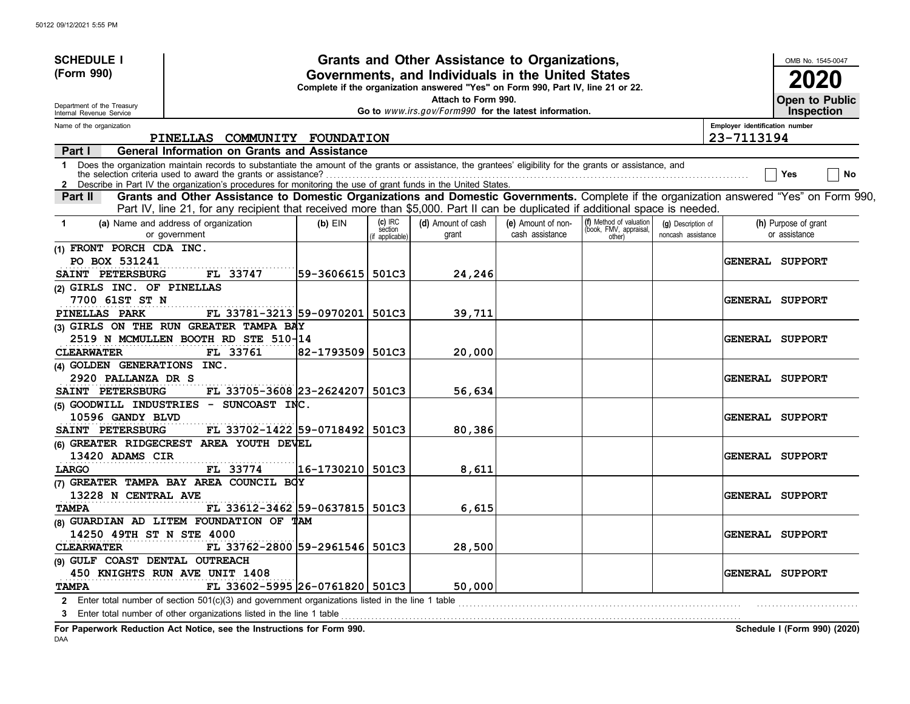**SCHEDULE I (Form 990)**

Department of the Treasury
Internal Revenue Service

# Grants and Other Assistance to Organizations, Governments, and Individuals in the United States

**Complete if the organization answered "Yes" on Form 990, Part IV, line 21 or 22.**
**Attach to Form 990.**
**Go to** *www.irs.gov/Form990* **for the latest information.**

OMB No. 1545-0047

**2020**

**Open to Public Inspection**

Name of the organization: PINELLAS COMMUNITY FOUNDATION

Employer identification number: 23-7113194

## Part I General Information on Grants and Assistance

1 Does the organization maintain records to substantiate the amount of the grants or assistance, the grantees' eligibility for the grants or assistance, and the selection criteria used to award the grants or assistance? ☐ Yes ☐ No

2 Describe in Part IV the organization's procedures for monitoring the use of grant funds in the United States.

## Part II Grants and Other Assistance to Domestic Organizations and Domestic Governments.

Complete if the organization answered "Yes" on Form 990, Part IV, line 21, for any recipient that received more than $5,000. Part II can be duplicated if additional space is needed.

| 1 (a) Name and address of organization or government | (b) EIN | (c) IRC section (if applicable) | (d) Amount of cash grant | (e) Amount of non-cash assistance | (f) Method of valuation (book, FMV, appraisal, other) | (g) Description of noncash assistance | (h) Purpose of grant or assistance |
|---|---|---|---|---|---|---|---|
| (1) FRONT PORCH CDA INC.<br>PO BOX 531241<br>SAINT PETERSBURG FL 33747 | 59-3606615 | 501C3 | 24,246 | | | | GENERAL SUPPORT |
| (2) GIRLS INC. OF PINELLAS<br>7700 61ST ST N<br>PINELLAS PARK FL 33781-3213 | 59-0970201 | 501C3 | 39,711 | | | | GENERAL SUPPORT |
| (3) GIRLS ON THE RUN GREATER TAMPA BAY<br>2519 N MCMULLEN BOOTH RD STE 510-14<br>CLEARWATER FL 33761 | 82-1793509 | 501C3 | 20,000 | | | | GENERAL SUPPORT |
| (4) GOLDEN GENERATIONS INC.<br>2920 PALLANZA DR S<br>SAINT PETERSBURG FL 33705-3608 | 23-2624207 | 501C3 | 56,634 | | | | GENERAL SUPPORT |
| (5) GOODWILL INDUSTRIES - SUNCOAST INC.<br>10596 GANDY BLVD<br>SAINT PETERSBURG FL 33702-1422 | 59-0718492 | 501C3 | 80,386 | | | | GENERAL SUPPORT |
| (6) GREATER RIDGECREST AREA YOUTH DEVEL<br>13420 ADAMS CIR<br>LARGO FL 33774 | 16-1730210 | 501C3 | 8,611 | | | | GENERAL SUPPORT |
| (7) GREATER TAMPA BAY AREA COUNCIL BOY<br>13228 N CENTRAL AVE<br>TAMPA FL 33612-3462 | 59-0637815 | 501C3 | 6,615 | | | | GENERAL SUPPORT |
| (8) GUARDIAN AD LITEM FOUNDATION OF TAM<br>14250 49TH ST N STE 4000<br>CLEARWATER FL 33762-2800 | 59-2961546 | 501C3 | 28,500 | | | | GENERAL SUPPORT |
| (9) GULF COAST DENTAL OUTREACH<br>450 KNIGHTS RUN AVE UNIT 1408<br>TAMPA FL 33602-5995 | 26-0761820 | 501C3 | 50,000 | | | | GENERAL SUPPORT |

2 Enter total number of section 501(c)(3) and government organizations listed in the line 1 table

3 Enter total number of other organizations listed in the line 1 table

**For Paperwork Reduction Act Notice, see the Instructions for Form 990.** **Schedule I (Form 990) (2020)**

DAA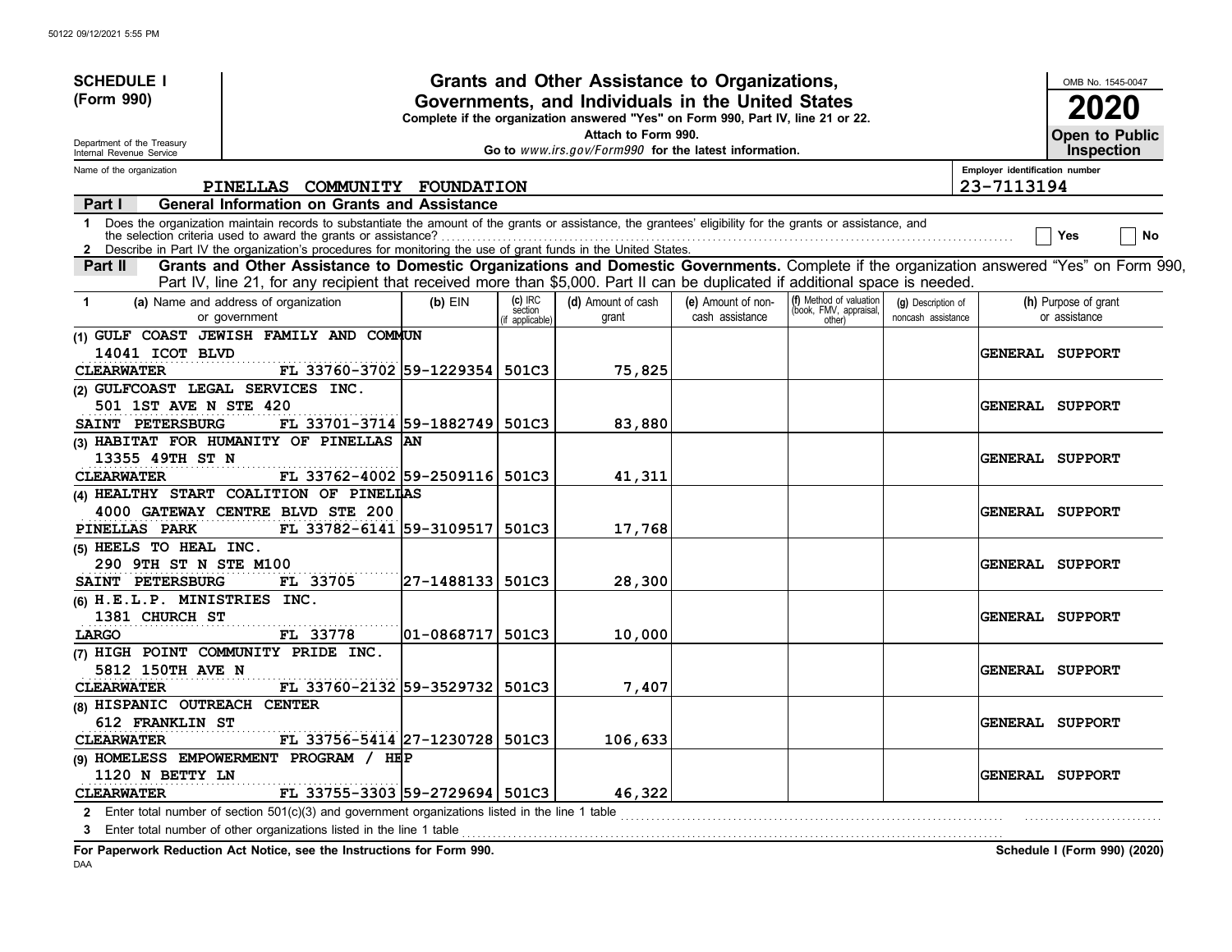**SCHEDULE I**
**(Form 990)**

Department of the Treasury
Internal Revenue Service

# Grants and Other Assistance to Organizations, Governments, and Individuals in the United States

**Complete if the organization answered "Yes" on Form 990, Part IV, line 21 or 22.**
**Attach to Form 990.**
**Go to** *www.irs.gov/Form990* **for the latest information.**

OMB No. 1545-0047
**2020**
**Open to Public Inspection**

Name of the organization: PINELLAS COMMUNITY FOUNDATION
Employer identification number: 23-7113194

## Part I — General Information on Grants and Assistance

1 Does the organization maintain records to substantiate the amount of the grants or assistance, the grantees' eligibility for the grants or assistance, and the selection criteria used to award the grants or assistance? ☐ Yes ☐ No

2 Describe in Part IV the organization's procedures for monitoring the use of grant funds in the United States.

## Part II — Grants and Other Assistance to Domestic Organizations and Domestic Governments.

Complete if the organization answered "Yes" on Form 990, Part IV, line 21, for any recipient that received more than $5,000. Part II can be duplicated if additional space is needed.

| 1 (a) Name and address of organization or government | (b) EIN | (c) IRC section (if applicable) | (d) Amount of cash grant | (e) Amount of non-cash assistance | (f) Method of valuation (book, FMV, appraisal, other) | (g) Description of noncash assistance | (h) Purpose of grant or assistance |
|---|---|---|---|---|---|---|---|
| (1) GULF COAST JEWISH FAMILY AND COMMUN<br>14041 ICOT BLVD<br>CLEARWATER FL 33760-3702 | 59-1229354 | 501C3 | 75,825 | | | | GENERAL SUPPORT |
| (2) GULFCOAST LEGAL SERVICES INC.<br>501 1ST AVE N STE 420<br>SAINT PETERSBURG FL 33701-3714 | 59-1882749 | 501C3 | 83,880 | | | | GENERAL SUPPORT |
| (3) HABITAT FOR HUMANITY OF PINELLAS AN<br>13355 49TH ST N<br>CLEARWATER FL 33762-4002 | 59-2509116 | 501C3 | 41,311 | | | | GENERAL SUPPORT |
| (4) HEALTHY START COALITION OF PINELLAS<br>4000 GATEWAY CENTRE BLVD STE 200<br>PINELLAS PARK FL 33782-6141 | 59-3109517 | 501C3 | 17,768 | | | | GENERAL SUPPORT |
| (5) HEELS TO HEAL INC.<br>290 9TH ST N STE M100<br>SAINT PETERSBURG FL 33705 | 27-1488133 | 501C3 | 28,300 | | | | GENERAL SUPPORT |
| (6) H.E.L.P. MINISTRIES INC.<br>1381 CHURCH ST<br>LARGO FL 33778 | 01-0868717 | 501C3 | 10,000 | | | | GENERAL SUPPORT |
| (7) HIGH POINT COMMUNITY PRIDE INC.<br>5812 150TH AVE N<br>CLEARWATER FL 33760-2132 | 59-3529732 | 501C3 | 7,407 | | | | GENERAL SUPPORT |
| (8) HISPANIC OUTREACH CENTER<br>612 FRANKLIN ST<br>CLEARWATER FL 33756-5414 | 27-1230728 | 501C3 | 106,633 | | | | GENERAL SUPPORT |
| (9) HOMELESS EMPOWERMENT PROGRAM / HEP<br>1120 N BETTY LN<br>CLEARWATER FL 33755-3303 | 59-2729694 | 501C3 | 46,322 | | | | GENERAL SUPPORT |

2 Enter total number of section 501(c)(3) and government organizations listed in the line 1 table

3 Enter total number of other organizations listed in the line 1 table

**For Paperwork Reduction Act Notice, see the Instructions for Form 990.**
**Schedule I (Form 990) (2020)**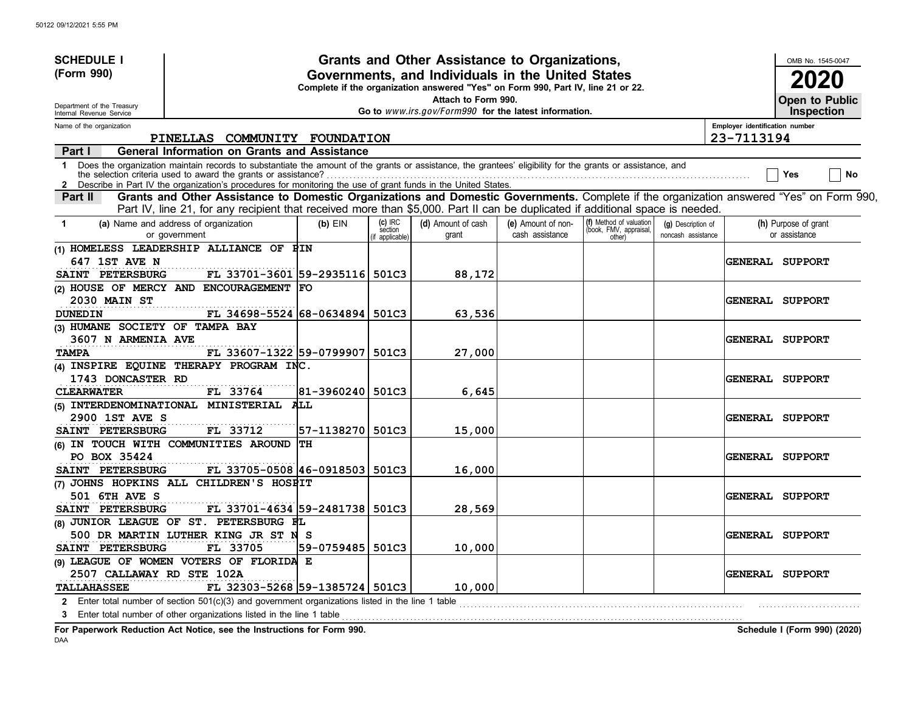**SCHEDULE I (Form 990)**

Department of the Treasury
Internal Revenue Service

# Grants and Other Assistance to Organizations, Governments, and Individuals in the United States

**Complete if the organization answered "Yes" on Form 990, Part IV, line 21 or 22.**
**Attach to Form 990.**
**Go to** *www.irs.gov/Form990* **for the latest information.**

OMB No. 1545-0047

**2020**

**Open to Public Inspection**

Name of the organization: PINELLAS COMMUNITY FOUNDATION

Employer identification number: 23-7113194

## Part I — General Information on Grants and Assistance

1 Does the organization maintain records to substantiate the amount of the grants or assistance, the grantees' eligibility for the grants or assistance, and the selection criteria used to award the grants or assistance? ☐ Yes ☐ No

2 Describe in Part IV the organization's procedures for monitoring the use of grant funds in the United States.

## Part II — Grants and Other Assistance to Domestic Organizations and Domestic Governments.

Complete if the organization answered "Yes" on Form 990, Part IV, line 21, for any recipient that received more than $5,000. Part II can be duplicated if additional space is needed.

| 1 | (a) Name and address of organization or government | (b) EIN | (c) IRC section (if applicable) | (d) Amount of cash grant | (e) Amount of non-cash assistance | (f) Method of valuation (book, FMV, appraisal, other) | (g) Description of noncash assistance | (h) Purpose of grant or assistance |
|---|---|---|---|---|---|---|---|---|
| (1) | HOMELESS LEADERSHIP ALLIANCE OF PIN<br>647 1ST AVE N<br>SAINT PETERSBURG FL 33701-3601 | 59-2935116 | 501C3 | 88,172 | | | | GENERAL SUPPORT |
| (2) | HOUSE OF MERCY AND ENCOURAGEMENT FO<br>2030 MAIN ST<br>DUNEDIN FL 34698-5524 | 68-0634894 | 501C3 | 63,536 | | | | GENERAL SUPPORT |
| (3) | HUMANE SOCIETY OF TAMPA BAY<br>3607 N ARMENIA AVE<br>TAMPA FL 33607-1322 | 59-0799907 | 501C3 | 27,000 | | | | GENERAL SUPPORT |
| (4) | INSPIRE EQUINE THERAPY PROGRAM INC.<br>1743 DONCASTER RD<br>CLEARWATER FL 33764 | 81-3960240 | 501C3 | 6,645 | | | | GENERAL SUPPORT |
| (5) | INTERDENOMINATIONAL MINISTERIAL ALL<br>2900 1ST AVE S<br>SAINT PETERSBURG FL 33712 | 57-1138270 | 501C3 | 15,000 | | | | GENERAL SUPPORT |
| (6) | IN TOUCH WITH COMMUNITIES AROUND TH<br>PO BOX 35424<br>SAINT PETERSBURG FL 33705-0508 | 46-0918503 | 501C3 | 16,000 | | | | GENERAL SUPPORT |
| (7) | JOHNS HOPKINS ALL CHILDREN'S HOSPIT<br>501 6TH AVE S<br>SAINT PETERSBURG FL 33701-4634 | 59-2481738 | 501C3 | 28,569 | | | | GENERAL SUPPORT |
| (8) | JUNIOR LEAGUE OF ST. PETERSBURG FL<br>500 DR MARTIN LUTHER KING JR ST N S<br>SAINT PETERSBURG FL 33705 | 59-0759485 | 501C3 | 10,000 | | | | GENERAL SUPPORT |
| (9) | LEAGUE OF WOMEN VOTERS OF FLORIDA E<br>2507 CALLAWAY RD STE 102A<br>TALLAHASSEE FL 32303-5268 | 59-1385724 | 501C3 | 10,000 | | | | GENERAL SUPPORT |

2 Enter total number of section 501(c)(3) and government organizations listed in the line 1 table

3 Enter total number of other organizations listed in the line 1 table

**For Paperwork Reduction Act Notice, see the Instructions for Form 990.**

DAA

**Schedule I (Form 990) (2020)**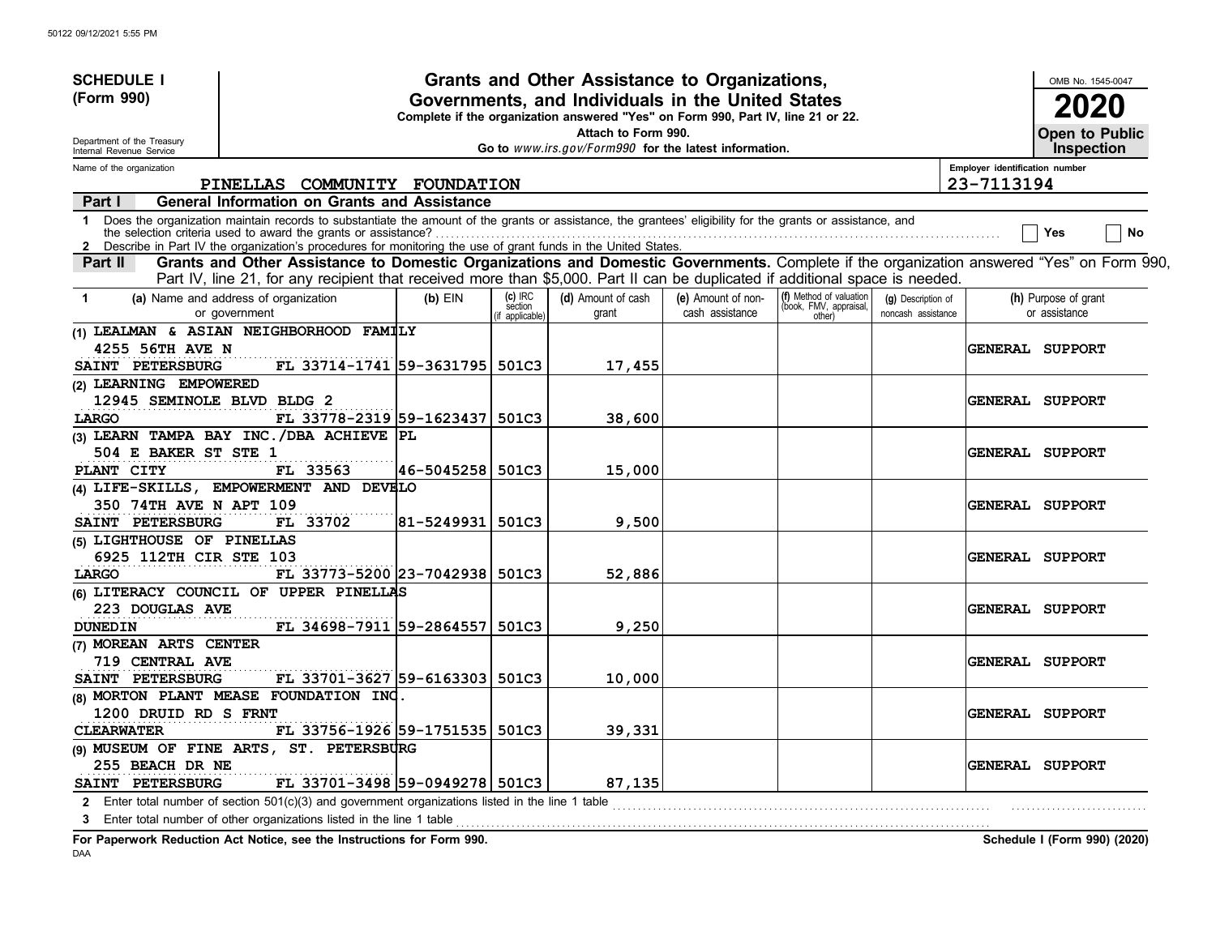**SCHEDULE I (Form 990)**

Department of the Treasury
Internal Revenue Service

# Grants and Other Assistance to Organizations, Governments, and Individuals in the United States

**Complete if the organization answered "Yes" on Form 990, Part IV, line 21 or 22.**
**Attach to Form 990.**
**Go to *www.irs.gov/Form990* for the latest information.**

OMB No. 1545-0047

**2020**

**Open to Public Inspection**

Name of the organization: PINELLAS COMMUNITY FOUNDATION

Employer identification number: 23-7113194

## Part I — General Information on Grants and Assistance

1 Does the organization maintain records to substantiate the amount of the grants or assistance, the grantees' eligibility for the grants or assistance, and the selection criteria used to award the grants or assistance? ☐ Yes ☐ No

2 Describe in Part IV the organization's procedures for monitoring the use of grant funds in the United States.

## Part II — Grants and Other Assistance to Domestic Organizations and Domestic Governments.

Complete if the organization answered "Yes" on Form 990, Part IV, line 21, for any recipient that received more than $5,000. Part II can be duplicated if additional space is needed.

| 1 (a) Name and address of organization or government | (b) EIN | (c) IRC section (if applicable) | (d) Amount of cash grant | (e) Amount of non-cash assistance | (f) Method of valuation (book, FMV, appraisal, other) | (g) Description of noncash assistance | (h) Purpose of grant or assistance |
|---|---|---|---|---|---|---|---|
| (1) LEALMAN & ASIAN NEIGHBORHOOD FAMILY<br>4255 56TH AVE N<br>SAINT PETERSBURG FL 33714-1741 | 59-3631795 | 501C3 | 17,455 | | | | GENERAL SUPPORT |
| (2) LEARNING EMPOWERED<br>12945 SEMINOLE BLVD BLDG 2<br>LARGO FL 33778-2319 | 59-1623437 | 501C3 | 38,600 | | | | GENERAL SUPPORT |
| (3) LEARN TAMPA BAY INC./DBA ACHIEVE PL<br>504 E BAKER ST STE 1<br>PLANT CITY FL 33563 | 46-5045258 | 501C3 | 15,000 | | | | GENERAL SUPPORT |
| (4) LIFE-SKILLS, EMPOWERMENT AND DEVELO<br>350 74TH AVE N APT 109<br>SAINT PETERSBURG FL 33702 | 81-5249931 | 501C3 | 9,500 | | | | GENERAL SUPPORT |
| (5) LIGHTHOUSE OF PINELLAS<br>6925 112TH CIR STE 103<br>LARGO FL 33773-5200 | 23-7042938 | 501C3 | 52,886 | | | | GENERAL SUPPORT |
| (6) LITERACY COUNCIL OF UPPER PINELLAS<br>223 DOUGLAS AVE<br>DUNEDIN FL 34698-7911 | 59-2864557 | 501C3 | 9,250 | | | | GENERAL SUPPORT |
| (7) MOREAN ARTS CENTER<br>719 CENTRAL AVE<br>SAINT PETERSBURG FL 33701-3627 | 59-6163303 | 501C3 | 10,000 | | | | GENERAL SUPPORT |
| (8) MORTON PLANT MEASE FOUNDATION INC.<br>1200 DRUID RD S FRNT<br>CLEARWATER FL 33756-1926 | 59-1751535 | 501C3 | 39,331 | | | | GENERAL SUPPORT |
| (9) MUSEUM OF FINE ARTS, ST. PETERSBURG<br>255 BEACH DR NE<br>SAINT PETERSBURG FL 33701-3498 | 59-0949278 | 501C3 | 87,135 | | | | GENERAL SUPPORT |

2 Enter total number of section 501(c)(3) and government organizations listed in the line 1 table

3 Enter total number of other organizations listed in the line 1 table

**For Paperwork Reduction Act Notice, see the Instructions for Form 990.**

**Schedule I (Form 990) (2020)**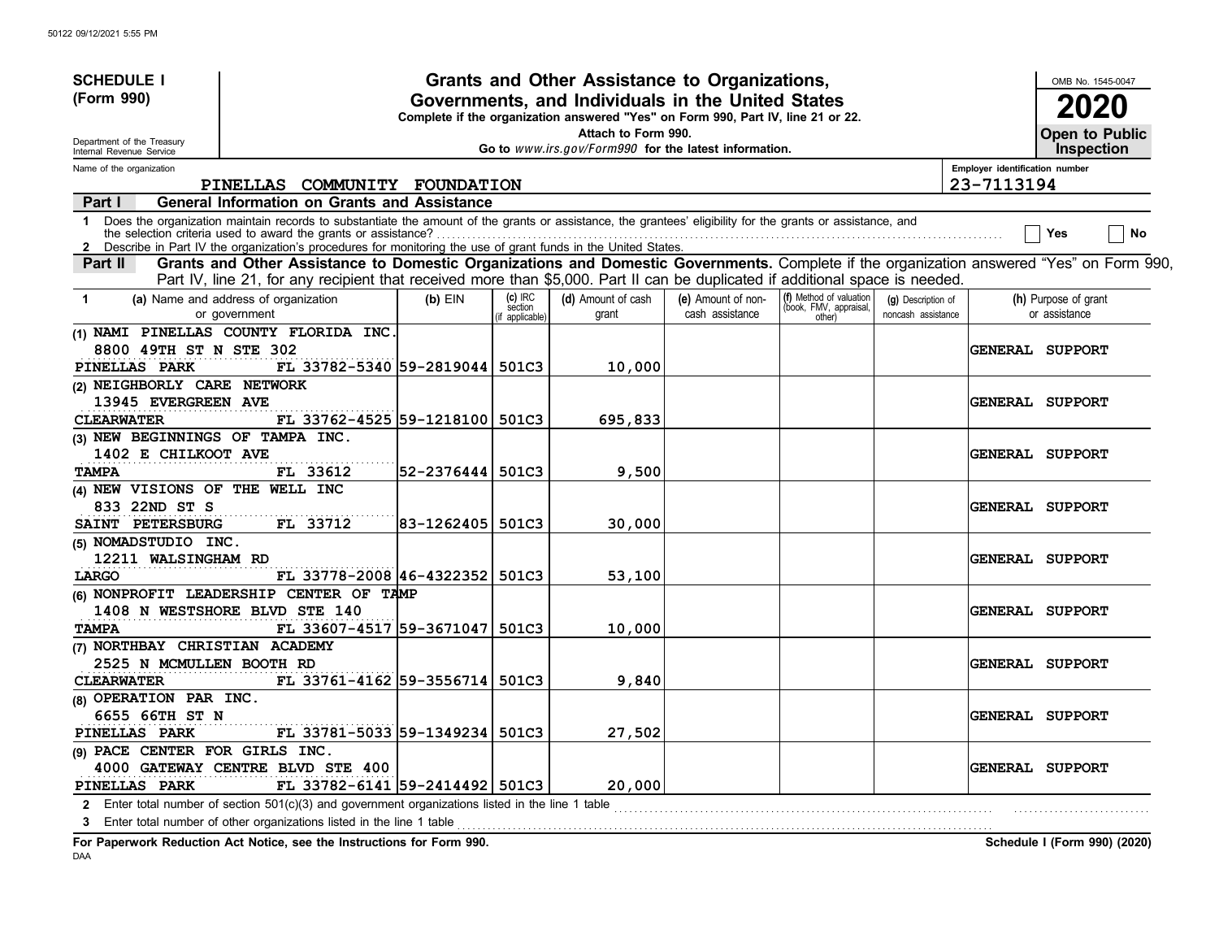50122 09/12/2021 5:55 PM

**SCHEDULE I (Form 990)**

Department of the Treasury
Internal Revenue Service

# Grants and Other Assistance to Organizations, Governments, and Individuals in the United States

**Complete if the organization answered "Yes" on Form 990, Part IV, line 21 or 22.**
**Attach to Form 990.**
**Go to *www.irs.gov/Form990* for the latest information.**

OMB No. 1545-0047

**2020**

**Open to Public Inspection**

Name of the organization: PINELLAS COMMUNITY FOUNDATION

Employer identification number: 23-7113194

**Part I — General Information on Grants and Assistance**

1 Does the organization maintain records to substantiate the amount of the grants or assistance, the grantees' eligibility for the grants or assistance, and the selection criteria used to award the grants or assistance? ☐ Yes ☐ No

2 Describe in Part IV the organization's procedures for monitoring the use of grant funds in the United States.

**Part II — Grants and Other Assistance to Domestic Organizations and Domestic Governments.** Complete if the organization answered "Yes" on Form 990, Part IV, line 21, for any recipient that received more than $5,000. Part II can be duplicated if additional space is needed.

| 1 (a) Name and address of organization or government | (b) EIN | (c) IRC section (if applicable) | (d) Amount of cash grant | (e) Amount of non-cash assistance | (f) Method of valuation (book, FMV, appraisal, other) | (g) Description of noncash assistance | (h) Purpose of grant or assistance |
|---|---|---|---|---|---|---|---|
| (1) NAMI PINELLAS COUNTY FLORIDA INC. 8800 49TH ST N STE 302 PINELLAS PARK FL 33782-5340 | 59-2819044 | 501C3 | 10,000 | | | | GENERAL SUPPORT |
| (2) NEIGHBORLY CARE NETWORK 13945 EVERGREEN AVE CLEARWATER FL 33762-4525 | 59-1218100 | 501C3 | 695,833 | | | | GENERAL SUPPORT |
| (3) NEW BEGINNINGS OF TAMPA INC. 1402 E CHILKOOT AVE TAMPA FL 33612 | 52-2376444 | 501C3 | 9,500 | | | | GENERAL SUPPORT |
| (4) NEW VISIONS OF THE WELL INC 833 22ND ST S SAINT PETERSBURG FL 33712 | 83-1262405 | 501C3 | 30,000 | | | | GENERAL SUPPORT |
| (5) NOMADSTUDIO INC. 12211 WALSINGHAM RD LARGO FL 33778-2008 | 46-4322352 | 501C3 | 53,100 | | | | GENERAL SUPPORT |
| (6) NONPROFIT LEADERSHIP CENTER OF TAMP 1408 N WESTSHORE BLVD STE 140 TAMPA FL 33607-4517 | 59-3671047 | 501C3 | 10,000 | | | | GENERAL SUPPORT |
| (7) NORTHBAY CHRISTIAN ACADEMY 2525 N MCMULLEN BOOTH RD CLEARWATER FL 33761-4162 | 59-3556714 | 501C3 | 9,840 | | | | GENERAL SUPPORT |
| (8) OPERATION PAR INC. 6655 66TH ST N PINELLAS PARK FL 33781-5033 | 59-1349234 | 501C3 | 27,502 | | | | GENERAL SUPPORT |
| (9) PACE CENTER FOR GIRLS INC. 4000 GATEWAY CENTRE BLVD STE 400 PINELLAS PARK FL 33782-6141 | 59-2414492 | 501C3 | 20,000 | | | | GENERAL SUPPORT |

2 Enter total number of section 501(c)(3) and government organizations listed in the line 1 table

3 Enter total number of other organizations listed in the line 1 table

**For Paperwork Reduction Act Notice, see the Instructions for Form 990.**

**Schedule I (Form 990) (2020)**

DAA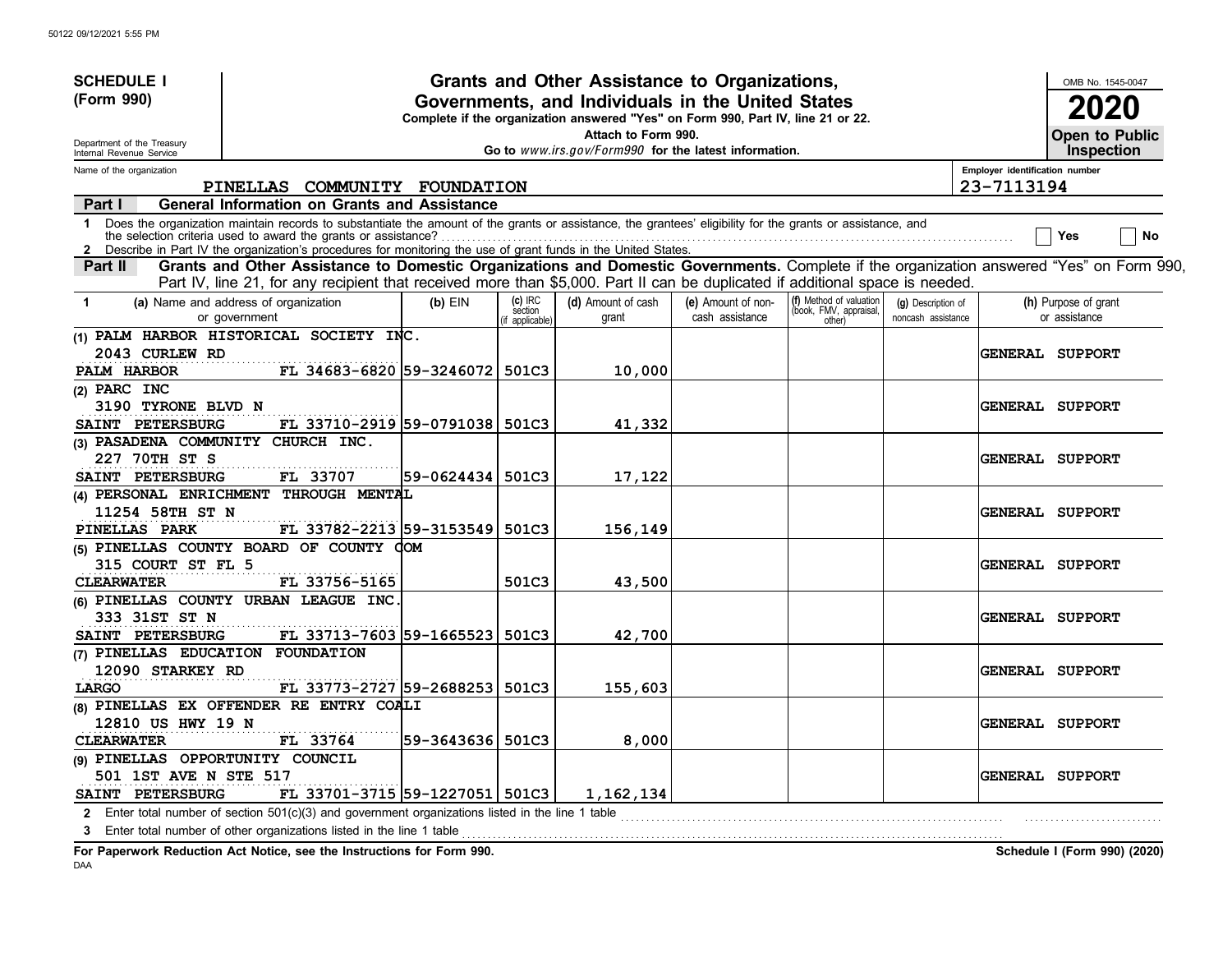**SCHEDULE I (Form 990)**

Department of the Treasury
Internal Revenue Service

# Grants and Other Assistance to Organizations, Governments, and Individuals in the United States

**Complete if the organization answered "Yes" on Form 990, Part IV, line 21 or 22.**
**Attach to Form 990.**
**Go to *www.irs.gov/Form990* for the latest information.**

OMB No. 1545-0047

**2020**

**Open to Public Inspection**

Name of the organization: PINELLAS COMMUNITY FOUNDATION

Employer identification number: 23-7113194

## Part I — General Information on Grants and Assistance

1 Does the organization maintain records to substantiate the amount of the grants or assistance, the grantees' eligibility for the grants or assistance, and the selection criteria used to award the grants or assistance? ☐ Yes ☐ No

2 Describe in Part IV the organization's procedures for monitoring the use of grant funds in the United States.

## Part II — Grants and Other Assistance to Domestic Organizations and Domestic Governments.

Complete if the organization answered "Yes" on Form 990, Part IV, line 21, for any recipient that received more than $5,000. Part II can be duplicated if additional space is needed.

| 1 (a) Name and address of organization or government | (b) EIN | (c) IRC section (if applicable) | (d) Amount of cash grant | (e) Amount of non-cash assistance | (f) Method of valuation (book, FMV, appraisal, other) | (g) Description of noncash assistance | (h) Purpose of grant or assistance |
|---|---|---|---|---|---|---|---|
| (1) PALM HARBOR HISTORICAL SOCIETY INC.<br>2043 CURLEW RD<br>PALM HARBOR FL 34683-6820 | 59-3246072 | 501C3 | 10,000 | | | | GENERAL SUPPORT |
| (2) PARC INC<br>3190 TYRONE BLVD N<br>SAINT PETERSBURG FL 33710-2919 | 59-0791038 | 501C3 | 41,332 | | | | GENERAL SUPPORT |
| (3) PASADENA COMMUNITY CHURCH INC.<br>227 70TH ST S<br>SAINT PETERSBURG FL 33707 | 59-0624434 | 501C3 | 17,122 | | | | GENERAL SUPPORT |
| (4) PERSONAL ENRICHMENT THROUGH MENTAL<br>11254 58TH ST N<br>PINELLAS PARK FL 33782-2213 | 59-3153549 | 501C3 | 156,149 | | | | GENERAL SUPPORT |
| (5) PINELLAS COUNTY BOARD OF COUNTY COM<br>315 COURT ST FL 5<br>CLEARWATER FL 33756-5165 | | 501C3 | 43,500 | | | | GENERAL SUPPORT |
| (6) PINELLAS COUNTY URBAN LEAGUE INC.<br>333 31ST ST N<br>SAINT PETERSBURG FL 33713-7603 | 59-1665523 | 501C3 | 42,700 | | | | GENERAL SUPPORT |
| (7) PINELLAS EDUCATION FOUNDATION<br>12090 STARKEY RD<br>LARGO FL 33773-2727 | 59-2688253 | 501C3 | 155,603 | | | | GENERAL SUPPORT |
| (8) PINELLAS EX OFFENDER RE ENTRY COALI<br>12810 US HWY 19 N<br>CLEARWATER FL 33764 | 59-3643636 | 501C3 | 8,000 | | | | GENERAL SUPPORT |
| (9) PINELLAS OPPORTUNITY COUNCIL<br>501 1ST AVE N STE 517<br>SAINT PETERSBURG FL 33701-3715 | 59-1227051 | 501C3 | 1,162,134 | | | | GENERAL SUPPORT |

2 Enter total number of section 501(c)(3) and government organizations listed in the line 1 table

3 Enter total number of other organizations listed in the line 1 table

**For Paperwork Reduction Act Notice, see the Instructions for Form 990.**

**Schedule I (Form 990) (2020)**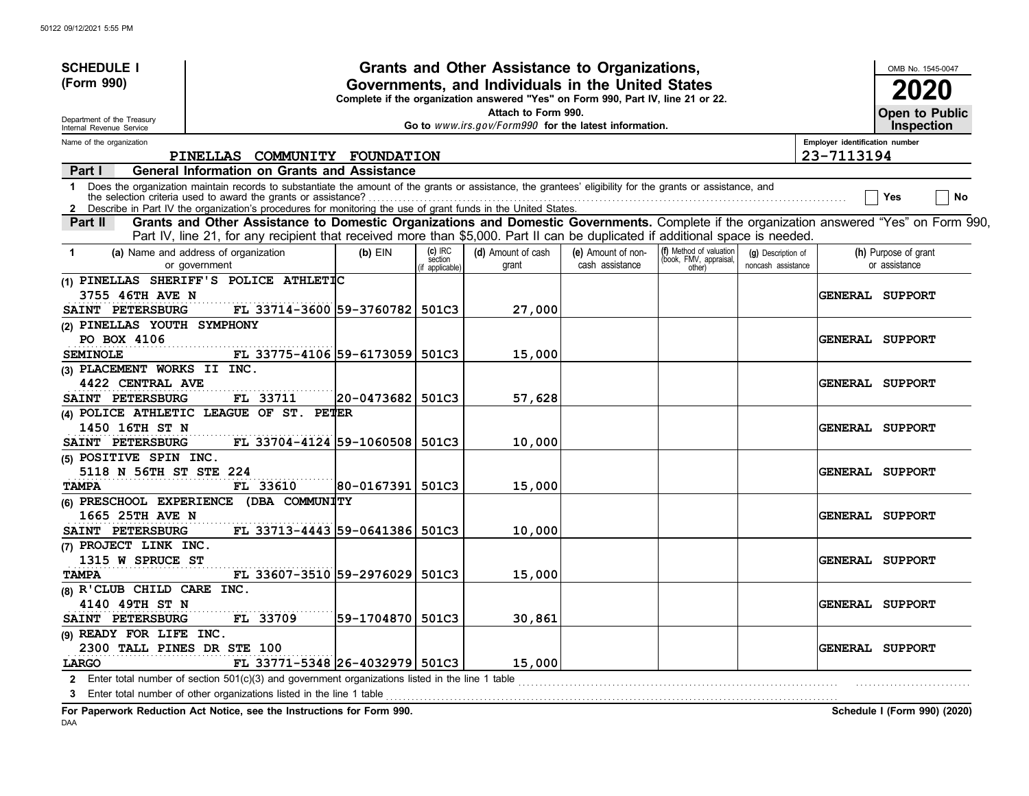**SCHEDULE I (Form 990)**

Department of the Treasury
Internal Revenue Service

# Grants and Other Assistance to Organizations, Governments, and Individuals in the United States

**Complete if the organization answered "Yes" on Form 990, Part IV, line 21 or 22.**
**Attach to Form 990.**
**Go to** *www.irs.gov/Form990* **for the latest information.**

OMB No. 1545-0047
**2020**
**Open to Public Inspection**

Name of the organization: PINELLAS COMMUNITY FOUNDATION
Employer identification number: 23-7113194

## Part I General Information on Grants and Assistance

1 Does the organization maintain records to substantiate the amount of the grants or assistance, the grantees' eligibility for the grants or assistance, and the selection criteria used to award the grants or assistance? ☐ Yes ☐ No

2 Describe in Part IV the organization's procedures for monitoring the use of grant funds in the United States.

## Part II Grants and Other Assistance to Domestic Organizations and Domestic Governments.

Complete if the organization answered "Yes" on Form 990, Part IV, line 21, for any recipient that received more than $5,000. Part II can be duplicated if additional space is needed.

| 1 (a) Name and address of organization or government | (b) EIN | (c) IRC section (if applicable) | (d) Amount of cash grant | (e) Amount of non-cash assistance | (f) Method of valuation (book, FMV, appraisal, other) | (g) Description of noncash assistance | (h) Purpose of grant or assistance |
|---|---|---|---|---|---|---|---|
| (1) PINELLAS SHERIFF'S POLICE ATHLETIC<br>3755 46TH AVE N<br>SAINT PETERSBURG FL 33714-3600 | 59-3760782 | 501C3 | 27,000 | | | | GENERAL SUPPORT |
| (2) PINELLAS YOUTH SYMPHONY<br>PO BOX 4106<br>SEMINOLE FL 33775-4106 | 59-6173059 | 501C3 | 15,000 | | | | GENERAL SUPPORT |
| (3) PLACEMENT WORKS II INC.<br>4422 CENTRAL AVE<br>SAINT PETERSBURG FL 33711 | 20-0473682 | 501C3 | 57,628 | | | | GENERAL SUPPORT |
| (4) POLICE ATHLETIC LEAGUE OF ST. PETER<br>1450 16TH ST N<br>SAINT PETERSBURG FL 33704-4124 | 59-1060508 | 501C3 | 10,000 | | | | GENERAL SUPPORT |
| (5) POSITIVE SPIN INC.<br>5118 N 56TH ST STE 224<br>TAMPA FL 33610 | 80-0167391 | 501C3 | 15,000 | | | | GENERAL SUPPORT |
| (6) PRESCHOOL EXPERIENCE (DBA COMMUNITY<br>1665 25TH AVE N<br>SAINT PETERSBURG FL 33713-4443 | 59-0641386 | 501C3 | 10,000 | | | | GENERAL SUPPORT |
| (7) PROJECT LINK INC.<br>1315 W SPRUCE ST<br>TAMPA FL 33607-3510 | 59-2976029 | 501C3 | 15,000 | | | | GENERAL SUPPORT |
| (8) R'CLUB CHILD CARE INC.<br>4140 49TH ST N<br>SAINT PETERSBURG FL 33709 | 59-1704870 | 501C3 | 30,861 | | | | GENERAL SUPPORT |
| (9) READY FOR LIFE INC.<br>2300 TALL PINES DR STE 100<br>LARGO FL 33771-5348 | 26-4032979 | 501C3 | 15,000 | | | | GENERAL SUPPORT |

2 Enter total number of section 501(c)(3) and government organizations listed in the line 1 table

3 Enter total number of other organizations listed in the line 1 table

**For Paperwork Reduction Act Notice, see the Instructions for Form 990.** **Schedule I (Form 990) (2020)**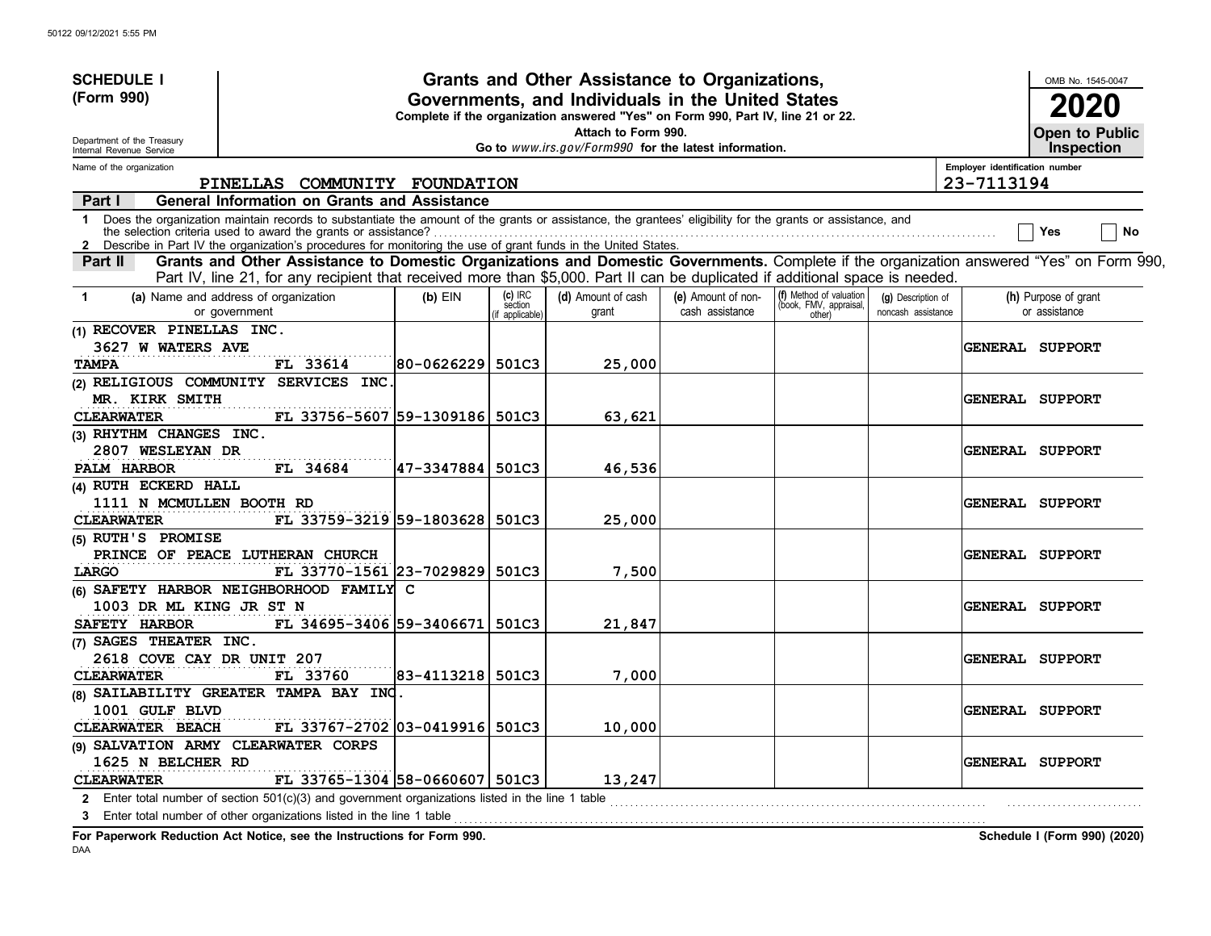50122 09/12/2021 5:55 PM

**SCHEDULE I**
**(Form 990)**

Department of the Treasury
Internal Revenue Service

# Grants and Other Assistance to Organizations, Governments, and Individuals in the United States

**Complete if the organization answered "Yes" on Form 990, Part IV, line 21 or 22.**
**Attach to Form 990.**
**Go to *www.irs.gov/Form990* for the latest information.**

OMB No. 1545-0047
**2020**
**Open to Public Inspection**

Name of the organization: PINELLAS COMMUNITY FOUNDATION
Employer identification number: 23-7113194

**Part I — General Information on Grants and Assistance**

1 Does the organization maintain records to substantiate the amount of the grants or assistance, the grantees' eligibility for the grants or assistance, and the selection criteria used to award the grants or assistance? ☐ Yes ☐ No

2 Describe in Part IV the organization's procedures for monitoring the use of grant funds in the United States.

**Part II — Grants and Other Assistance to Domestic Organizations and Domestic Governments.** Complete if the organization answered "Yes" on Form 990, Part IV, line 21, for any recipient that received more than $5,000. Part II can be duplicated if additional space is needed.

| 1 (a) Name and address of organization or government | (b) EIN | (c) IRC section (if applicable) | (d) Amount of cash grant | (e) Amount of non-cash assistance | (f) Method of valuation (book, FMV, appraisal, other) | (g) Description of noncash assistance | (h) Purpose of grant or assistance |
|---|---|---|---|---|---|---|---|
| (1) RECOVER PINELLAS INC. 3627 W WATERS AVE TAMPA FL 33614 | 80-0626229 | 501C3 | 25,000 | | | | GENERAL SUPPORT |
| (2) RELIGIOUS COMMUNITY SERVICES INC. MR. KIRK SMITH CLEARWATER FL 33756-5607 | 59-1309186 | 501C3 | 63,621 | | | | GENERAL SUPPORT |
| (3) RHYTHM CHANGES INC. 2807 WESLEYAN DR PALM HARBOR FL 34684 | 47-3347884 | 501C3 | 46,536 | | | | GENERAL SUPPORT |
| (4) RUTH ECKERD HALL 1111 N MCMULLEN BOOTH RD CLEARWATER FL 33759-3219 | 59-1803628 | 501C3 | 25,000 | | | | GENERAL SUPPORT |
| (5) RUTH'S PROMISE PRINCE OF PEACE LUTHERAN CHURCH LARGO FL 33770-1561 | 23-7029829 | 501C3 | 7,500 | | | | GENERAL SUPPORT |
| (6) SAFETY HARBOR NEIGHBORHOOD FAMILY C 1003 DR ML KING JR ST N SAFETY HARBOR FL 34695-3406 | 59-3406671 | 501C3 | 21,847 | | | | GENERAL SUPPORT |
| (7) SAGES THEATER INC. 2618 COVE CAY DR UNIT 207 CLEARWATER FL 33760 | 83-4113218 | 501C3 | 7,000 | | | | GENERAL SUPPORT |
| (8) SAILABILITY GREATER TAMPA BAY INC. 1001 GULF BLVD CLEARWATER BEACH FL 33767-2702 | 03-0419916 | 501C3 | 10,000 | | | | GENERAL SUPPORT |
| (9) SALVATION ARMY CLEARWATER CORPS 1625 N BELCHER RD CLEARWATER FL 33765-1304 | 58-0660607 | 501C3 | 13,247 | | | | GENERAL SUPPORT |

2 Enter total number of section 501(c)(3) and government organizations listed in the line 1 table

3 Enter total number of other organizations listed in the line 1 table

**For Paperwork Reduction Act Notice, see the Instructions for Form 990.**

**Schedule I (Form 990) (2020)**

DAA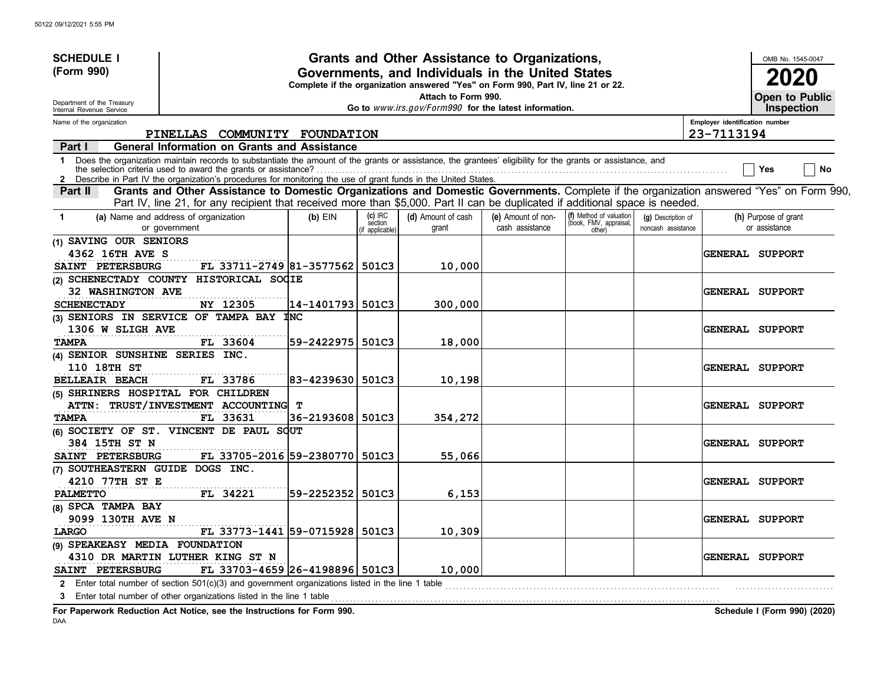**SCHEDULE I (Form 990)**

Department of the Treasury
Internal Revenue Service

# Grants and Other Assistance to Organizations, Governments, and Individuals in the United States

**Complete if the organization answered "Yes" on Form 990, Part IV, line 21 or 22.**
**Attach to Form 990.**
**Go to** *www.irs.gov/Form990* **for the latest information.**

OMB No. 1545-0047

**2020**

**Open to Public Inspection**

Name of the organization: PINELLAS COMMUNITY FOUNDATION

Employer identification number: 23-7113194

**Part I General Information on Grants and Assistance**

1 Does the organization maintain records to substantiate the amount of the grants or assistance, the grantees' eligibility for the grants or assistance, and the selection criteria used to award the grants or assistance? ☐ Yes ☐ No

2 Describe in Part IV the organization's procedures for monitoring the use of grant funds in the United States.

**Part II Grants and Other Assistance to Domestic Organizations and Domestic Governments.** Complete if the organization answered "Yes" on Form 990, Part IV, line 21, for any recipient that received more than $5,000. Part II can be duplicated if additional space is needed.

| 1 (a) Name and address of organization or government | (b) EIN | (c) IRC section (if applicable) | (d) Amount of cash grant | (e) Amount of non-cash assistance | (f) Method of valuation (book, FMV, appraisal, other) | (g) Description of noncash assistance | (h) Purpose of grant or assistance |
|---|---|---|---|---|---|---|---|
| (1) SAVING OUR SENIORS<br>4362 16TH AVE S<br>SAINT PETERSBURG FL 33711-2749 | 81-3577562 | 501C3 | 10,000 | | | | GENERAL SUPPORT |
| (2) SCHENECTADY COUNTY HISTORICAL SOCIE<br>32 WASHINGTON AVE<br>SCHENECTADY NY 12305 | 14-1401793 | 501C3 | 300,000 | | | | GENERAL SUPPORT |
| (3) SENIORS IN SERVICE OF TAMPA BAY INC<br>1306 W SLIGH AVE<br>TAMPA FL 33604 | 59-2422975 | 501C3 | 18,000 | | | | GENERAL SUPPORT |
| (4) SENIOR SUNSHINE SERIES INC.<br>110 18TH ST<br>BELLEAIR BEACH FL 33786 | 83-4239630 | 501C3 | 10,198 | | | | GENERAL SUPPORT |
| (5) SHRINERS HOSPITAL FOR CHILDREN<br>ATTN: TRUST/INVESTMENT ACCOUNTING T<br>TAMPA FL 33631 | 36-2193608 | 501C3 | 354,272 | | | | GENERAL SUPPORT |
| (6) SOCIETY OF ST. VINCENT DE PAUL SOUT<br>384 15TH ST N<br>SAINT PETERSBURG FL 33705-2016 | 59-2380770 | 501C3 | 55,066 | | | | GENERAL SUPPORT |
| (7) SOUTHEASTERN GUIDE DOGS INC.<br>4210 77TH ST E<br>PALMETTO FL 34221 | 59-2252352 | 501C3 | 6,153 | | | | GENERAL SUPPORT |
| (8) SPCA TAMPA BAY<br>9099 130TH AVE N<br>LARGO FL 33773-1441 | 59-0715928 | 501C3 | 10,309 | | | | GENERAL SUPPORT |
| (9) SPEAKEASY MEDIA FOUNDATION<br>4310 DR MARTIN LUTHER KING ST N<br>SAINT PETERSBURG FL 33703-4659 | 26-4198896 | 501C3 | 10,000 | | | | GENERAL SUPPORT |

2 Enter total number of section 501(c)(3) and government organizations listed in the line 1 table

3 Enter total number of other organizations listed in the line 1 table

**For Paperwork Reduction Act Notice, see the Instructions for Form 990.** **Schedule I (Form 990) (2020)**

DAA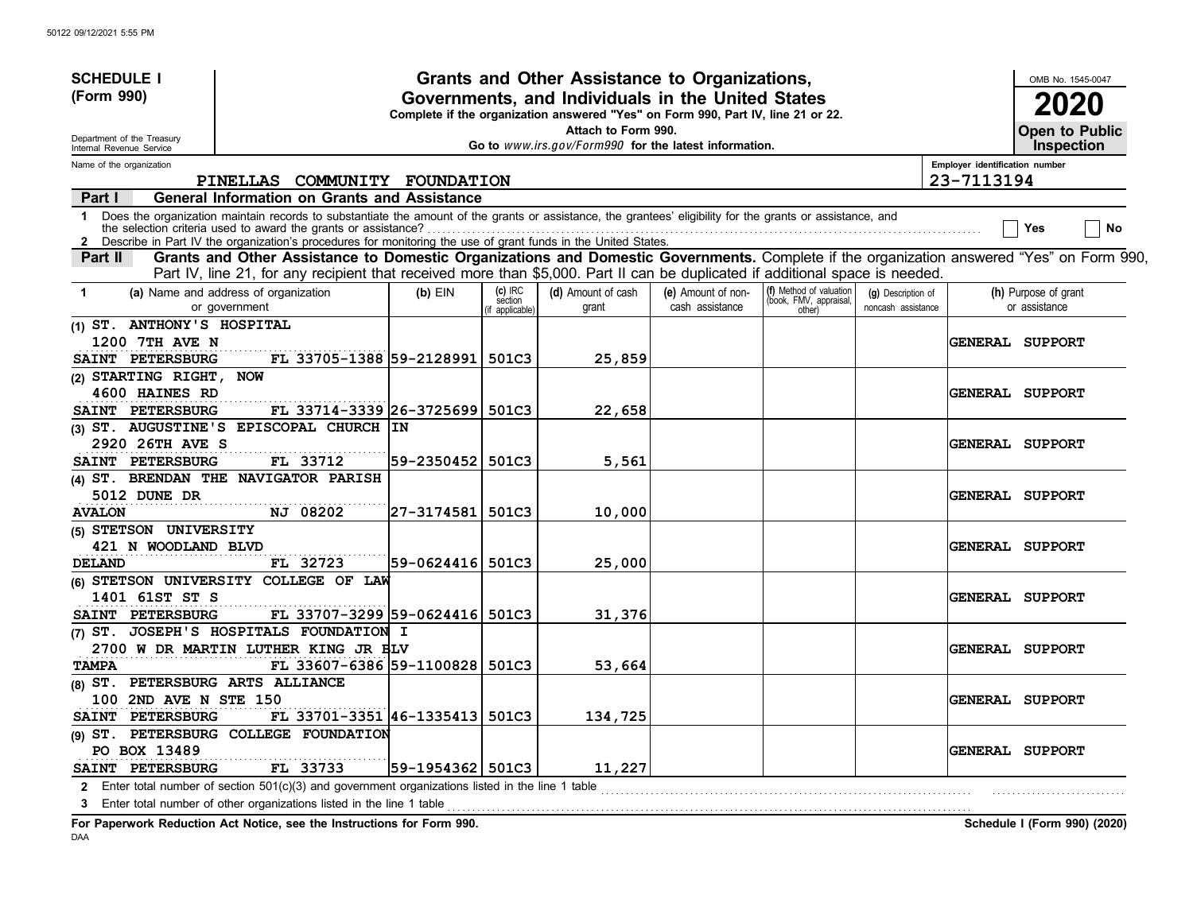**SCHEDULE I (Form 990)**

Department of the Treasury
Internal Revenue Service

# Grants and Other Assistance to Organizations, Governments, and Individuals in the United States

**Complete if the organization answered "Yes" on Form 990, Part IV, line 21 or 22.**
**Attach to Form 990.**
**Go to** *www.irs.gov/Form990* **for the latest information.**

OMB No. 1545-0047

**2020**

**Open to Public Inspection**

Name of the organization: PINELLAS COMMUNITY FOUNDATION

Employer identification number: 23-7113194

**Part I General Information on Grants and Assistance**

1 Does the organization maintain records to substantiate the amount of the grants or assistance, the grantees' eligibility for the grants or assistance, and the selection criteria used to award the grants or assistance? Yes No

2 Describe in Part IV the organization's procedures for monitoring the use of grant funds in the United States.

**Part II Grants and Other Assistance to Domestic Organizations and Domestic Governments.** Complete if the organization answered "Yes" on Form 990, Part IV, line 21, for any recipient that received more than $5,000. Part II can be duplicated if additional space is needed.

| 1 (a) Name and address of organization or government | (b) EIN | (c) IRC section (if applicable) | (d) Amount of cash grant | (e) Amount of non-cash assistance | (f) Method of valuation (book, FMV, appraisal, other) | (g) Description of noncash assistance | (h) Purpose of grant or assistance |
|---|---|---|---|---|---|---|---|
| (1) ST. ANTHONY'S HOSPITAL 1200 7TH AVE N SAINT PETERSBURG FL 33705-1388 | 59-2128991 | 501C3 | 25,859 | | | | GENERAL SUPPORT |
| (2) STARTING RIGHT, NOW 4600 HAINES RD SAINT PETERSBURG FL 33714-3339 | 26-3725699 | 501C3 | 22,658 | | | | GENERAL SUPPORT |
| (3) ST. AUGUSTINE'S EPISCOPAL CHURCH IN 2920 26TH AVE S SAINT PETERSBURG FL 33712 | 59-2350452 | 501C3 | 5,561 | | | | GENERAL SUPPORT |
| (4) ST. BRENDAN THE NAVIGATOR PARISH 5012 DUNE DR AVALON NJ 08202 | 27-3174581 | 501C3 | 10,000 | | | | GENERAL SUPPORT |
| (5) STETSON UNIVERSITY 421 N WOODLAND BLVD DELAND FL 32723 | 59-0624416 | 501C3 | 25,000 | | | | GENERAL SUPPORT |
| (6) STETSON UNIVERSITY COLLEGE OF LAW 1401 61ST ST S SAINT PETERSBURG FL 33707-3299 | 59-0624416 | 501C3 | 31,376 | | | | GENERAL SUPPORT |
| (7) ST. JOSEPH'S HOSPITALS FOUNDATION I 2700 W DR MARTIN LUTHER KING JR BLV TAMPA FL 33607-6386 | 59-1100828 | 501C3 | 53,664 | | | | GENERAL SUPPORT |
| (8) ST. PETERSBURG ARTS ALLIANCE 100 2ND AVE N STE 150 SAINT PETERSBURG FL 33701-3351 | 46-1335413 | 501C3 | 134,725 | | | | GENERAL SUPPORT |
| (9) ST. PETERSBURG COLLEGE FOUNDATION PO BOX 13489 SAINT PETERSBURG FL 33733 | 59-1954362 | 501C3 | 11,227 | | | | GENERAL SUPPORT |

2 Enter total number of section 501(c)(3) and government organizations listed in the line 1 table

3 Enter total number of other organizations listed in the line 1 table

**For Paperwork Reduction Act Notice, see the Instructions for Form 990.** **Schedule I (Form 990) (2020)**

DAA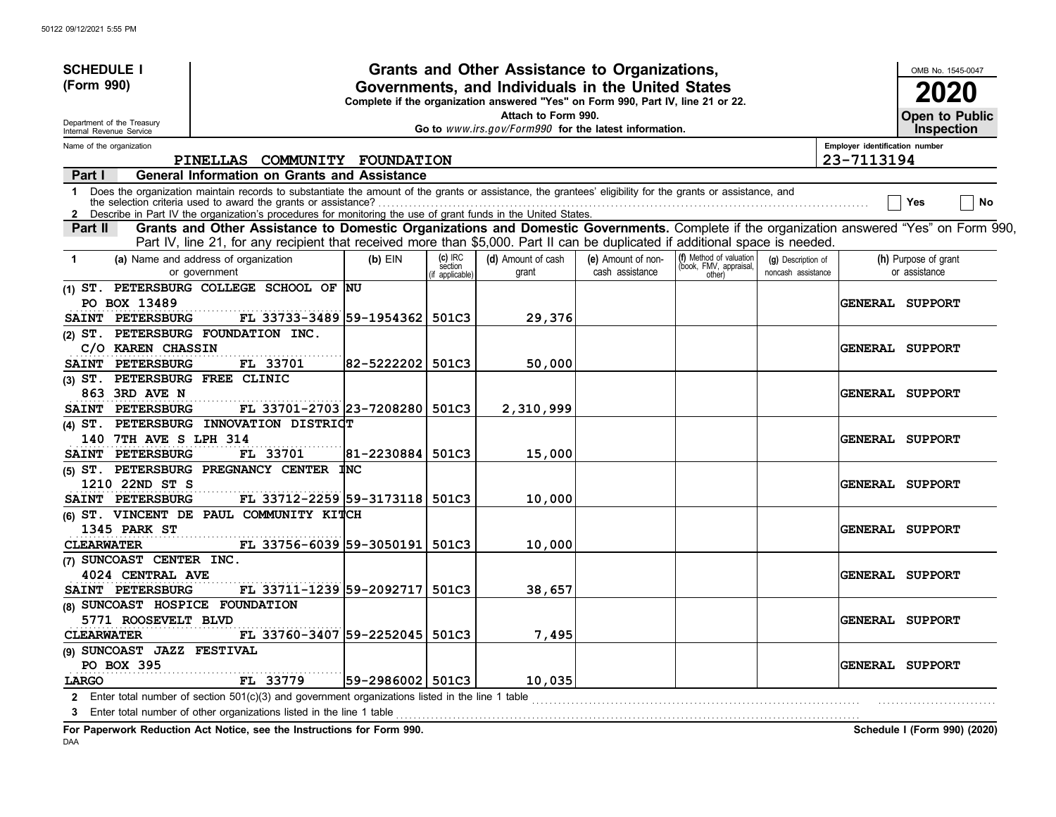50122 09/12/2021 5:55 PM

**SCHEDULE I**
**(Form 990)**

Department of the Treasury
Internal Revenue Service

# Grants and Other Assistance to Organizations, Governments, and Individuals in the United States

**Complete if the organization answered "Yes" on Form 990, Part IV, line 21 or 22.**
**Attach to Form 990.**
**Go to *www.irs.gov/Form990* for the latest information.**

OMB No. 1545-0047
**2020**
**Open to Public Inspection**

Name of the organization: PINELLAS COMMUNITY FOUNDATION
Employer identification number: 23-7113194

**Part I — General Information on Grants and Assistance**

1 Does the organization maintain records to substantiate the amount of the grants or assistance, the grantees' eligibility for the grants or assistance, and the selection criteria used to award the grants or assistance? ☐ Yes ☐ No

2 Describe in Part IV the organization's procedures for monitoring the use of grant funds in the United States.

**Part II — Grants and Other Assistance to Domestic Organizations and Domestic Governments.** Complete if the organization answered "Yes" on Form 990, Part IV, line 21, for any recipient that received more than $5,000. Part II can be duplicated if additional space is needed.

| 1 | (a) Name and address of organization or government | (b) EIN | (c) IRC section (if applicable) | (d) Amount of cash grant | (e) Amount of non-cash assistance | (f) Method of valuation (book, FMV, appraisal, other) | (g) Description of noncash assistance | (h) Purpose of grant or assistance |
|---|---|---|---|---|---|---|---|---|
| (1) | ST. PETERSBURG COLLEGE SCHOOL OF NU<br>PO BOX 13489<br>SAINT PETERSBURG FL 33733-3489 | 59-1954362 | 501C3 | 29,376 | | | | GENERAL SUPPORT |
| (2) | ST. PETERSBURG FOUNDATION INC.<br>C/O KAREN CHASSIN<br>SAINT PETERSBURG FL 33701 | 82-5222202 | 501C3 | 50,000 | | | | GENERAL SUPPORT |
| (3) | ST. PETERSBURG FREE CLINIC<br>863 3RD AVE N<br>SAINT PETERSBURG FL 33701-2703 | 23-7208280 | 501C3 | 2,310,999 | | | | GENERAL SUPPORT |
| (4) | ST. PETERSBURG INNOVATION DISTRICT<br>140 7TH AVE S LPH 314<br>SAINT PETERSBURG FL 33701 | 81-2230884 | 501C3 | 15,000 | | | | GENERAL SUPPORT |
| (5) | ST. PETERSBURG PREGNANCY CENTER INC<br>1210 22ND ST S<br>SAINT PETERSBURG FL 33712-2259 | 59-3173118 | 501C3 | 10,000 | | | | GENERAL SUPPORT |
| (6) | ST. VINCENT DE PAUL COMMUNITY KITCH<br>1345 PARK ST<br>CLEARWATER FL 33756-6039 | 59-3050191 | 501C3 | 10,000 | | | | GENERAL SUPPORT |
| (7) | SUNCOAST CENTER INC.<br>4024 CENTRAL AVE<br>SAINT PETERSBURG FL 33711-1239 | 59-2092717 | 501C3 | 38,657 | | | | GENERAL SUPPORT |
| (8) | SUNCOAST HOSPICE FOUNDATION<br>5771 ROOSEVELT BLVD<br>CLEARWATER FL 33760-3407 | 59-2252045 | 501C3 | 7,495 | | | | GENERAL SUPPORT |
| (9) | SUNCOAST JAZZ FESTIVAL<br>PO BOX 395<br>LARGO FL 33779 | 59-2986002 | 501C3 | 10,035 | | | | GENERAL SUPPORT |

2 Enter total number of section 501(c)(3) and government organizations listed in the line 1 table

3 Enter total number of other organizations listed in the line 1 table

**For Paperwork Reduction Act Notice, see the Instructions for Form 990.**
DAA
**Schedule I (Form 990) (2020)**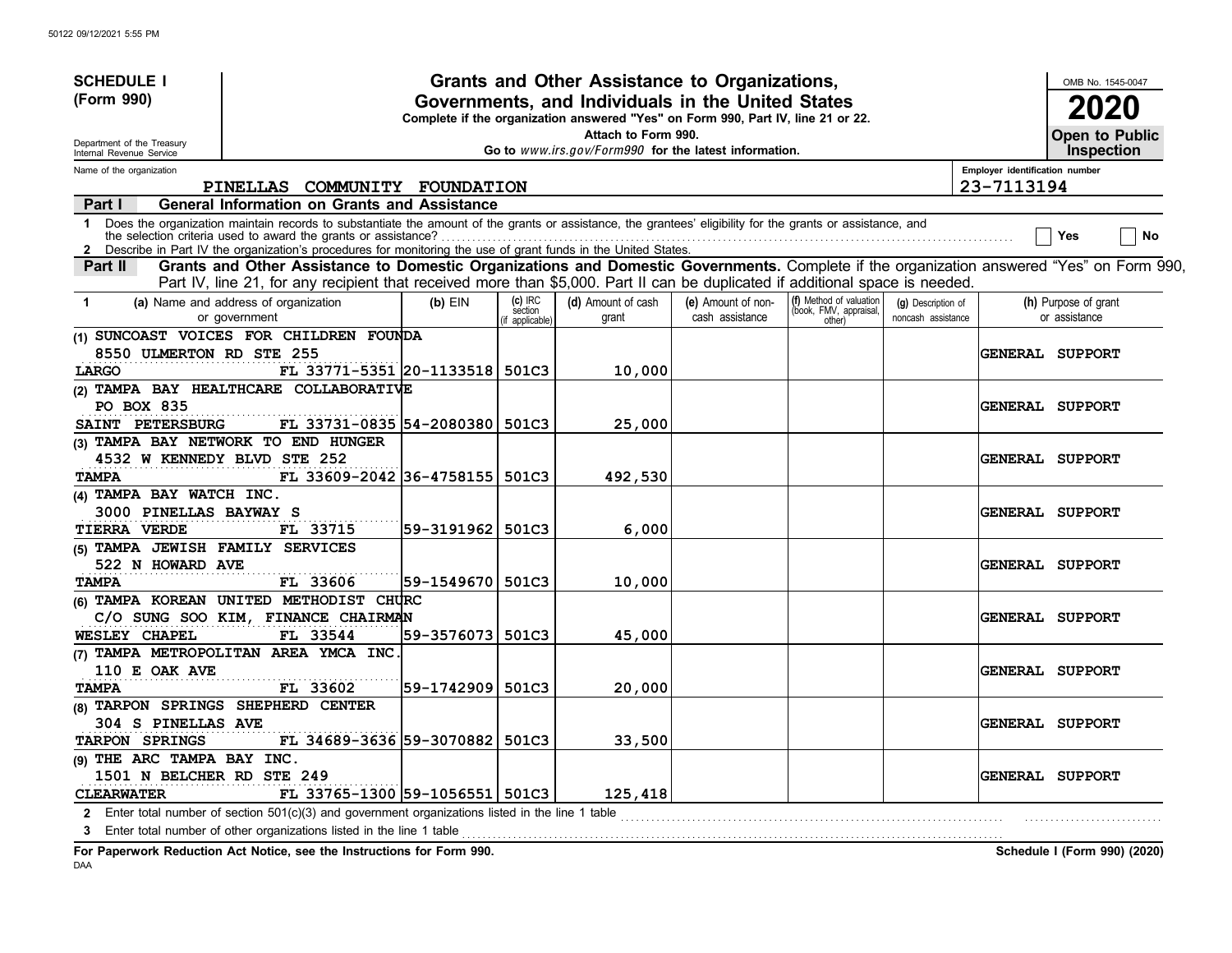**SCHEDULE I (Form 990)**

Department of the Treasury
Internal Revenue Service

# Grants and Other Assistance to Organizations, Governments, and Individuals in the United States

**Complete if the organization answered "Yes" on Form 990, Part IV, line 21 or 22.**
**Attach to Form 990.**
**Go to *www.irs.gov/Form990* for the latest information.**

OMB No. 1545-0047
**2020**
**Open to Public Inspection**

Name of the organization: PINELLAS COMMUNITY FOUNDATION
Employer identification number: 23-7113194

## Part I — General Information on Grants and Assistance

1 Does the organization maintain records to substantiate the amount of the grants or assistance, the grantees' eligibility for the grants or assistance, and the selection criteria used to award the grants or assistance? ☐ Yes ☐ No

2 Describe in Part IV the organization's procedures for monitoring the use of grant funds in the United States.

## Part II — Grants and Other Assistance to Domestic Organizations and Domestic Governments.

Complete if the organization answered "Yes" on Form 990, Part IV, line 21, for any recipient that received more than $5,000. Part II can be duplicated if additional space is needed.

| 1 | (a) Name and address of organization or government | (b) EIN | (c) IRC section (if applicable) | (d) Amount of cash grant | (e) Amount of non-cash assistance | (f) Method of valuation (book, FMV, appraisal, other) | (g) Description of noncash assistance | (h) Purpose of grant or assistance |
|---|---|---|---|---|---|---|---|---|
| (1) | SUNCOAST VOICES FOR CHILDREN FOUNDA 8550 ULMERTON RD STE 255 LARGO FL 33771-5351 | 20-1133518 | 501C3 | 10,000 | | | | GENERAL SUPPORT |
| (2) | TAMPA BAY HEALTHCARE COLLABORATIVE PO BOX 835 SAINT PETERSBURG FL 33731-0835 | 54-2080380 | 501C3 | 25,000 | | | | GENERAL SUPPORT |
| (3) | TAMPA BAY NETWORK TO END HUNGER 4532 W KENNEDY BLVD STE 252 TAMPA FL 33609-2042 | 36-4758155 | 501C3 | 492,530 | | | | GENERAL SUPPORT |
| (4) | TAMPA BAY WATCH INC. 3000 PINELLAS BAYWAY S TIERRA VERDE FL 33715 | 59-3191962 | 501C3 | 6,000 | | | | GENERAL SUPPORT |
| (5) | TAMPA JEWISH FAMILY SERVICES 522 N HOWARD AVE TAMPA FL 33606 | 59-1549670 | 501C3 | 10,000 | | | | GENERAL SUPPORT |
| (6) | TAMPA KOREAN UNITED METHODIST CHURC C/O SUNG SOO KIM, FINANCE CHAIRMAN WESLEY CHAPEL FL 33544 | 59-3576073 | 501C3 | 45,000 | | | | GENERAL SUPPORT |
| (7) | TAMPA METROPOLITAN AREA YMCA INC. 110 E OAK AVE TAMPA FL 33602 | 59-1742909 | 501C3 | 20,000 | | | | GENERAL SUPPORT |
| (8) | TARPON SPRINGS SHEPHERD CENTER 304 S PINELLAS AVE TARPON SPRINGS FL 34689-3636 | 59-3070882 | 501C3 | 33,500 | | | | GENERAL SUPPORT |
| (9) | THE ARC TAMPA BAY INC. 1501 N BELCHER RD STE 249 CLEARWATER FL 33765-1300 | 59-1056551 | 501C3 | 125,418 | | | | GENERAL SUPPORT |

2 Enter total number of section 501(c)(3) and government organizations listed in the line 1 table

3 Enter total number of other organizations listed in the line 1 table

**For Paperwork Reduction Act Notice, see the Instructions for Form 990.**
**Schedule I (Form 990) (2020)**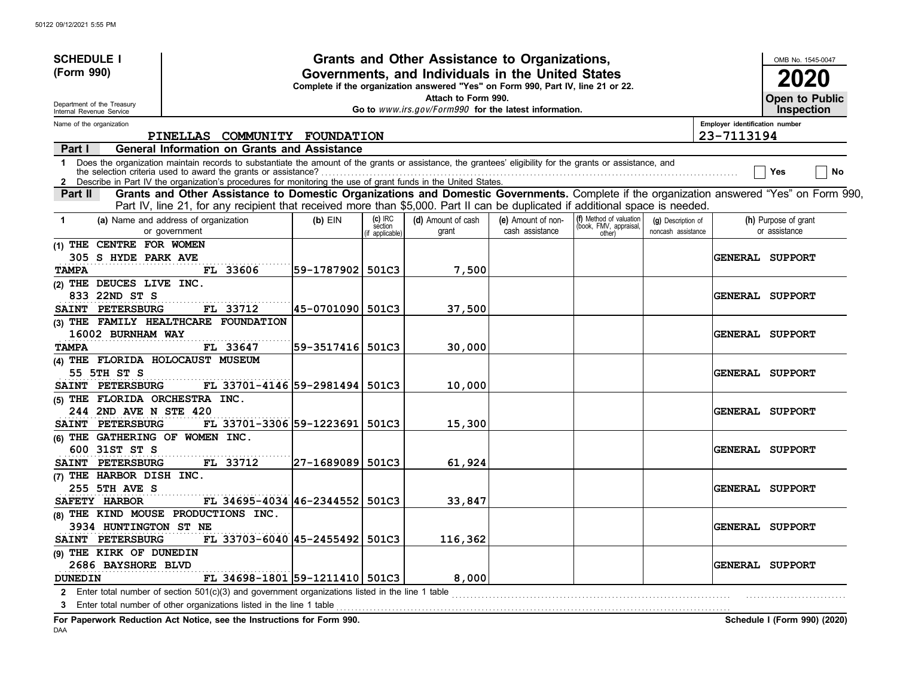**SCHEDULE I (Form 990)**

Department of the Treasury
Internal Revenue Service

# Grants and Other Assistance to Organizations, Governments, and Individuals in the United States

**Complete if the organization answered "Yes" on Form 990, Part IV, line 21 or 22.**
**Attach to Form 990.**
**Go to *www.irs.gov/Form990* for the latest information.**

OMB No. 1545-0047

**2020**

**Open to Public Inspection**

Name of the organization: PINELLAS COMMUNITY FOUNDATION

Employer identification number: 23-7113194

**Part I — General Information on Grants and Assistance**

1 Does the organization maintain records to substantiate the amount of the grants or assistance, the grantees' eligibility for the grants or assistance, and the selection criteria used to award the grants or assistance? ☐ Yes ☐ No

2 Describe in Part IV the organization's procedures for monitoring the use of grant funds in the United States.

**Part II — Grants and Other Assistance to Domestic Organizations and Domestic Governments.** Complete if the organization answered "Yes" on Form 990, Part IV, line 21, for any recipient that received more than $5,000. Part II can be duplicated if additional space is needed.

| 1 (a) Name and address of organization or government | (b) EIN | (c) IRC section (if applicable) | (d) Amount of cash grant | (e) Amount of non-cash assistance | (f) Method of valuation (book, FMV, appraisal, other) | (g) Description of noncash assistance | (h) Purpose of grant or assistance |
|---|---|---|---|---|---|---|---|
| (1) THE CENTRE FOR WOMEN<br>305 S HYDE PARK AVE<br>TAMPA FL 33606 | 59-1787902 | 501C3 | 7,500 | | | | GENERAL SUPPORT |
| (2) THE DEUCES LIVE INC.<br>833 22ND ST S<br>SAINT PETERSBURG FL 33712 | 45-0701090 | 501C3 | 37,500 | | | | GENERAL SUPPORT |
| (3) THE FAMILY HEALTHCARE FOUNDATION<br>16002 BURNHAM WAY<br>TAMPA FL 33647 | 59-3517416 | 501C3 | 30,000 | | | | GENERAL SUPPORT |
| (4) THE FLORIDA HOLOCAUST MUSEUM<br>55 5TH ST S<br>SAINT PETERSBURG FL 33701-4146 | 59-2981494 | 501C3 | 10,000 | | | | GENERAL SUPPORT |
| (5) THE FLORIDA ORCHESTRA INC.<br>244 2ND AVE N STE 420<br>SAINT PETERSBURG FL 33701-3306 | 59-1223691 | 501C3 | 15,300 | | | | GENERAL SUPPORT |
| (6) THE GATHERING OF WOMEN INC.<br>600 31ST ST S<br>SAINT PETERSBURG FL 33712 | 27-1689089 | 501C3 | 61,924 | | | | GENERAL SUPPORT |
| (7) THE HARBOR DISH INC.<br>255 5TH AVE S<br>SAFETY HARBOR FL 34695-4034 | 46-2344552 | 501C3 | 33,847 | | | | GENERAL SUPPORT |
| (8) THE KIND MOUSE PRODUCTIONS INC.<br>3934 HUNTINGTON ST NE<br>SAINT PETERSBURG FL 33703-6040 | 45-2455492 | 501C3 | 116,362 | | | | GENERAL SUPPORT |
| (9) THE KIRK OF DUNEDIN<br>2686 BAYSHORE BLVD<br>DUNEDIN FL 34698-1801 | 59-1211410 | 501C3 | 8,000 | | | | GENERAL SUPPORT |

2 Enter total number of section 501(c)(3) and government organizations listed in the line 1 table

3 Enter total number of other organizations listed in the line 1 table

**For Paperwork Reduction Act Notice, see the Instructions for Form 990.**

**Schedule I (Form 990) (2020)**

DAA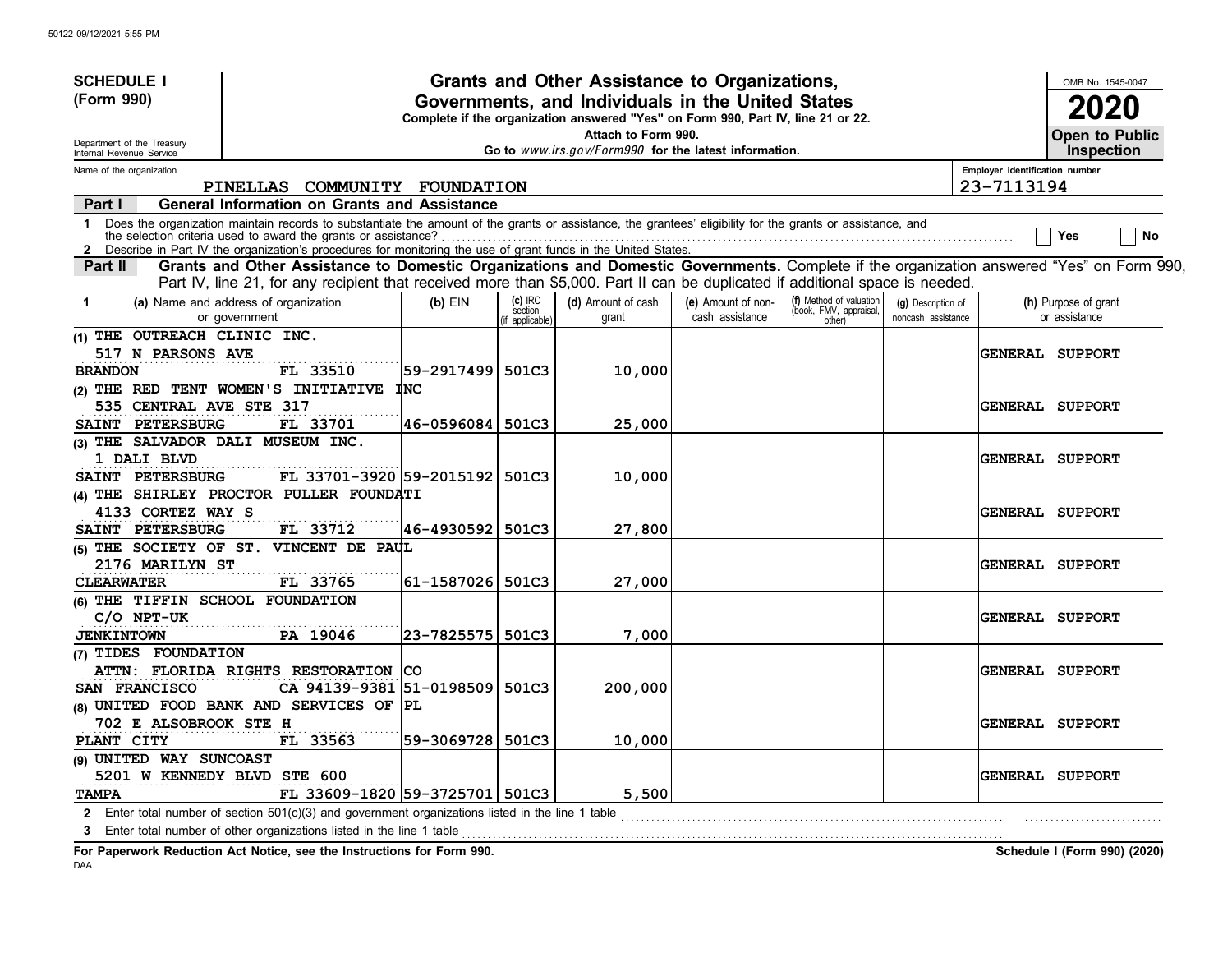**SCHEDULE I (Form 990)**

Department of the Treasury
Internal Revenue Service

# Grants and Other Assistance to Organizations, Governments, and Individuals in the United States

**Complete if the organization answered "Yes" on Form 990, Part IV, line 21 or 22.**
**Attach to Form 990.**
**Go to *www.irs.gov/Form990* for the latest information.**

OMB No. 1545-0047

**2020**

**Open to Public Inspection**

Name of the organization: PINELLAS COMMUNITY FOUNDATION

Employer identification number: 23-7113194

## Part I General Information on Grants and Assistance

1 Does the organization maintain records to substantiate the amount of the grants or assistance, the grantees' eligibility for the grants or assistance, and the selection criteria used to award the grants or assistance? ☐ Yes ☐ No

2 Describe in Part IV the organization's procedures for monitoring the use of grant funds in the United States.

## Part II Grants and Other Assistance to Domestic Organizations and Domestic Governments.

Complete if the organization answered "Yes" on Form 990, Part IV, line 21, for any recipient that received more than $5,000. Part II can be duplicated if additional space is needed.

| 1 (a) Name and address of organization or government | (b) EIN | (c) IRC section (if applicable) | (d) Amount of cash grant | (e) Amount of non-cash assistance | (f) Method of valuation (book, FMV, appraisal, other) | (g) Description of noncash assistance | (h) Purpose of grant or assistance |
|---|---|---|---|---|---|---|---|
| (1) THE OUTREACH CLINIC INC.<br>517 N PARSONS AVE<br>BRANDON FL 33510 | 59-2917499 | 501C3 | 10,000 | | | | GENERAL SUPPORT |
| (2) THE RED TENT WOMEN'S INITIATIVE INC<br>535 CENTRAL AVE STE 317<br>SAINT PETERSBURG FL 33701 | 46-0596084 | 501C3 | 25,000 | | | | GENERAL SUPPORT |
| (3) THE SALVADOR DALI MUSEUM INC.<br>1 DALI BLVD<br>SAINT PETERSBURG FL 33701-3920 | 59-2015192 | 501C3 | 10,000 | | | | GENERAL SUPPORT |
| (4) THE SHIRLEY PROCTOR PULLER FOUNDATI<br>4133 CORTEZ WAY S<br>SAINT PETERSBURG FL 33712 | 46-4930592 | 501C3 | 27,800 | | | | GENERAL SUPPORT |
| (5) THE SOCIETY OF ST. VINCENT DE PAUL<br>2176 MARILYN ST<br>CLEARWATER FL 33765 | 61-1587026 | 501C3 | 27,000 | | | | GENERAL SUPPORT |
| (6) THE TIFFIN SCHOOL FOUNDATION<br>C/O NPT-UK<br>JENKINTOWN PA 19046 | 23-7825575 | 501C3 | 7,000 | | | | GENERAL SUPPORT |
| (7) TIDES FOUNDATION<br>ATTN: FLORIDA RIGHTS RESTORATION CO<br>SAN FRANCISCO CA 94139-9381 | 51-0198509 | 501C3 | 200,000 | | | | GENERAL SUPPORT |
| (8) UNITED FOOD BANK AND SERVICES OF PL<br>702 E ALSOBROOK STE H<br>PLANT CITY FL 33563 | 59-3069728 | 501C3 | 10,000 | | | | GENERAL SUPPORT |
| (9) UNITED WAY SUNCOAST<br>5201 W KENNEDY BLVD STE 600<br>TAMPA FL 33609-1820 | 59-3725701 | 501C3 | 5,500 | | | | GENERAL SUPPORT |

2 Enter total number of section 501(c)(3) and government organizations listed in the line 1 table

3 Enter total number of other organizations listed in the line 1 table

**For Paperwork Reduction Act Notice, see the Instructions for Form 990.** **Schedule I (Form 990) (2020)**

DAA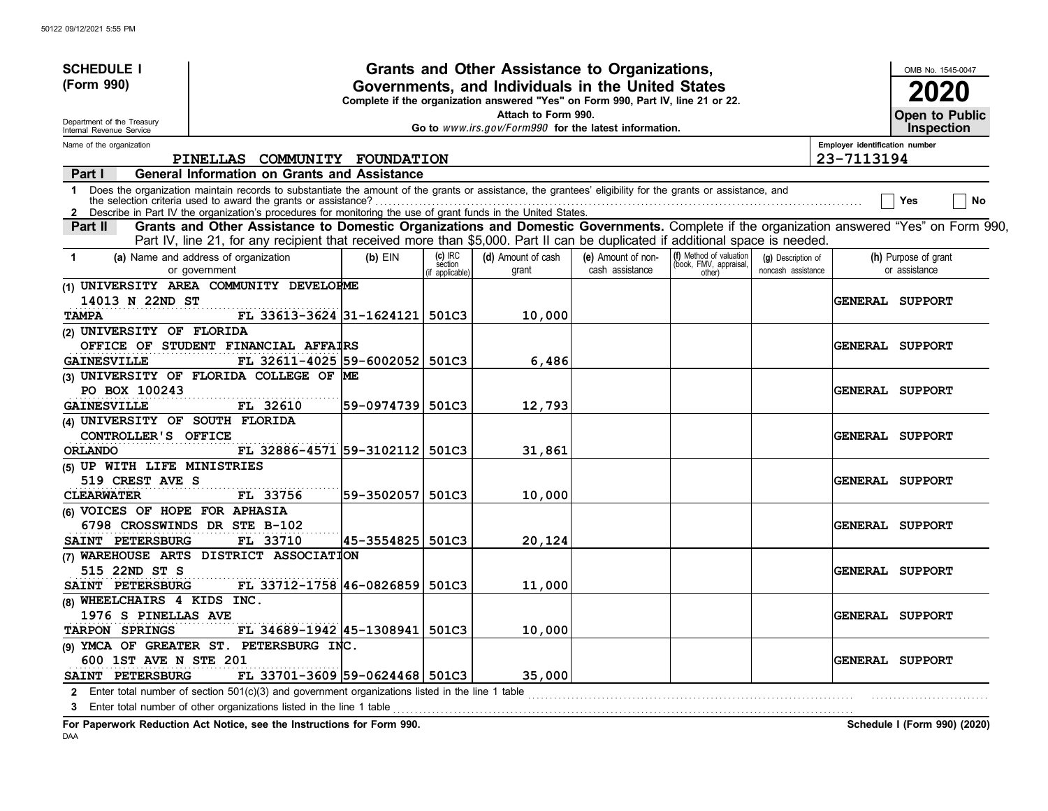**SCHEDULE I (Form 990)**

Department of the Treasury
Internal Revenue Service

# Grants and Other Assistance to Organizations, Governments, and Individuals in the United States

**Complete if the organization answered "Yes" on Form 990, Part IV, line 21 or 22.**

**Attach to Form 990.**

**Go to *www.irs.gov/Form990* for the latest information.**

OMB No. 1545-0047

**2020**

**Open to Public Inspection**

Name of the organization: PINELLAS COMMUNITY FOUNDATION

Employer identification number: 23-7113194

## Part I General Information on Grants and Assistance

1 Does the organization maintain records to substantiate the amount of the grants or assistance, the grantees' eligibility for the grants or assistance, and the selection criteria used to award the grants or assistance? ☐ Yes ☐ No

2 Describe in Part IV the organization's procedures for monitoring the use of grant funds in the United States.

## Part II Grants and Other Assistance to Domestic Organizations and Domestic Governments.

Complete if the organization answered "Yes" on Form 990, Part IV, line 21, for any recipient that received more than $5,000. Part II can be duplicated if additional space is needed.

| 1 | (a) Name and address of organization or government | (b) EIN | (c) IRC section (if applicable) | (d) Amount of cash grant | (e) Amount of non-cash assistance | (f) Method of valuation (book, FMV, appraisal, other) | (g) Description of noncash assistance | (h) Purpose of grant or assistance |
|---|---|---|---|---|---|---|---|---|
| (1) | UNIVERSITY AREA COMMUNITY DEVELOPME<br>14013 N 22ND ST<br>TAMPA FL 33613-3624 | 31-1624121 | 501C3 | 10,000 | | | | GENERAL SUPPORT |
| (2) | UNIVERSITY OF FLORIDA<br>OFFICE OF STUDENT FINANCIAL AFFAIRS<br>GAINESVILLE FL 32611-4025 | 59-6002052 | 501C3 | 6,486 | | | | GENERAL SUPPORT |
| (3) | UNIVERSITY OF FLORIDA COLLEGE OF ME<br>PO BOX 100243<br>GAINESVILLE FL 32610 | 59-0974739 | 501C3 | 12,793 | | | | GENERAL SUPPORT |
| (4) | UNIVERSITY OF SOUTH FLORIDA<br>CONTROLLER'S OFFICE<br>ORLANDO FL 32886-4571 | 59-3102112 | 501C3 | 31,861 | | | | GENERAL SUPPORT |
| (5) | UP WITH LIFE MINISTRIES<br>519 CREST AVE S<br>CLEARWATER FL 33756 | 59-3502057 | 501C3 | 10,000 | | | | GENERAL SUPPORT |
| (6) | VOICES OF HOPE FOR APHASIA<br>6798 CROSSWINDS DR STE B-102<br>SAINT PETERSBURG FL 33710 | 45-3554825 | 501C3 | 20,124 | | | | GENERAL SUPPORT |
| (7) | WAREHOUSE ARTS DISTRICT ASSOCIATION<br>515 22ND ST S<br>SAINT PETERSBURG FL 33712-1758 | 46-0826859 | 501C3 | 11,000 | | | | GENERAL SUPPORT |
| (8) | WHEELCHAIRS 4 KIDS INC.<br>1976 S PINELLAS AVE<br>TARPON SPRINGS FL 34689-1942 | 45-1308941 | 501C3 | 10,000 | | | | GENERAL SUPPORT |
| (9) | YMCA OF GREATER ST. PETERSBURG INC.<br>600 1ST AVE N STE 201<br>SAINT PETERSBURG FL 33701-3609 | 59-0624468 | 501C3 | 35,000 | | | | GENERAL SUPPORT |

2 Enter total number of section 501(c)(3) and government organizations listed in the line 1 table

3 Enter total number of other organizations listed in the line 1 table

**For Paperwork Reduction Act Notice, see the Instructions for Form 990.** **Schedule I (Form 990) (2020)**

DAA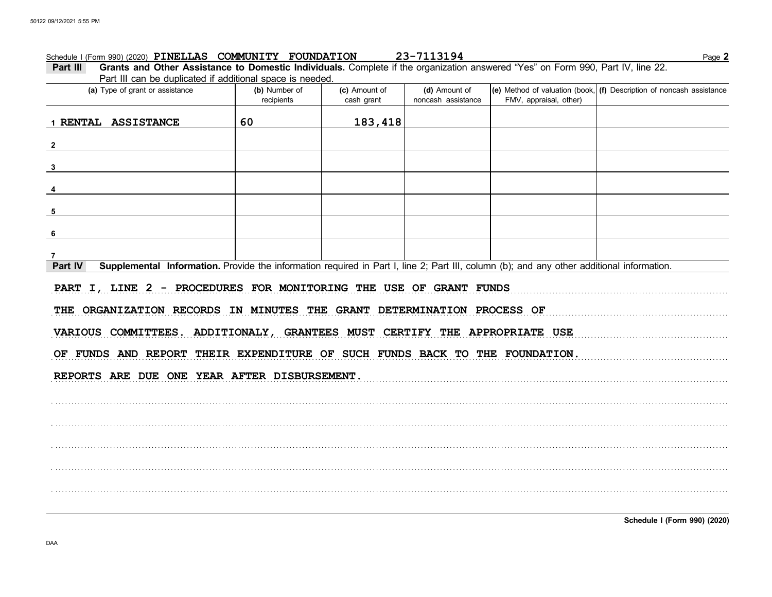Schedule I (Form 990) (2020) **PINELLAS COMMUNITY FOUNDATION** **23-7113194** Page **2**

**Part III** **Grants and Other Assistance to Domestic Individuals.** Complete if the organization answered "Yes" on Form 990, Part IV, line 22. Part III can be duplicated if additional space is needed.

| (a) Type of grant or assistance | (b) Number of recipients | (c) Amount of cash grant | (d) Amount of noncash assistance | (e) Method of valuation (book, FMV, appraisal, other) | (f) Description of noncash assistance |
|---|---|---|---|---|---|
| 1 RENTAL ASSISTANCE | 60 | 183,418 | | | |
| 2 | | | | | |
| 3 | | | | | |
| 4 | | | | | |
| 5 | | | | | |
| 6 | | | | | |
| 7 | | | | | |

**Part IV** **Supplemental Information.** Provide the information required in Part I, line 2; Part III, column (b); and any other additional information.

PART I, LINE 2 - PROCEDURES FOR MONITORING THE USE OF GRANT FUNDS

THE ORGANIZATION RECORDS IN MINUTES THE GRANT DETERMINATION PROCESS OF VARIOUS COMMITTEES. ADDITIONALY, GRANTEES MUST CERTIFY THE APPROPRIATE USE OF FUNDS AND REPORT THEIR EXPENDITURE OF SUCH FUNDS BACK TO THE FOUNDATION. REPORTS ARE DUE ONE YEAR AFTER DISBURSEMENT.

**Schedule I (Form 990) (2020)**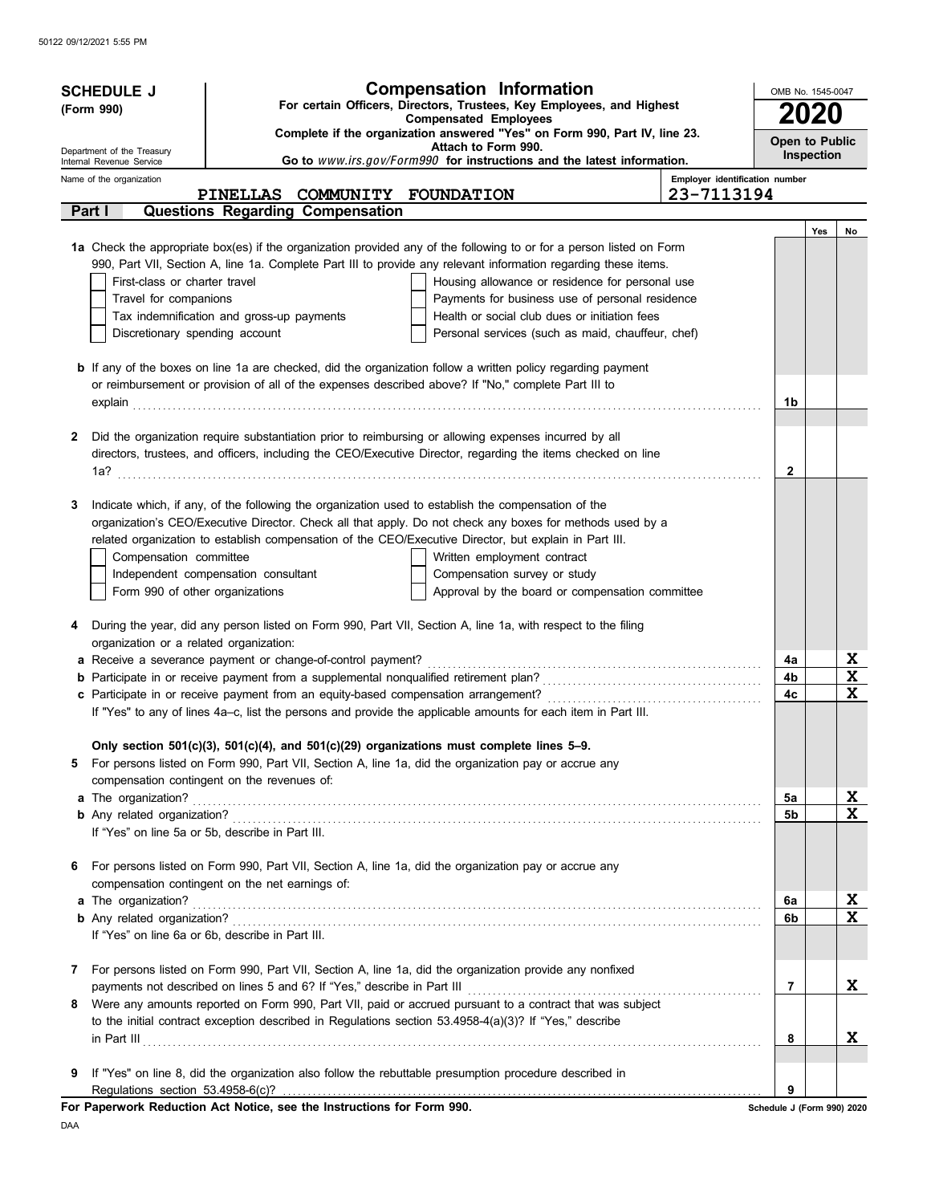# SCHEDULE J (Form 990)

Department of the Treasury
Internal Revenue Service

## Compensation Information

**For certain Officers, Directors, Trustees, Key Employees, and Highest Compensated Employees**

**Complete if the organization answered "Yes" on Form 990, Part IV, line 23.**

**Attach to Form 990.**

**Go to *www.irs.gov/Form990* for instructions and the latest information.**

OMB No. 1545-0047

**2020**

**Open to Public Inspection**

Name of the organization: PINELLAS COMMUNITY FOUNDATION

Employer identification number: 23-7113194

### Part I Questions Regarding Compensation

| | | | Yes | No |
|---|---|---|---|---|
| **1a** | Check the appropriate box(es) if the organization provided any of the following to or for a person listed on Form 990, Part VII, Section A, line 1a. Complete Part III to provide any relevant information regarding these items.<br>☐ First-class or charter travel ☐ Housing allowance or residence for personal use<br>☐ Travel for companions ☐ Payments for business use of personal residence<br>☐ Tax indemnification and gross-up payments ☐ Health or social club dues or initiation fees<br>☐ Discretionary spending account ☐ Personal services (such as maid, chauffeur, chef) | | | |
| **b** | If any of the boxes on line 1a are checked, did the organization follow a written policy regarding payment or reimbursement or provision of all of the expenses described above? If "No," complete Part III to explain | 1b | | |
| **2** | Did the organization require substantiation prior to reimbursing or allowing expenses incurred by all directors, trustees, and officers, including the CEO/Executive Director, regarding the items checked on line 1a? | 2 | | |
| **3** | Indicate which, if any, of the following the organization used to establish the compensation of the organization's CEO/Executive Director. Check all that apply. Do not check any boxes for methods used by a related organization to establish compensation of the CEO/Executive Director, but explain in Part III.<br>☐ Compensation committee ☐ Written employment contract<br>☐ Independent compensation consultant ☐ Compensation survey or study<br>☐ Form 990 of other organizations ☐ Approval by the board or compensation committee | | | |
| **4** | During the year, did any person listed on Form 990, Part VII, Section A, line 1a, with respect to the filing organization or a related organization: | | | |
| **a** | Receive a severance payment or change-of-control payment? | 4a | | X |
| **b** | Participate in or receive payment from a supplemental nonqualified retirement plan? | 4b | | X |
| **c** | Participate in or receive payment from an equity-based compensation arrangement? | 4c | | X |
| | If "Yes" to any of lines 4a–c, list the persons and provide the applicable amounts for each item in Part III. | | | |
| | **Only section 501(c)(3), 501(c)(4), and 501(c)(29) organizations must complete lines 5–9.** | | | |
| **5** | For persons listed on Form 990, Part VII, Section A, line 1a, did the organization pay or accrue any compensation contingent on the revenues of: | | | |
| **a** | The organization? | 5a | | X |
| **b** | Any related organization? | 5b | | X |
| | If "Yes" on line 5a or 5b, describe in Part III. | | | |
| **6** | For persons listed on Form 990, Part VII, Section A, line 1a, did the organization pay or accrue any compensation contingent on the net earnings of: | | | |
| **a** | The organization? | 6a | | X |
| **b** | Any related organization? | 6b | | X |
| | If "Yes" on line 6a or 6b, describe in Part III. | | | |
| **7** | For persons listed on Form 990, Part VII, Section A, line 1a, did the organization provide any nonfixed payments not described on lines 5 and 6? If "Yes," describe in Part III | 7 | | X |
| **8** | Were any amounts reported on Form 990, Part VII, paid or accrued pursuant to a contract that was subject to the initial contract exception described in Regulations section 53.4958-4(a)(3)? If "Yes," describe in Part III | 8 | | X |
| **9** | If "Yes" on line 8, did the organization also follow the rebuttable presumption procedure described in Regulations section 53.4958-6(c)? | 9 | | |

**For Paperwork Reduction Act Notice, see the Instructions for Form 990.** Schedule J (Form 990) 2020

DAA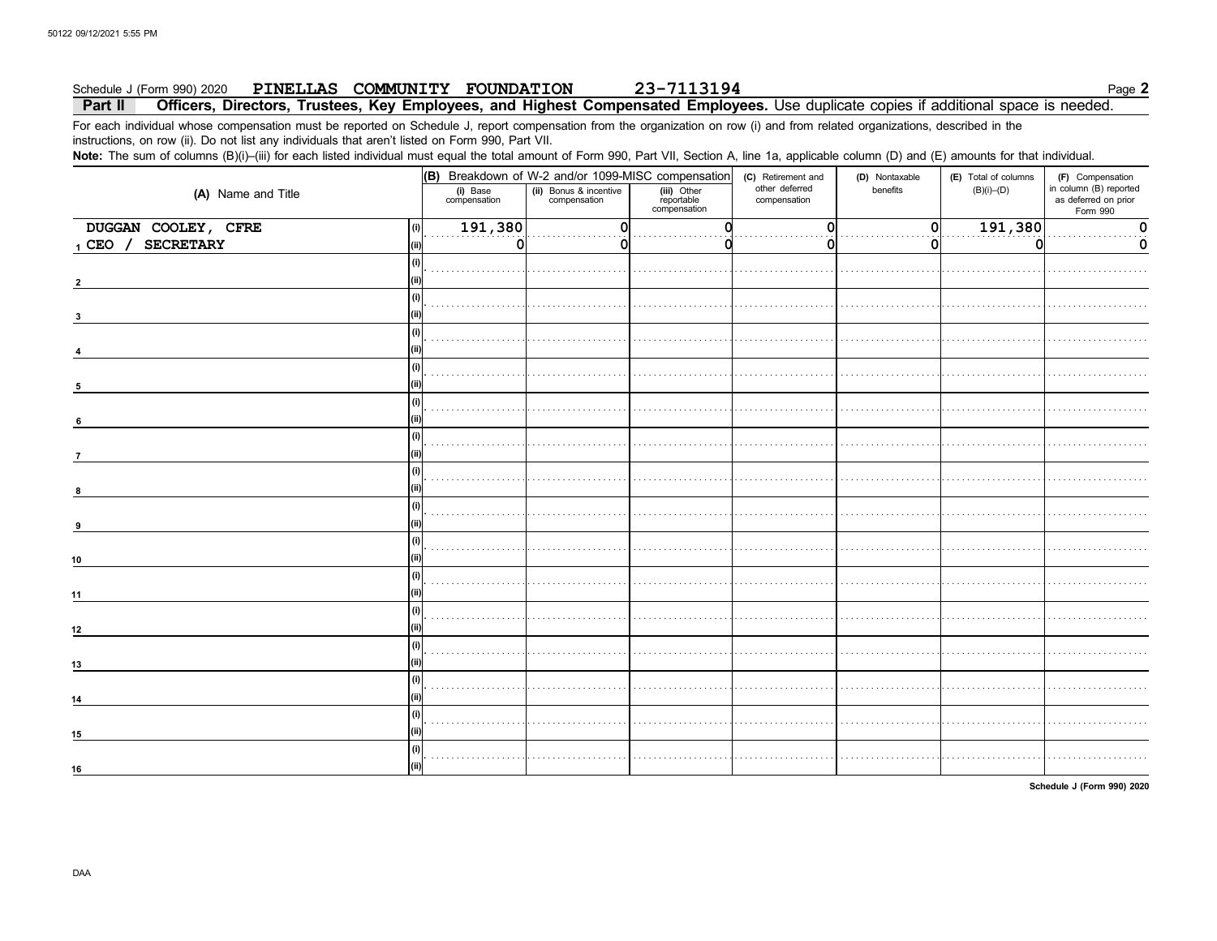Schedule J (Form 990) 2020 **PINELLAS COMMUNITY FOUNDATION** **23-7113194** Page **2**

## Part II Officers, Directors, Trustees, Key Employees, and Highest Compensated Employees. Use duplicate copies if additional space is needed.

For each individual whose compensation must be reported on Schedule J, report compensation from the organization on row (i) and from related organizations, described in the instructions, on row (ii). Do not list any individuals that aren't listed on Form 990, Part VII.

**Note:** The sum of columns (B)(i)–(iii) for each listed individual must equal the total amount of Form 990, Part VII, Section A, line 1a, applicable column (D) and (E) amounts for that individual.

| (A) Name and Title | | (B) Breakdown of W-2 and/or 1099-MISC compensation | | | (C) Retirement and other deferred compensation | (D) Nontaxable benefits | (E) Total of columns (B)(i)–(D) | (F) Compensation in column (B) reported as deferred on prior Form 990 |
|---|---|---|---|---|---|---|---|---|
| | | (i) Base compensation | (ii) Bonus & incentive compensation | (iii) Other reportable compensation | | | | |
| DUGGAN COOLEY, CFRE | (i) | 191,380 | 0 | 0 | 0 | 0 | 191,380 | 0 |
| 1 CEO / SECRETARY | (ii) | 0 | 0 | 0 | 0 | 0 | 0 | 0 |
| 2 | (i) | | | | | | | |
| | (ii) | | | | | | | |
| 3 | (i) | | | | | | | |
| | (ii) | | | | | | | |
| 4 | (i) | | | | | | | |
| | (ii) | | | | | | | |
| 5 | (i) | | | | | | | |
| | (ii) | | | | | | | |
| 6 | (i) | | | | | | | |
| | (ii) | | | | | | | |
| 7 | (i) | | | | | | | |
| | (ii) | | | | | | | |
| 8 | (i) | | | | | | | |
| | (ii) | | | | | | | |
| 9 | (i) | | | | | | | |
| | (ii) | | | | | | | |
| 10 | (i) | | | | | | | |
| | (ii) | | | | | | | |
| 11 | (i) | | | | | | | |
| | (ii) | | | | | | | |
| 12 | (i) | | | | | | | |
| | (ii) | | | | | | | |
| 13 | (i) | | | | | | | |
| | (ii) | | | | | | | |
| 14 | (i) | | | | | | | |
| | (ii) | | | | | | | |
| 15 | (i) | | | | | | | |
| | (ii) | | | | | | | |
| 16 | (i) | | | | | | | |
| | (ii) | | | | | | | |

Schedule J (Form 990) 2020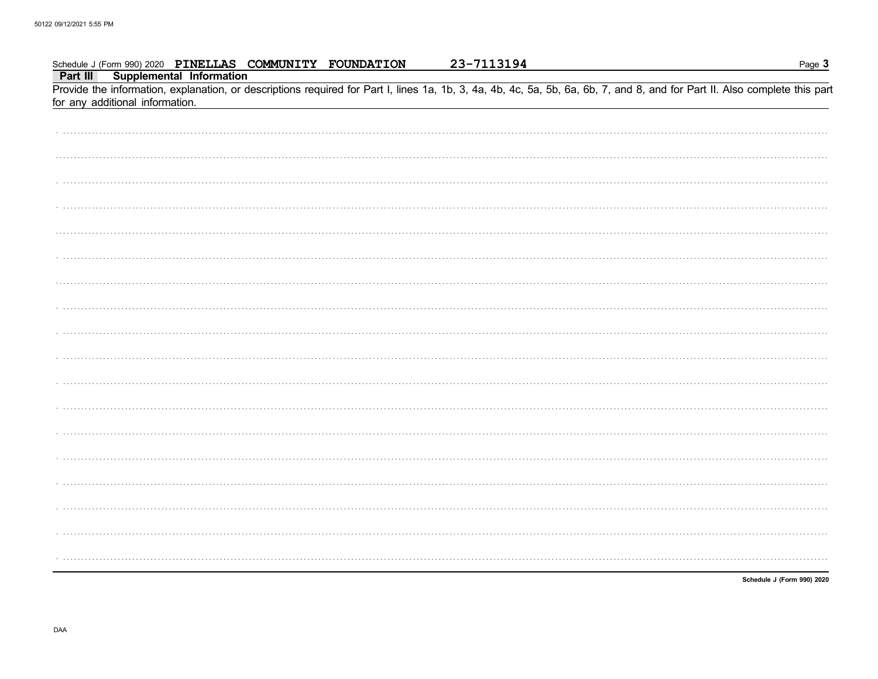Schedule J (Form 990) 2020 **PINELLAS COMMUNITY FOUNDATION** 23-7113194

**Part III Supplemental Information**

Provide the information, explanation, or descriptions required for Part I, lines 1a, 1b, 3, 4a, 4b, 4c, 5a, 5b, 6a, 6b, 7, and 8, and for Part II. Also complete this part for any additional information.

**Schedule J (Form 990) 2020**

DAA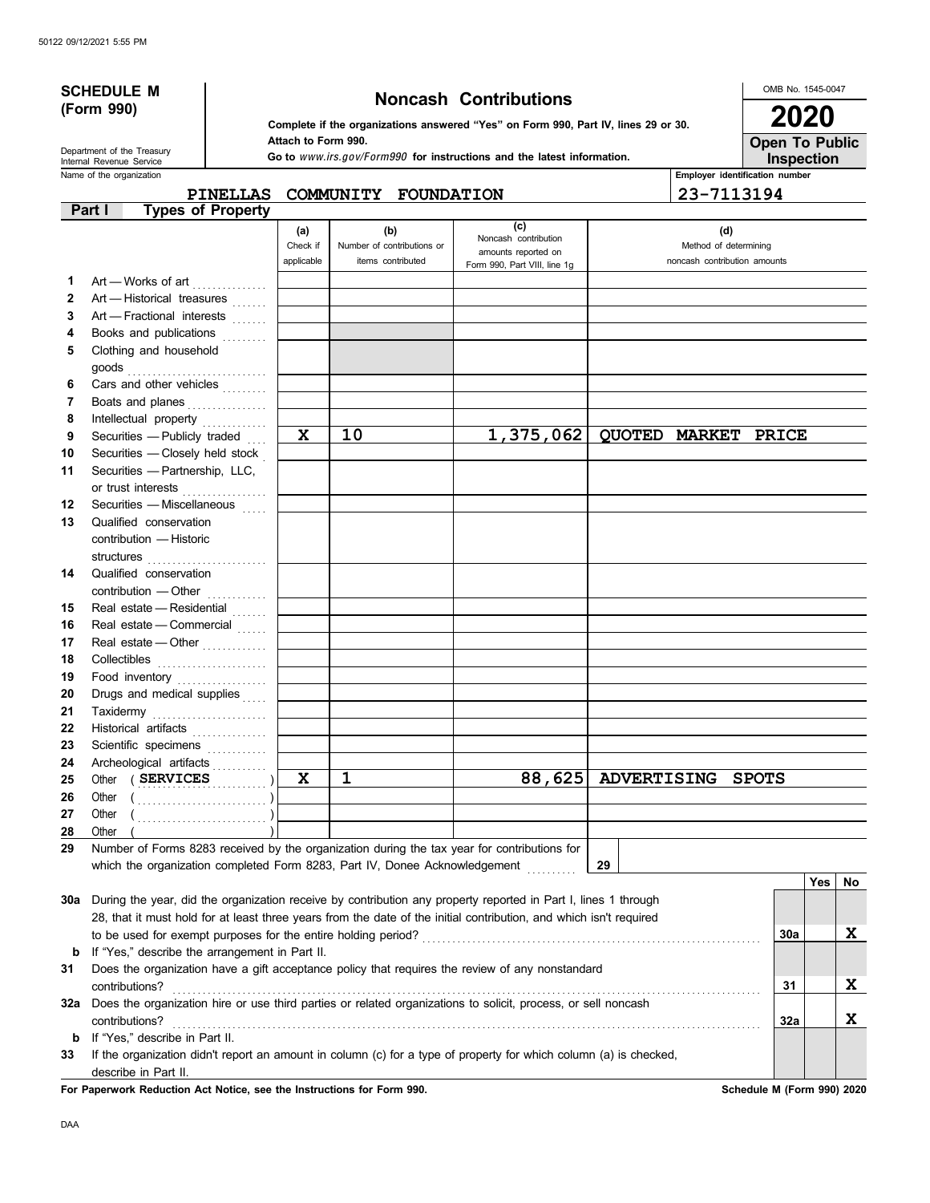# SCHEDULE M (Form 990)

Department of the Treasury
Internal Revenue Service

## Noncash Contributions

**Complete if the organizations answered "Yes" on Form 990, Part IV, lines 29 or 30.**
**Attach to Form 990.**
**Go to** *www.irs.gov/Form990* **for instructions and the latest information.**

OMB No. 1545-0047

**2020**

**Open To Public Inspection**

Name of the organization: PINELLAS COMMUNITY FOUNDATION

Employer identification number: 23-7113194

**Part I — Types of Property**

| | | (a) Check if applicable | (b) Number of contributions or items contributed | (c) Noncash contribution amounts reported on Form 990, Part VIII, line 1g | (d) Method of determining noncash contribution amounts |
|---|---|---|---|---|---|
| 1 | Art — Works of art | | | | |
| 2 | Art — Historical treasures | | | | |
| 3 | Art — Fractional interests | | | | |
| 4 | Books and publications | | | | |
| 5 | Clothing and household goods | | | | |
| 6 | Cars and other vehicles | | | | |
| 7 | Boats and planes | | | | |
| 8 | Intellectual property | | | | |
| 9 | Securities — Publicly traded | X | 10 | 1,375,062 | QUOTED MARKET PRICE |
| 10 | Securities — Closely held stock | | | | |
| 11 | Securities — Partnership, LLC, or trust interests | | | | |
| 12 | Securities — Miscellaneous | | | | |
| 13 | Qualified conservation contribution — Historic structures | | | | |
| 14 | Qualified conservation contribution — Other | | | | |
| 15 | Real estate — Residential | | | | |
| 16 | Real estate — Commercial | | | | |
| 17 | Real estate — Other | | | | |
| 18 | Collectibles | | | | |
| 19 | Food inventory | | | | |
| 20 | Drugs and medical supplies | | | | |
| 21 | Taxidermy | | | | |
| 22 | Historical artifacts | | | | |
| 23 | Scientific specimens | | | | |
| 24 | Archeological artifacts | | | | |
| 25 | Other ( SERVICES ) | X | 1 | 88,625 | ADVERTISING SPOTS |
| 26 | Other ( ) | | | | |
| 27 | Other ( ) | | | | |
| 28 | Other ( ) | | | | |

29 Number of Forms 8283 received by the organization during the tax year for contributions for which the organization completed Form 8283, Part IV, Donee Acknowledgement ..... 29

| | | | Yes | No |
|---|---|---|---|---|
| 30a | During the year, did the organization receive by contribution any property reported in Part I, lines 1 through 28, that it must hold for at least three years from the date of the initial contribution, and which isn't required to be used for exempt purposes for the entire holding period? | 30a | | X |
| b | If "Yes," describe the arrangement in Part II. | | | |
| 31 | Does the organization have a gift acceptance policy that requires the review of any nonstandard contributions? | 31 | | X |
| 32a | Does the organization hire or use third parties or related organizations to solicit, process, or sell noncash contributions? | 32a | | X |
| b | If "Yes," describe in Part II. | | | |
| 33 | If the organization didn't report an amount in column (c) for a type of property for which column (a) is checked, describe in Part II. | | | |

**For Paperwork Reduction Act Notice, see the Instructions for Form 990.** **Schedule M (Form 990) 2020**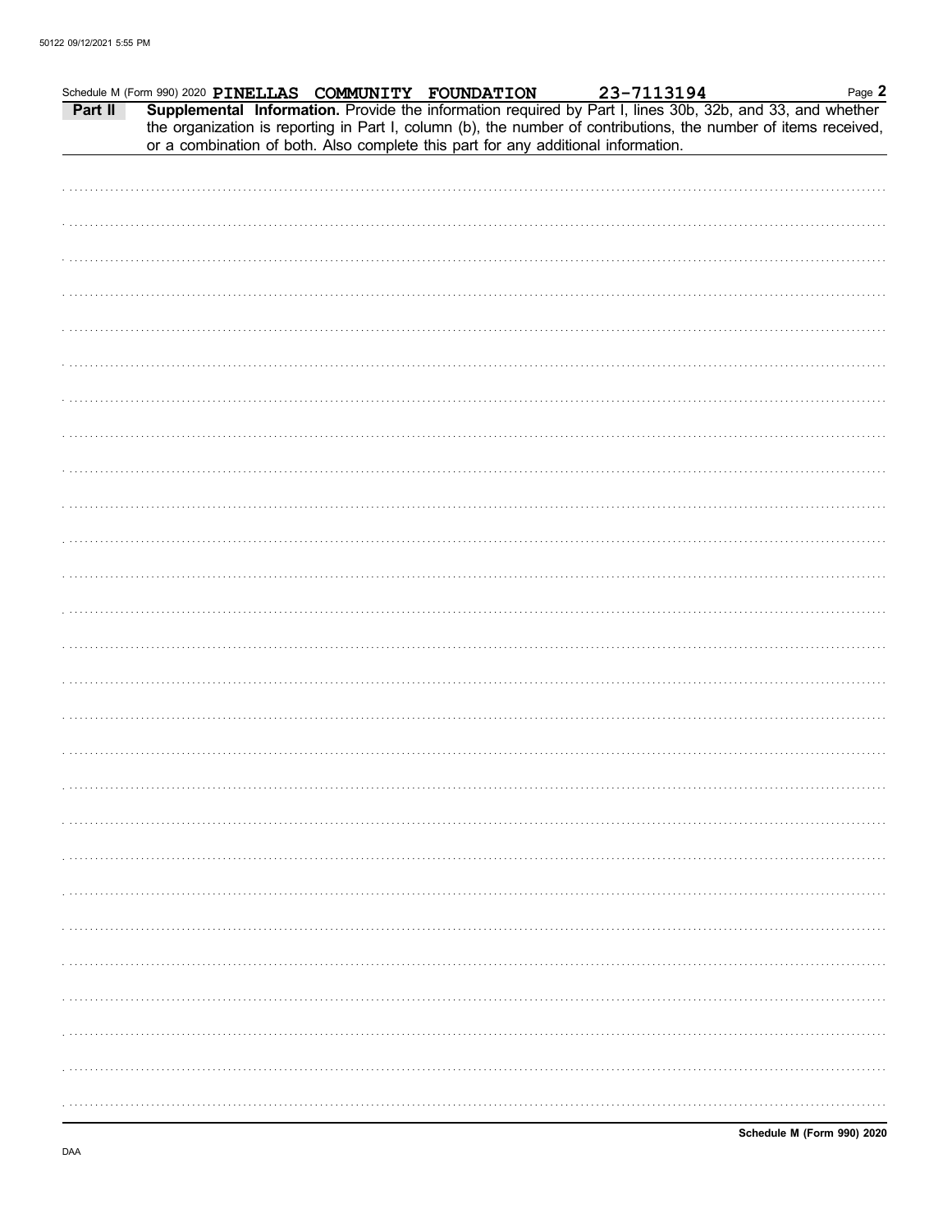Schedule M (Form 990) 2020 PINELLAS COMMUNITY FOUNDATION 23-7113194

**Part II** **Supplemental Information.** Provide the information required by Part I, lines 30b, 32b, and 33, and whether the organization is reporting in Part I, column (b), the number of contributions, the number of items received, or a combination of both. Also complete this part for any additional information.

**Schedule M (Form 990) 2020**

DAA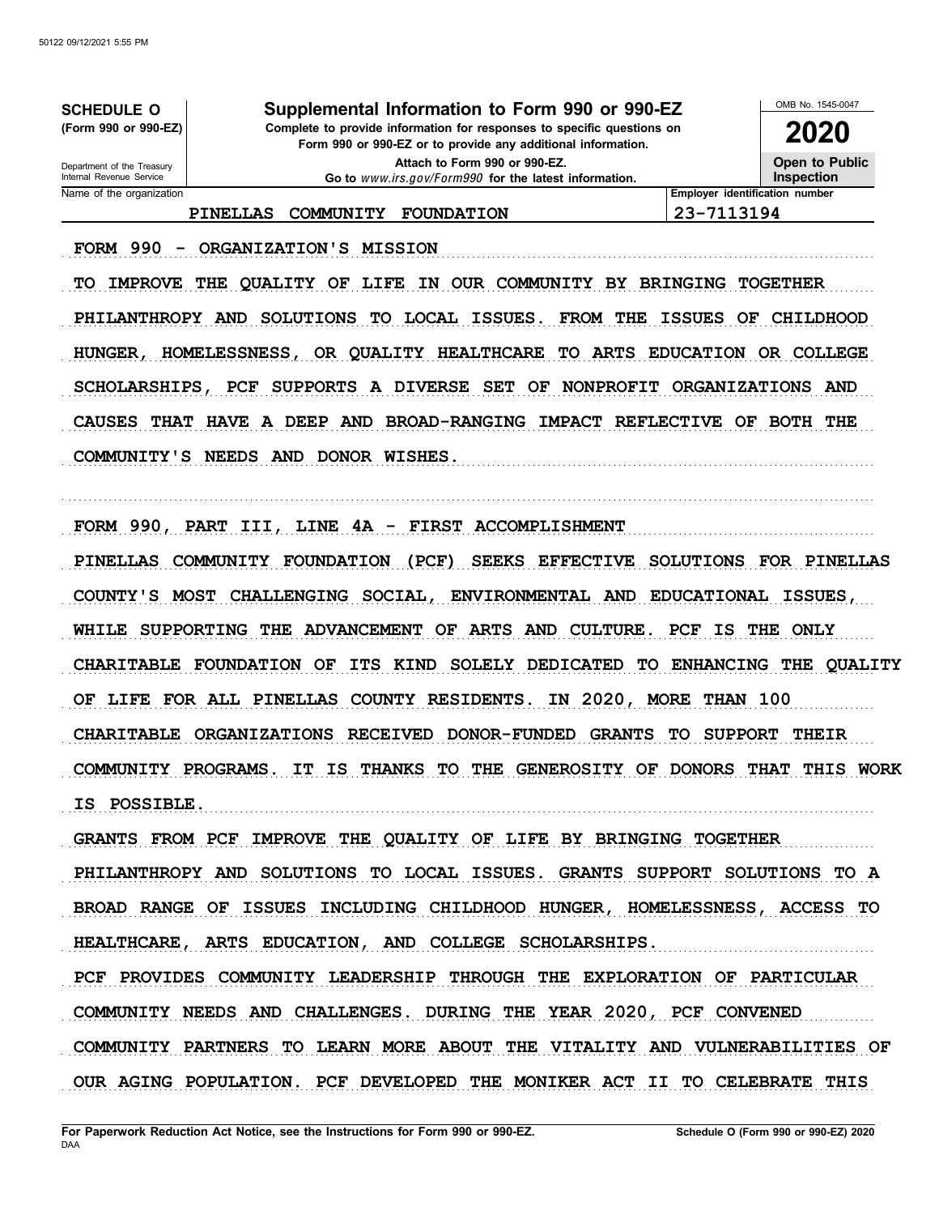**SCHEDULE O (Form 990 or 990-EZ)**

Department of the Treasury
Internal Revenue Service

# Supplemental Information to Form 990 or 990-EZ

**Complete to provide information for responses to specific questions on Form 990 or 990-EZ or to provide any additional information.**

**Attach to Form 990 or 990-EZ.**

**Go to *www.irs.gov/Form990* for the latest information.**

OMB No. 1545-0047

**2020**

**Open to Public Inspection**

| Name of the organization | Employer identification number |
| --- | --- |
| PINELLAS COMMUNITY FOUNDATION | 23-7113194 |

FORM 990 - ORGANIZATION'S MISSION

TO IMPROVE THE QUALITY OF LIFE IN OUR COMMUNITY BY BRINGING TOGETHER PHILANTHROPY AND SOLUTIONS TO LOCAL ISSUES. FROM THE ISSUES OF CHILDHOOD HUNGER, HOMELESSNESS, OR QUALITY HEALTHCARE TO ARTS EDUCATION OR COLLEGE SCHOLARSHIPS, PCF SUPPORTS A DIVERSE SET OF NONPROFIT ORGANIZATIONS AND CAUSES THAT HAVE A DEEP AND BROAD-RANGING IMPACT REFLECTIVE OF BOTH THE COMMUNITY'S NEEDS AND DONOR WISHES.

FORM 990, PART III, LINE 4A - FIRST ACCOMPLISHMENT

PINELLAS COMMUNITY FOUNDATION (PCF) SEEKS EFFECTIVE SOLUTIONS FOR PINELLAS COUNTY'S MOST CHALLENGING SOCIAL, ENVIRONMENTAL AND EDUCATIONAL ISSUES, WHILE SUPPORTING THE ADVANCEMENT OF ARTS AND CULTURE. PCF IS THE ONLY CHARITABLE FOUNDATION OF ITS KIND SOLELY DEDICATED TO ENHANCING THE QUALITY OF LIFE FOR ALL PINELLAS COUNTY RESIDENTS. IN 2020, MORE THAN 100 CHARITABLE ORGANIZATIONS RECEIVED DONOR-FUNDED GRANTS TO SUPPORT THEIR COMMUNITY PROGRAMS. IT IS THANKS TO THE GENEROSITY OF DONORS THAT THIS WORK IS POSSIBLE.

GRANTS FROM PCF IMPROVE THE QUALITY OF LIFE BY BRINGING TOGETHER PHILANTHROPY AND SOLUTIONS TO LOCAL ISSUES. GRANTS SUPPORT SOLUTIONS TO A BROAD RANGE OF ISSUES INCLUDING CHILDHOOD HUNGER, HOMELESSNESS, ACCESS TO HEALTHCARE, ARTS EDUCATION, AND COLLEGE SCHOLARSHIPS.

PCF PROVIDES COMMUNITY LEADERSHIP THROUGH THE EXPLORATION OF PARTICULAR COMMUNITY NEEDS AND CHALLENGES. DURING THE YEAR 2020, PCF CONVENED COMMUNITY PARTNERS TO LEARN MORE ABOUT THE VITALITY AND VULNERABILITIES OF OUR AGING POPULATION. PCF DEVELOPED THE MONIKER ACT II TO CELEBRATE THIS

For Paperwork Reduction Act Notice, see the Instructions for Form 990 or 990-EZ.
DAA

Schedule O (Form 990 or 990-EZ) 2020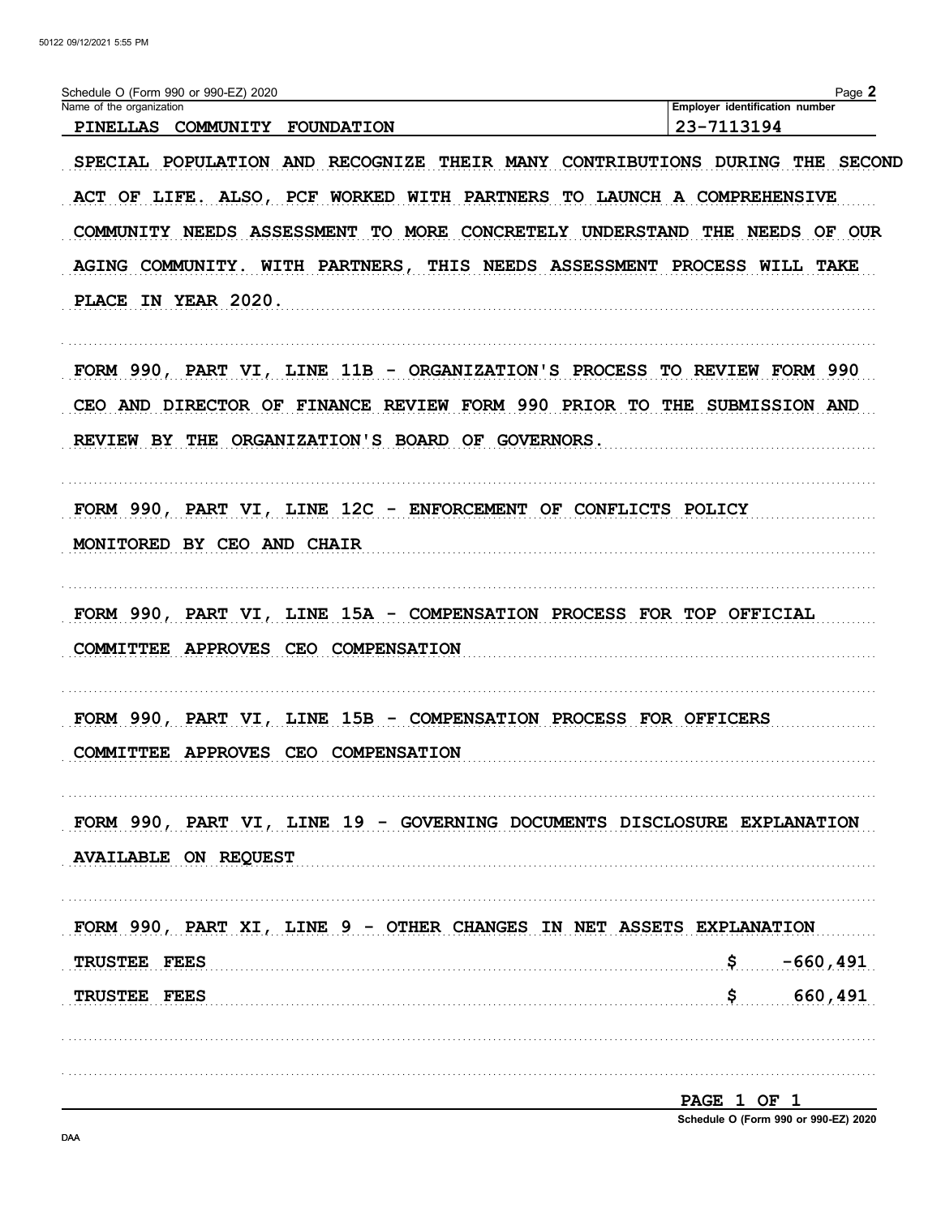Schedule O (Form 990 or 990-EZ) 2020

| Name of the organization | Employer identification number |
| --- | --- |
| PINELLAS COMMUNITY FOUNDATION | 23-7113194 |

SPECIAL POPULATION AND RECOGNIZE THEIR MANY CONTRIBUTIONS DURING THE SECOND ACT OF LIFE. ALSO, PCF WORKED WITH PARTNERS TO LAUNCH A COMPREHENSIVE COMMUNITY NEEDS ASSESSMENT TO MORE CONCRETELY UNDERSTAND THE NEEDS OF OUR AGING COMMUNITY. WITH PARTNERS, THIS NEEDS ASSESSMENT PROCESS WILL TAKE PLACE IN YEAR 2020.

FORM 990, PART VI, LINE 11B - ORGANIZATION'S PROCESS TO REVIEW FORM 990

CEO AND DIRECTOR OF FINANCE REVIEW FORM 990 PRIOR TO THE SUBMISSION AND REVIEW BY THE ORGANIZATION'S BOARD OF GOVERNORS.

FORM 990, PART VI, LINE 12C - ENFORCEMENT OF CONFLICTS POLICY

MONITORED BY CEO AND CHAIR

FORM 990, PART VI, LINE 15A - COMPENSATION PROCESS FOR TOP OFFICIAL

COMMITTEE APPROVES CEO COMPENSATION

FORM 990, PART VI, LINE 15B - COMPENSATION PROCESS FOR OFFICERS

COMMITTEE APPROVES CEO COMPENSATION

FORM 990, PART VI, LINE 19 - GOVERNING DOCUMENTS DISCLOSURE EXPLANATION

AVAILABLE ON REQUEST

FORM 990, PART XI, LINE 9 - OTHER CHANGES IN NET ASSETS EXPLANATION

| | |
| --- | --- |
| TRUSTEE FEES | $ -660,491 |
| TRUSTEE FEES | $ 660,491 |

PAGE 1 OF 1

Schedule O (Form 990 or 990-EZ) 2020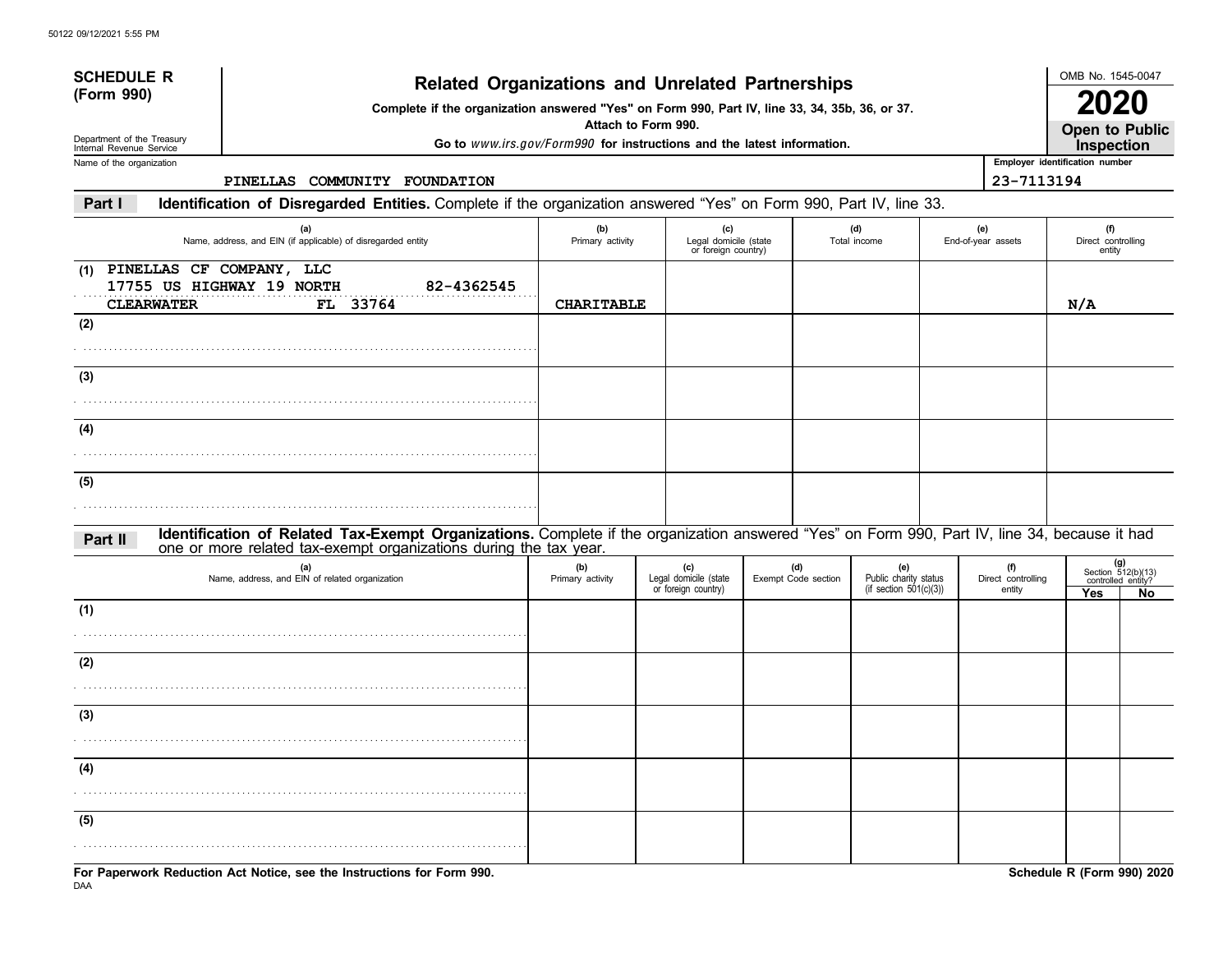**SCHEDULE R (Form 990)**

Department of the Treasury
Internal Revenue Service

# Related Organizations and Unrelated Partnerships

**Complete if the organization answered "Yes" on Form 990, Part IV, line 33, 34, 35b, 36, or 37.**
**Attach to Form 990.**
**Go to *www.irs.gov/Form990* for instructions and the latest information.**

OMB No. 1545-0047
**2020**
**Open to Public Inspection**

Name of the organization: PINELLAS COMMUNITY FOUNDATION

Employer identification number: 23-7113194

## Part I — Identification of Disregarded Entities. Complete if the organization answered "Yes" on Form 990, Part IV, line 33.

| | (a) Name, address, and EIN (if applicable) of disregarded entity | (b) Primary activity | (c) Legal domicile (state or foreign country) | (d) Total income | (e) End-of-year assets | (f) Direct controlling entity |
|---|---|---|---|---|---|---|
| (1) | PINELLAS CF COMPANY, LLC<br>17755 US HIGHWAY 19 NORTH 82-4362545<br>CLEARWATER FL 33764 | CHARITABLE | | | | N/A |
| (2) | | | | | | |
| (3) | | | | | | |
| (4) | | | | | | |
| (5) | | | | | | |

## Part II — Identification of Related Tax-Exempt Organizations. Complete if the organization answered "Yes" on Form 990, Part IV, line 34, because it had one or more related tax-exempt organizations during the tax year.

| | (a) Name, address, and EIN of related organization | (b) Primary activity | (c) Legal domicile (state or foreign country) | (d) Exempt Code section | (e) Public charity status (if section 501(c)(3)) | (f) Direct controlling entity | (g) Section 512(b)(13) controlled entity? Yes | No |
|---|---|---|---|---|---|---|---|---|
| (1) | | | | | | | | |
| (2) | | | | | | | | |
| (3) | | | | | | | | |
| (4) | | | | | | | | |
| (5) | | | | | | | | |

**For Paperwork Reduction Act Notice, see the Instructions for Form 990.**

DAA

**Schedule R (Form 990) 2020**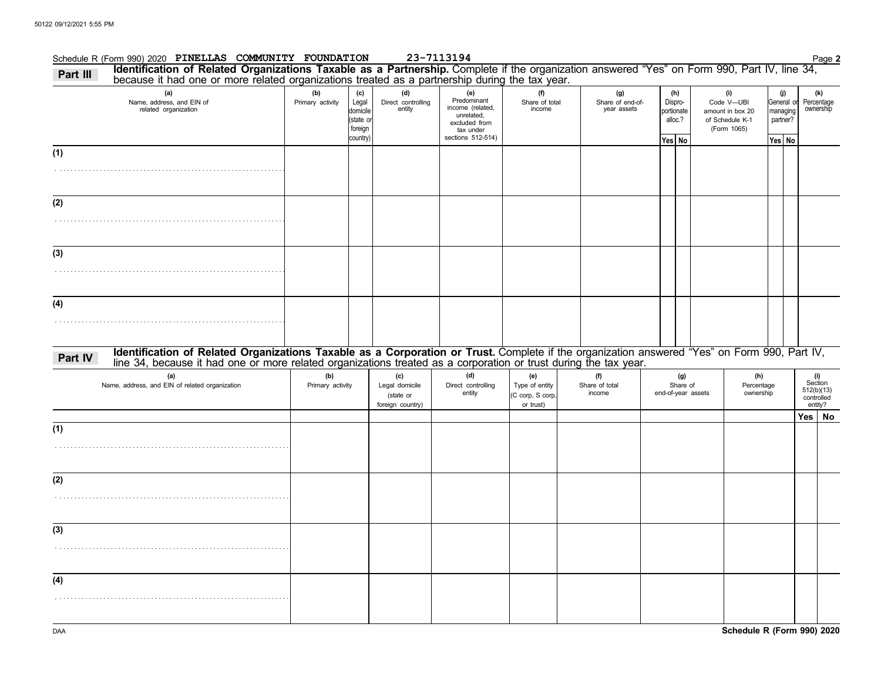Schedule R (Form 990) 2020 **PINELLAS COMMUNITY FOUNDATION** **23-7113194**

**Part III** **Identification of Related Organizations Taxable as a Partnership.** Complete if the organization answered "Yes" on Form 990, Part IV, line 34, because it had one or more related organizations treated as a partnership during the tax year.

| (a) Name, address, and EIN of related organization | (b) Primary activity | (c) Legal domicile (state or foreign country) | (d) Direct controlling entity | (e) Predominant income (related, unrelated, excluded from tax under sections 512-514) | (f) Share of total income | (g) Share of end-of-year assets | (h) Dispro-portionate alloc.? Yes | (h) No | (i) Code V—UBI amount in box 20 of Schedule K-1 (Form 1065) | (j) General or managing partner? Yes | (j) No | (k) Percentage ownership |
|---|---|---|---|---|---|---|---|---|---|---|---|---|
| (1) | | | | | | | | | | | | |
| (2) | | | | | | | | | | | | |
| (3) | | | | | | | | | | | | |
| (4) | | | | | | | | | | | | |

**Part IV** **Identification of Related Organizations Taxable as a Corporation or Trust.** Complete if the organization answered "Yes" on Form 990, Part IV, line 34, because it had one or more related organizations treated as a corporation or trust during the tax year.

| (a) Name, address, and EIN of related organization | (b) Primary activity | (c) Legal domicile (state or foreign country) | (d) Direct controlling entity | (e) Type of entity (C corp, S corp, or trust) | (f) Share of total income | (g) Share of end-of-year assets | (h) Percentage ownership | (i) Section 512(b)(13) controlled entity? Yes | (i) No |
|---|---|---|---|---|---|---|---|---|---|
| (1) | | | | | | | | | |
| (2) | | | | | | | | | |
| (3) | | | | | | | | | |
| (4) | | | | | | | | | |

**Schedule R (Form 990) 2020**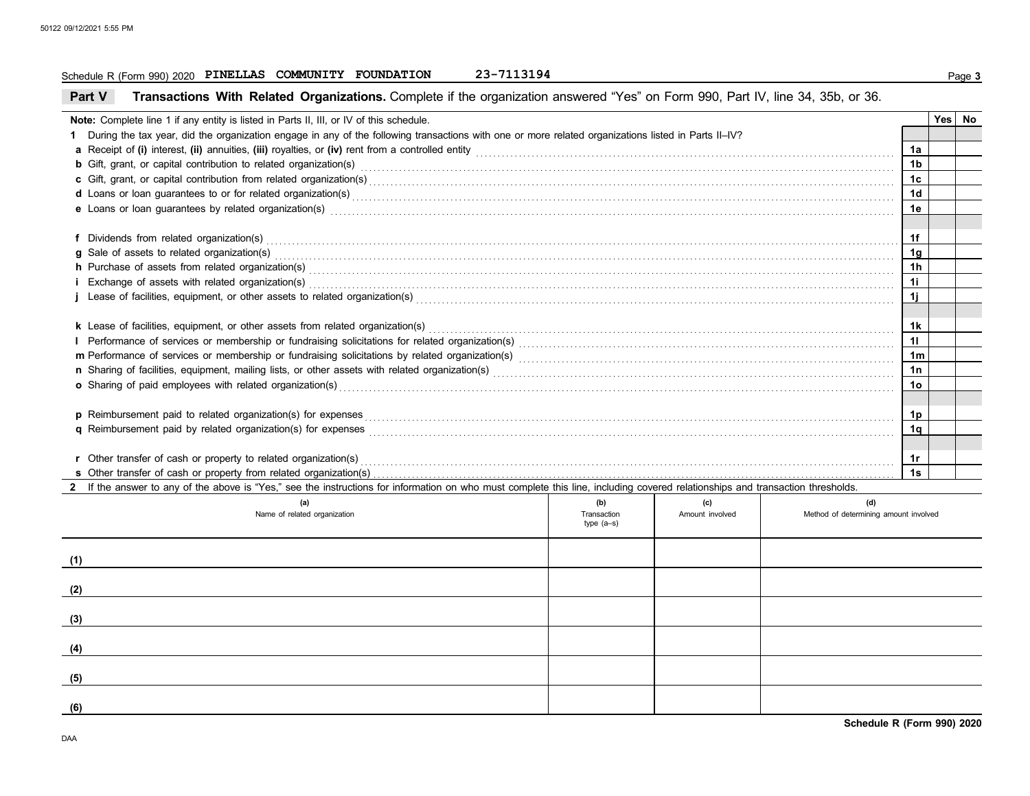Schedule R (Form 990) 2020 **PINELLAS COMMUNITY FOUNDATION** 23-7113194

## Part V Transactions With Related Organizations.

Complete if the organization answered "Yes" on Form 990, Part IV, line 34, 35b, or 36.

**Note:** Complete line 1 if any entity is listed in Parts II, III, or IV of this schedule.

| | | Yes | No |
|---|---|---|---|
| **1** During the tax year, did the organization engage in any of the following transactions with one or more related organizations listed in Parts II–IV? | | | |
| **a** Receipt of **(i)** interest, **(ii)** annuities, **(iii)** royalties, or **(iv)** rent from a controlled entity | 1a | | |
| **b** Gift, grant, or capital contribution to related organization(s) | 1b | | |
| **c** Gift, grant, or capital contribution from related organization(s) | 1c | | |
| **d** Loans or loan guarantees to or for related organization(s) | 1d | | |
| **e** Loans or loan guarantees by related organization(s) | 1e | | |
| **f** Dividends from related organization(s) | 1f | | |
| **g** Sale of assets to related organization(s) | 1g | | |
| **h** Purchase of assets from related organization(s) | 1h | | |
| **i** Exchange of assets with related organization(s) | 1i | | |
| **j** Lease of facilities, equipment, or other assets to related organization(s) | 1j | | |
| **k** Lease of facilities, equipment, or other assets from related organization(s) | 1k | | |
| **l** Performance of services or membership or fundraising solicitations for related organization(s) | 1l | | |
| **m** Performance of services or membership or fundraising solicitations by related organization(s) | 1m | | |
| **n** Sharing of facilities, equipment, mailing lists, or other assets with related organization(s) | 1n | | |
| **o** Sharing of paid employees with related organization(s) | 1o | | |
| **p** Reimbursement paid to related organization(s) for expenses | 1p | | |
| **q** Reimbursement paid by related organization(s) for expenses | 1q | | |
| **r** Other transfer of cash or property to related organization(s) | 1r | | |
| **s** Other transfer of cash or property from related organization(s) | 1s | | |

**2** If the answer to any of the above is "Yes," see the instructions for information on who must complete this line, including covered relationships and transaction thresholds.

| | (a) Name of related organization | (b) Transaction type (a–s) | (c) Amount involved | (d) Method of determining amount involved |
|---|---|---|---|---|
| (1) | | | | |
| (2) | | | | |
| (3) | | | | |
| (4) | | | | |
| (5) | | | | |
| (6) | | | | |

**Schedule R (Form 990) 2020**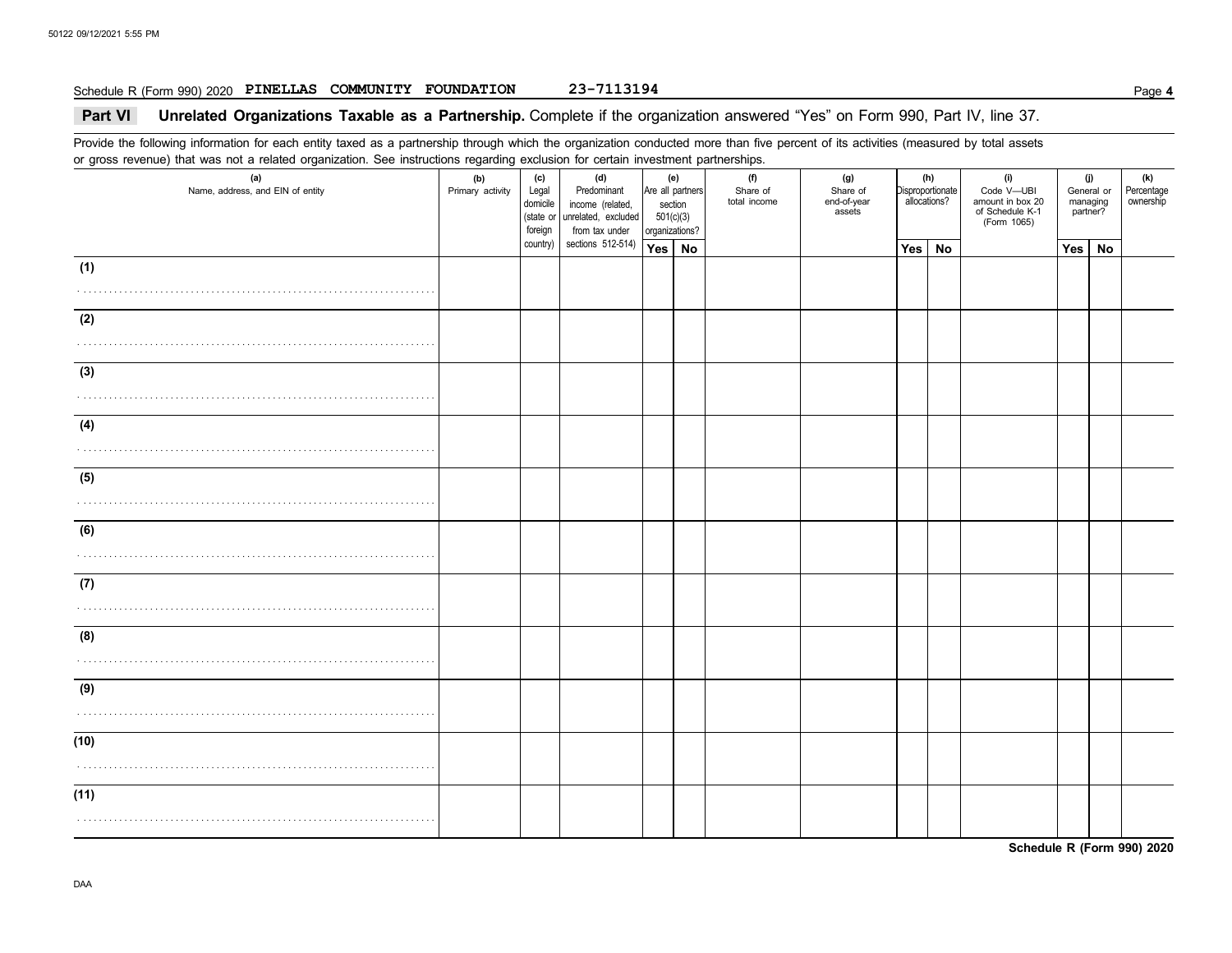Schedule R (Form 990) 2020 **PINELLAS COMMUNITY FOUNDATION** 23-7113194

## Part VI Unrelated Organizations Taxable as a Partnership. Complete if the organization answered "Yes" on Form 990, Part IV, line 37.

Provide the following information for each entity taxed as a partnership through which the organization conducted more than five percent of its activities (measured by total assets or gross revenue) that was not a related organization. See instructions regarding exclusion for certain investment partnerships.

| (a) Name, address, and EIN of entity | (b) Primary activity | (c) Legal domicile (state or foreign country) | (d) Predominant income (related, unrelated, excluded from tax under sections 512-514) | (e) Are all partners section 501(c)(3) organizations? | | (f) Share of total income | (g) Share of end-of-year assets | (h) Disproportionate allocations? | | (i) Code V—UBI amount in box 20 of Schedule K-1 (Form 1065) | (j) General or managing partner? | | (k) Percentage ownership |
|---|---|---|---|---|---|---|---|---|---|---|---|---|---|
| | | | | Yes | No | | | Yes | No | | Yes | No | |
| (1) | | | | | | | | | | | | | |
| (2) | | | | | | | | | | | | | |
| (3) | | | | | | | | | | | | | |
| (4) | | | | | | | | | | | | | |
| (5) | | | | | | | | | | | | | |
| (6) | | | | | | | | | | | | | |
| (7) | | | | | | | | | | | | | |
| (8) | | | | | | | | | | | | | |
| (9) | | | | | | | | | | | | | |
| (10) | | | | | | | | | | | | | |
| (11) | | | | | | | | | | | | | |

**Schedule R (Form 990) 2020**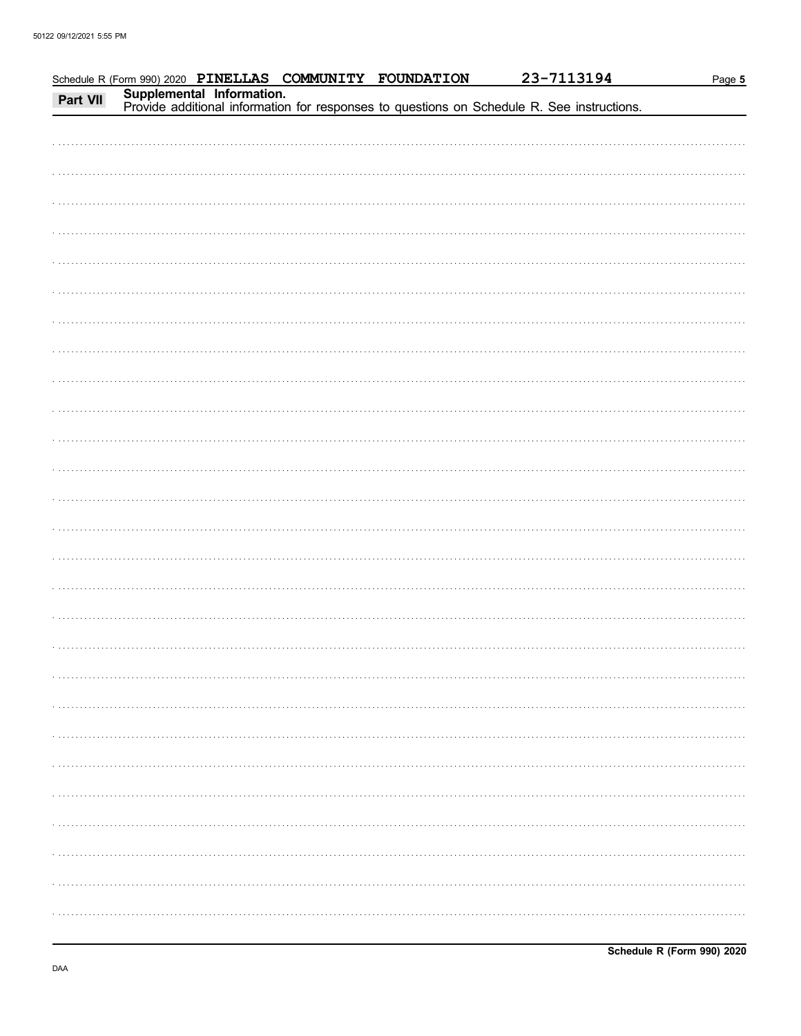Schedule R (Form 990) 2020 **PINELLAS COMMUNITY FOUNDATION** 23-7113194

**Part VII** **Supplemental Information.**
Provide additional information for responses to questions on Schedule R. See instructions.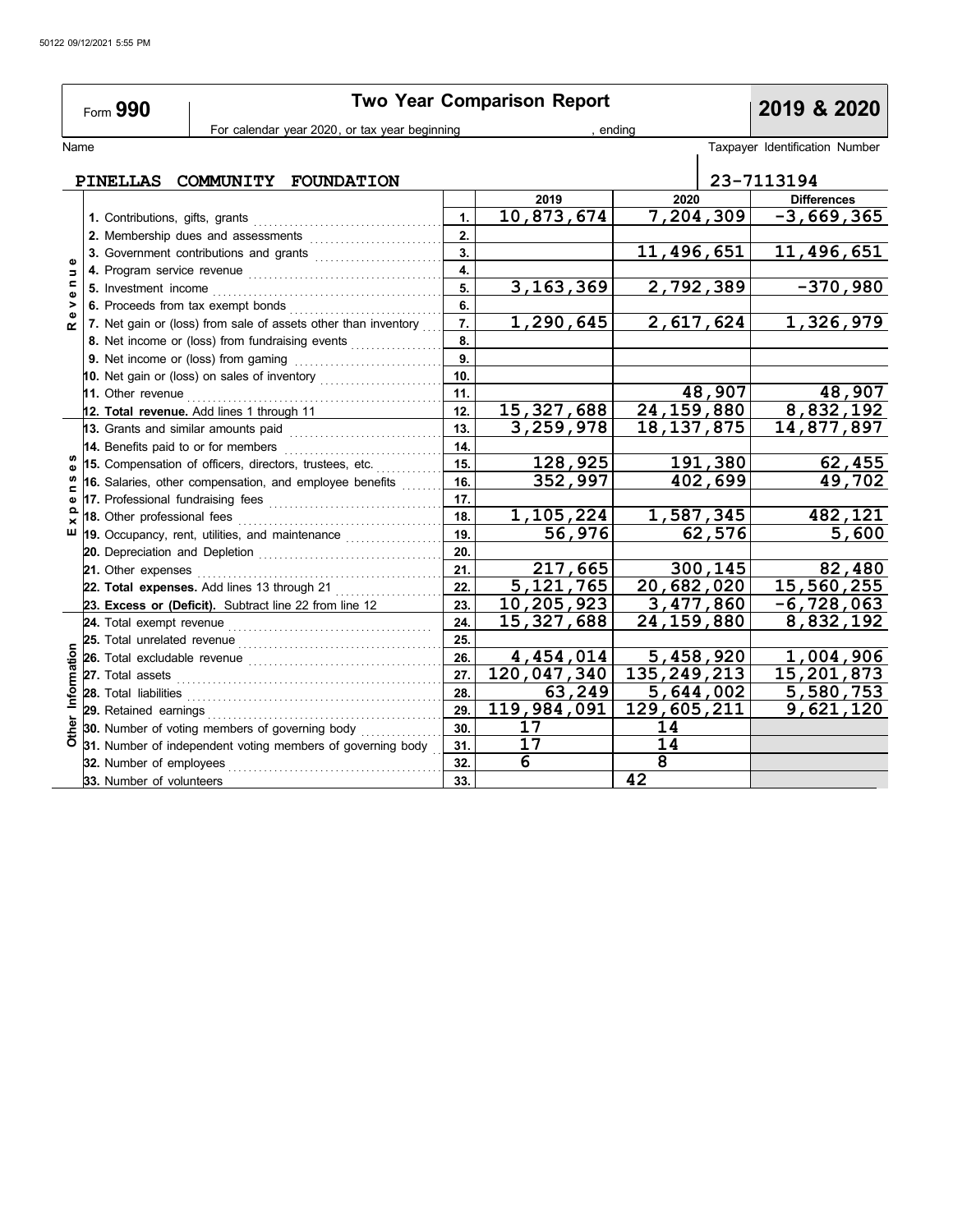Form **990** — **Two Year Comparison Report** — **2019 & 2020**

For calendar year 2020, or tax year beginning , ending

Name: **PINELLAS COMMUNITY FOUNDATION**

Taxpayer Identification Number: **23-7113194**

| Section | Line | | 2019 | 2020 | Differences |
|---|---|---|---|---|---|
| Revenue | 1. Contributions, gifts, grants | 1. | 10,873,674 | 7,204,309 | -3,669,365 |
| | 2. Membership dues and assessments | 2. | | | |
| | 3. Government contributions and grants | 3. | | 11,496,651 | 11,496,651 |
| | 4. Program service revenue | 4. | | | |
| | 5. Investment income | 5. | 3,163,369 | 2,792,389 | -370,980 |
| | 6. Proceeds from tax exempt bonds | 6. | | | |
| | 7. Net gain or (loss) from sale of assets other than inventory | 7. | 1,290,645 | 2,617,624 | 1,326,979 |
| | 8. Net income or (loss) from fundraising events | 8. | | | |
| | 9. Net income or (loss) from gaming | 9. | | | |
| | 10. Net gain or (loss) on sales of inventory | 10. | | | |
| | 11. Other revenue | 11. | | 48,907 | 48,907 |
| | **12. Total revenue.** Add lines 1 through 11 | 12. | 15,327,688 | 24,159,880 | 8,832,192 |
| Expenses | 13. Grants and similar amounts paid | 13. | 3,259,978 | 18,137,875 | 14,877,897 |
| | 14. Benefits paid to or for members | 14. | | | |
| | 15. Compensation of officers, directors, trustees, etc. | 15. | 128,925 | 191,380 | 62,455 |
| | 16. Salaries, other compensation, and employee benefits | 16. | 352,997 | 402,699 | 49,702 |
| | 17. Professional fundraising fees | 17. | | | |
| | 18. Other professional fees | 18. | 1,105,224 | 1,587,345 | 482,121 |
| | 19. Occupancy, rent, utilities, and maintenance | 19. | 56,976 | 62,576 | 5,600 |
| | 20. Depreciation and Depletion | 20. | | | |
| | 21. Other expenses | 21. | 217,665 | 300,145 | 82,480 |
| | **22. Total expenses.** Add lines 13 through 21 | 22. | 5,121,765 | 20,682,020 | 15,560,255 |
| | **23. Excess or (Deficit).** Subtract line 22 from line 12 | 23. | 10,205,923 | 3,477,860 | -6,728,063 |
| Other Information | 24. Total exempt revenue | 24. | 15,327,688 | 24,159,880 | 8,832,192 |
| | 25. Total unrelated revenue | 25. | | | |
| | 26. Total excludable revenue | 26. | 4,454,014 | 5,458,920 | 1,004,906 |
| | 27. Total assets | 27. | 120,047,340 | 135,249,213 | 15,201,873 |
| | 28. Total liabilities | 28. | 63,249 | 5,644,002 | 5,580,753 |
| | 29. Retained earnings | 29. | 119,984,091 | 129,605,211 | 9,621,120 |
| | 30. Number of voting members of governing body | 30. | 17 | 14 | |
| | 31. Number of independent voting members of governing body | 31. | 17 | 14 | |
| | 32. Number of employees | 32. | 6 | 8 | |
| | 33. Number of volunteers | 33. | | 42 | |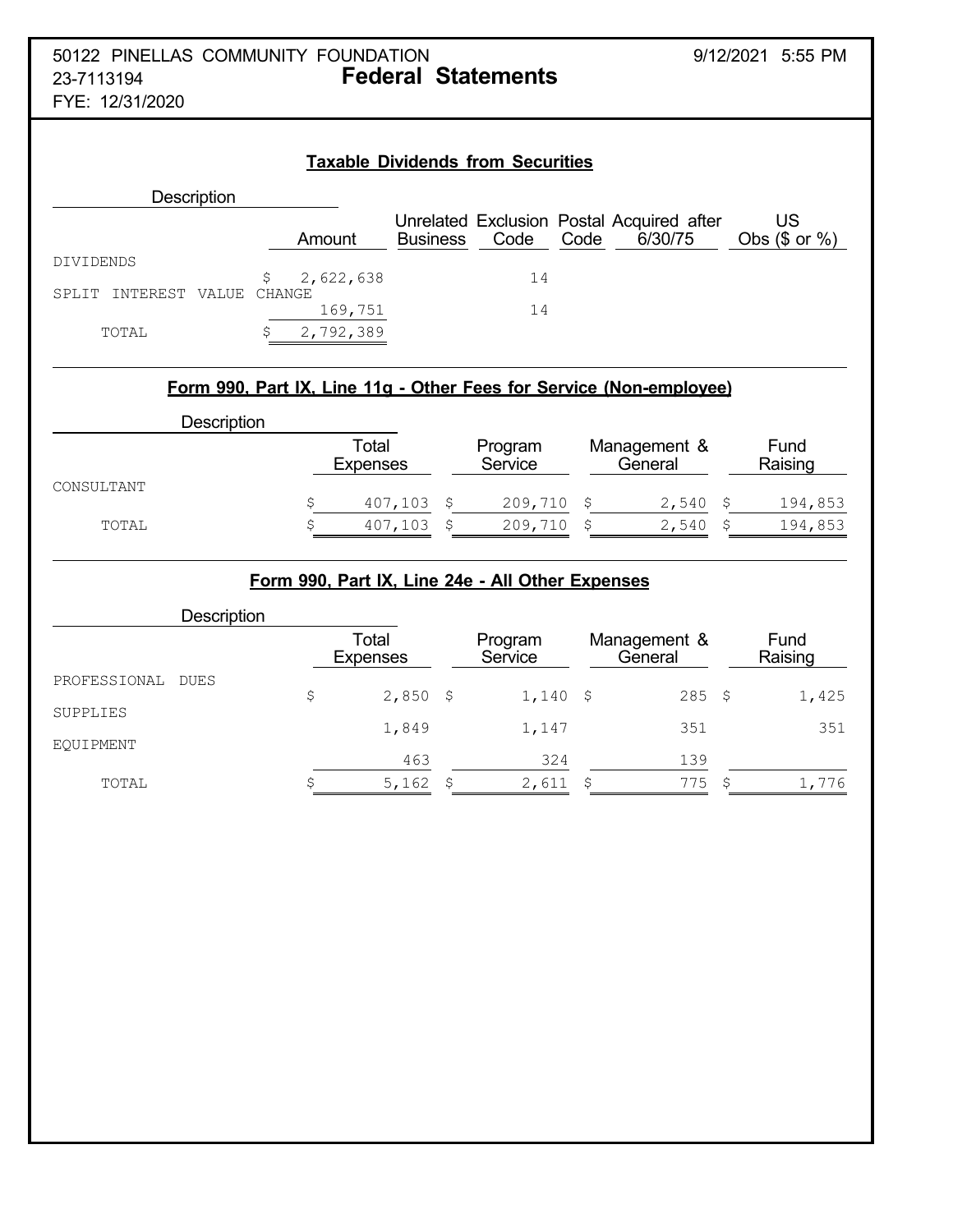50122 PINELLAS COMMUNITY FOUNDATION
23-7113194
FYE: 12/31/2020

# Federal Statements

9/12/2021 5:55 PM

## Taxable Dividends from Securities

| Description | Amount | Unrelated Business | Exclusion Code | Postal Code | Acquired after 6/30/75 | US Obs ($ or %) |
|---|---|---|---|---|---|---|
| DIVIDENDS | $ 2,622,638 | | 14 | | | |
| SPLIT INTEREST VALUE CHANGE | 169,751 | | 14 | | | |
| TOTAL | $ 2,792,389 | | | | | |

## Form 990, Part IX, Line 11g - Other Fees for Service (Non-employee)

| Description | Total Expenses | Program Service | Management & General | Fund Raising |
|---|---|---|---|---|
| CONSULTANT | $ 407,103 | $ 209,710 | $ 2,540 | $ 194,853 |
| TOTAL | $ 407,103 | $ 209,710 | $ 2,540 | $ 194,853 |

## Form 990, Part IX, Line 24e - All Other Expenses

| Description | Total Expenses | Program Service | Management & General | Fund Raising |
|---|---|---|---|---|
| PROFESSIONAL DUES | $ 2,850 | $ 1,140 | $ 285 | $ 1,425 |
| SUPPLIES | 1,849 | 1,147 | 351 | 351 |
| EQUIPMENT | 463 | 324 | 139 | |
| TOTAL | $ 5,162 | $ 2,611 | $ 775 | $ 1,776 |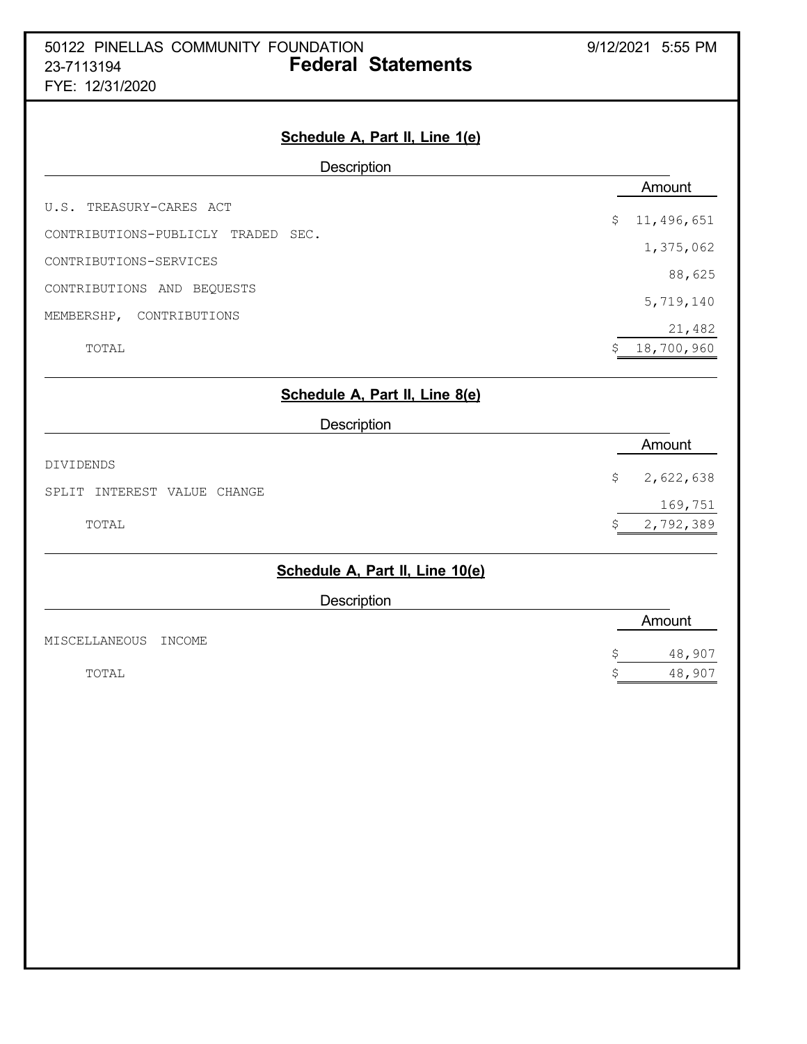50122 PINELLAS COMMUNITY FOUNDATION
23-7113194
FYE: 12/31/2020

9/12/2021 5:55 PM

# Federal Statements

## Schedule A, Part II, Line 1(e)

| Description | Amount |
|---|---|
| U.S. TREASURY-CARES ACT | $ 11,496,651 |
| CONTRIBUTIONS-PUBLICLY TRADED SEC. | 1,375,062 |
| CONTRIBUTIONS-SERVICES | 88,625 |
| CONTRIBUTIONS AND BEQUESTS | 5,719,140 |
| MEMBERSHP, CONTRIBUTIONS | 21,482 |
| TOTAL | $ 18,700,960 |

## Schedule A, Part II, Line 8(e)

| Description | Amount |
|---|---|
| DIVIDENDS | $ 2,622,638 |
| SPLIT INTEREST VALUE CHANGE | 169,751 |
| TOTAL | $ 2,792,389 |

## Schedule A, Part II, Line 10(e)

| Description | Amount |
|---|---|
| MISCELLANEOUS INCOME | $ 48,907 |
| TOTAL | $ 48,907 |